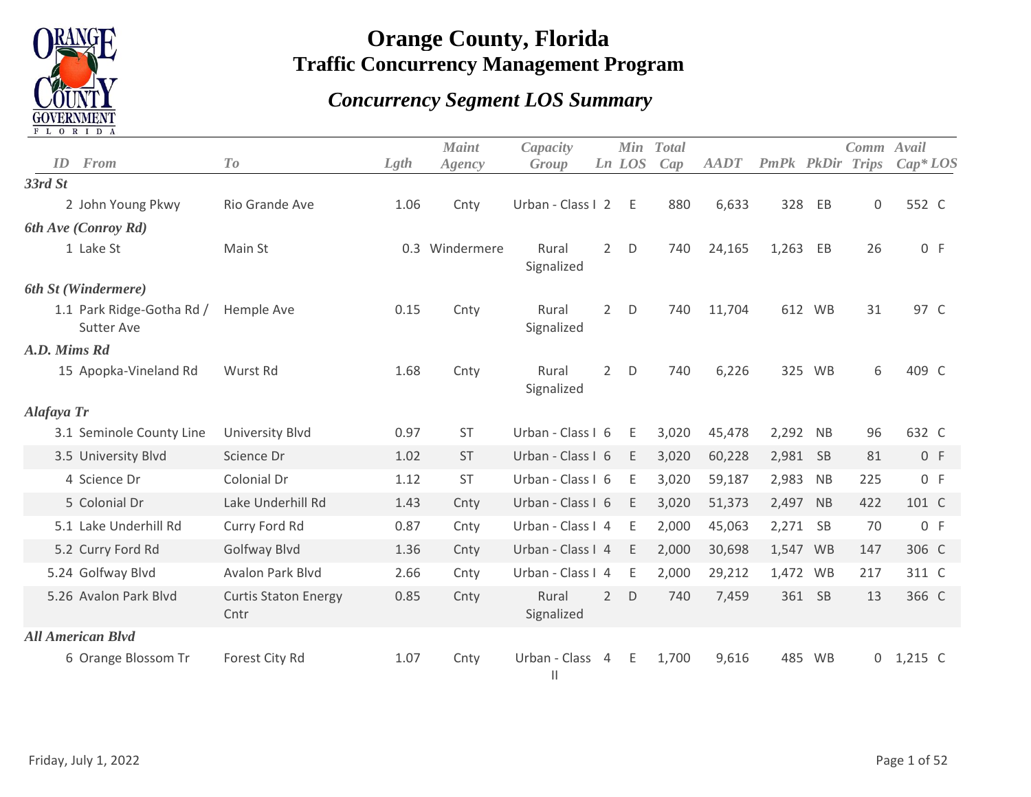# Orange County, Florida

## Traffic Concurrency Management Program

### *Concurrency Segment LOS Summary*

| ID | From | To | Lgth | Maint Agency | Capacity Group | Ln | Min LOS | Total Cap | AADT | PmPk | PkDir | Comm Trips | Avail Cap* | LOS |
|---|---|---|---|---|---|---|---|---|---|---|---|---|---|---|
| ***33rd St*** | | | | | | | | | | | | | | |
| 2 | John Young Pkwy | Rio Grande Ave | 1.06 | Cnty | Urban - Class I | 2 | E | 880 | 6,633 | 328 | EB | 0 | 552 | C |
| ***6th Ave (Conroy Rd)*** | | | | | | | | | | | | | | |
| 1 | Lake St | Main St | 0.3 | Windermere | Rural Signalized | 2 | D | 740 | 24,165 | 1,263 | EB | 26 | 0 | F |
| ***6th St (Windermere)*** | | | | | | | | | | | | | | |
| 1.1 | Park Ridge-Gotha Rd / Sutter Ave | Hemple Ave | 0.15 | Cnty | Rural Signalized | 2 | D | 740 | 11,704 | 612 | WB | 31 | 97 | C |
| ***A.D. Mims Rd*** | | | | | | | | | | | | | | |
| 15 | Apopka-Vineland Rd | Wurst Rd | 1.68 | Cnty | Rural Signalized | 2 | D | 740 | 6,226 | 325 | WB | 6 | 409 | C |
| ***Alafaya Tr*** | | | | | | | | | | | | | | |
| 3.1 | Seminole County Line | University Blvd | 0.97 | ST | Urban - Class I | 6 | E | 3,020 | 45,478 | 2,292 | NB | 96 | 632 | C |
| 3.5 | University Blvd | Science Dr | 1.02 | ST | Urban - Class I | 6 | E | 3,020 | 60,228 | 2,981 | SB | 81 | 0 | F |
| 4 | Science Dr | Colonial Dr | 1.12 | ST | Urban - Class I | 6 | E | 3,020 | 59,187 | 2,983 | NB | 225 | 0 | F |
| 5 | Colonial Dr | Lake Underhill Rd | 1.43 | Cnty | Urban - Class I | 6 | E | 3,020 | 51,373 | 2,497 | NB | 422 | 101 | C |
| 5.1 | Lake Underhill Rd | Curry Ford Rd | 0.87 | Cnty | Urban - Class I | 4 | E | 2,000 | 45,063 | 2,271 | SB | 70 | 0 | F |
| 5.2 | Curry Ford Rd | Golfway Blvd | 1.36 | Cnty | Urban - Class I | 4 | E | 2,000 | 30,698 | 1,547 | WB | 147 | 306 | C |
| 5.24 | Golfway Blvd | Avalon Park Blvd | 2.66 | Cnty | Urban - Class I | 4 | E | 2,000 | 29,212 | 1,472 | WB | 217 | 311 | C |
| 5.26 | Avalon Park Blvd | Curtis Staton Energy Cntr | 0.85 | Cnty | Rural Signalized | 2 | D | 740 | 7,459 | 361 | SB | 13 | 366 | C |
| ***All American Blvd*** | | | | | | | | | | | | | | |
| 6 | Orange Blossom Tr | Forest City Rd | 1.07 | Cnty | Urban - Class II | 4 | E | 1,700 | 9,616 | 485 | WB | 0 | 1,215 | C |

Friday, July 1, 2022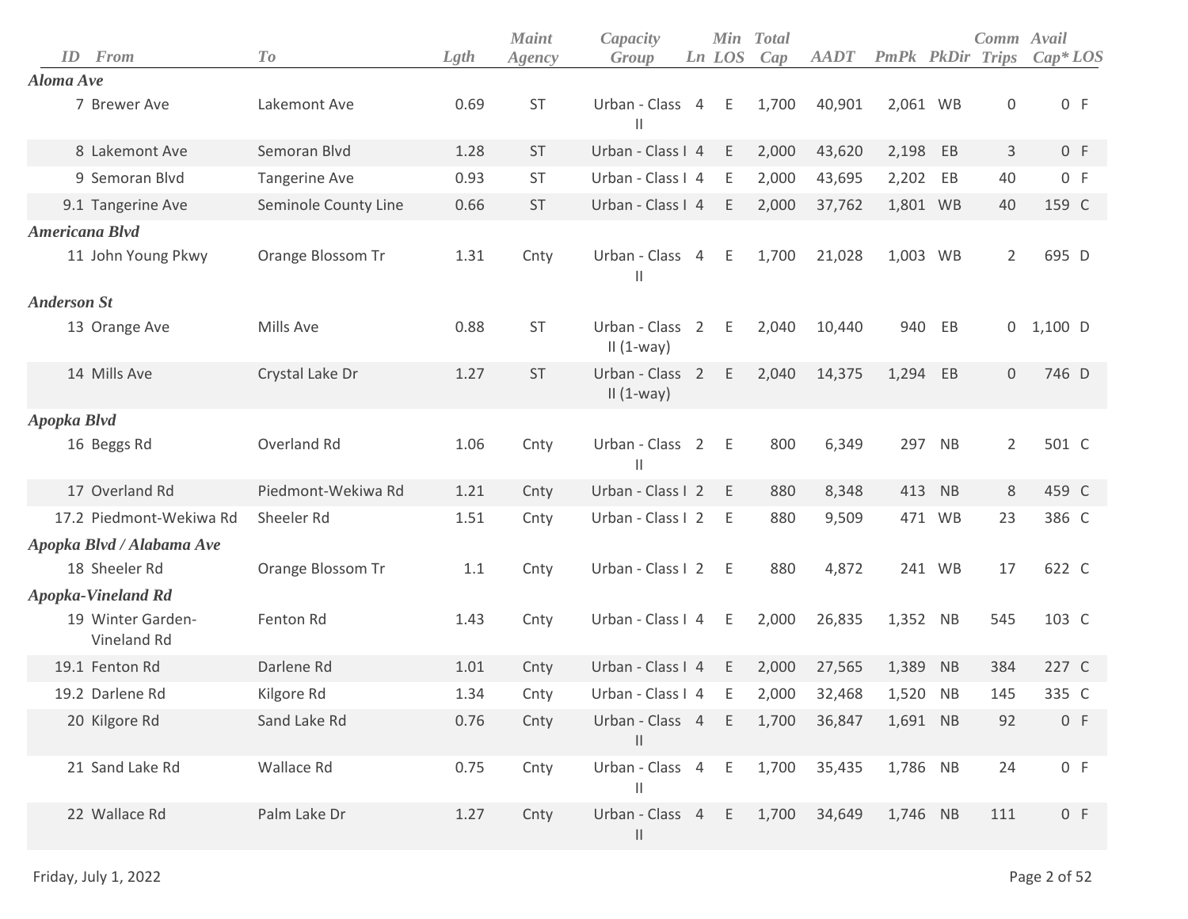| ID | From | To | Lgth | Maint Agency | Capacity Group | Ln | Min LOS | Total Cap | AADT | PmPk | PkDir | Comm Trips | Avail Cap* | LOS |
|---|---|---|---|---|---|---|---|---|---|---|---|---|---|---|
| ***Aloma Ave*** | | | | | | | | | | | | | | |
| 7 | Brewer Ave | Lakemont Ave | 0.69 | ST | Urban - Class II | 4 | E | 1,700 | 40,901 | 2,061 | WB | 0 | 0 | F |
| 8 | Lakemont Ave | Semoran Blvd | 1.28 | ST | Urban - Class I | 4 | E | 2,000 | 43,620 | 2,198 | EB | 3 | 0 | F |
| 9 | Semoran Blvd | Tangerine Ave | 0.93 | ST | Urban - Class I | 4 | E | 2,000 | 43,695 | 2,202 | EB | 40 | 0 | F |
| 9.1 | Tangerine Ave | Seminole County Line | 0.66 | ST | Urban - Class I | 4 | E | 2,000 | 37,762 | 1,801 | WB | 40 | 159 | C |
| ***Americana Blvd*** | | | | | | | | | | | | | | |
| 11 | John Young Pkwy | Orange Blossom Tr | 1.31 | Cnty | Urban - Class II | 4 | E | 1,700 | 21,028 | 1,003 | WB | 2 | 695 | D |
| ***Anderson St*** | | | | | | | | | | | | | | |
| 13 | Orange Ave | Mills Ave | 0.88 | ST | Urban - Class II (1-way) | 2 | E | 2,040 | 10,440 | 940 | EB | 0 | 1,100 | D |
| 14 | Mills Ave | Crystal Lake Dr | 1.27 | ST | Urban - Class II (1-way) | 2 | E | 2,040 | 14,375 | 1,294 | EB | 0 | 746 | D |
| ***Apopka Blvd*** | | | | | | | | | | | | | | |
| 16 | Beggs Rd | Overland Rd | 1.06 | Cnty | Urban - Class II | 2 | E | 800 | 6,349 | 297 | NB | 2 | 501 | C |
| 17 | Overland Rd | Piedmont-Wekiwa Rd | 1.21 | Cnty | Urban - Class I | 2 | E | 880 | 8,348 | 413 | NB | 8 | 459 | C |
| 17.2 | Piedmont-Wekiwa Rd | Sheeler Rd | 1.51 | Cnty | Urban - Class I | 2 | E | 880 | 9,509 | 471 | WB | 23 | 386 | C |
| ***Apopka Blvd / Alabama Ave*** | | | | | | | | | | | | | | |
| 18 | Sheeler Rd | Orange Blossom Tr | 1.1 | Cnty | Urban - Class I | 2 | E | 880 | 4,872 | 241 | WB | 17 | 622 | C |
| ***Apopka-Vineland Rd*** | | | | | | | | | | | | | | |
| 19 | Winter Garden-Vineland Rd | Fenton Rd | 1.43 | Cnty | Urban - Class I | 4 | E | 2,000 | 26,835 | 1,352 | NB | 545 | 103 | C |
| 19.1 | Fenton Rd | Darlene Rd | 1.01 | Cnty | Urban - Class I | 4 | E | 2,000 | 27,565 | 1,389 | NB | 384 | 227 | C |
| 19.2 | Darlene Rd | Kilgore Rd | 1.34 | Cnty | Urban - Class I | 4 | E | 2,000 | 32,468 | 1,520 | NB | 145 | 335 | C |
| 20 | Kilgore Rd | Sand Lake Rd | 0.76 | Cnty | Urban - Class II | 4 | E | 1,700 | 36,847 | 1,691 | NB | 92 | 0 | F |
| 21 | Sand Lake Rd | Wallace Rd | 0.75 | Cnty | Urban - Class II | 4 | E | 1,700 | 35,435 | 1,786 | NB | 24 | 0 | F |
| 22 | Wallace Rd | Palm Lake Dr | 1.27 | Cnty | Urban - Class II | 4 | E | 1,700 | 34,649 | 1,746 | NB | 111 | 0 | F |

Friday, July 1, 2022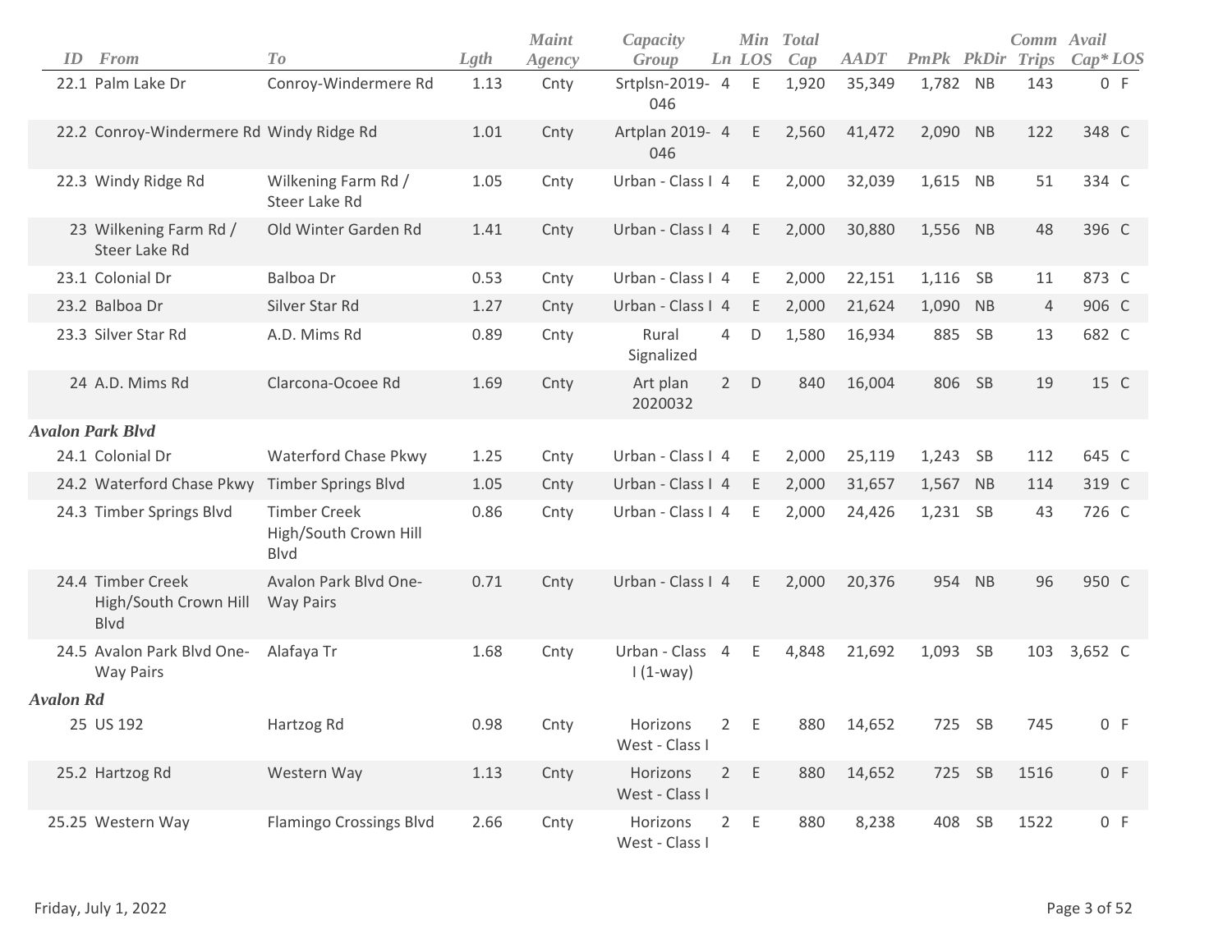| ID | From | To | Lgth | Maint Agency | Capacity Group | Ln | Min LOS | Total Cap | AADT | PmPk | PkDir | Comm Trips | Avail Cap* | LOS |
|---|---|---|---|---|---|---|---|---|---|---|---|---|---|---|
| 22.1 | Palm Lake Dr | Conroy-Windermere Rd | 1.13 | Cnty | Srtplsn-2019-046 | 4 | E | 1,920 | 35,349 | 1,782 | NB | 143 | 0 | F |
| 22.2 | Conroy-Windermere Rd | Windy Ridge Rd | 1.01 | Cnty | Artplan 2019-046 | 4 | E | 2,560 | 41,472 | 2,090 | NB | 122 | 348 | C |
| 22.3 | Windy Ridge Rd | Wilkening Farm Rd / Steer Lake Rd | 1.05 | Cnty | Urban - Class I | 4 | E | 2,000 | 32,039 | 1,615 | NB | 51 | 334 | C |
| 23 | Wilkening Farm Rd / Steer Lake Rd | Old Winter Garden Rd | 1.41 | Cnty | Urban - Class I | 4 | E | 2,000 | 30,880 | 1,556 | NB | 48 | 396 | C |
| 23.1 | Colonial Dr | Balboa Dr | 0.53 | Cnty | Urban - Class I | 4 | E | 2,000 | 22,151 | 1,116 | SB | 11 | 873 | C |
| 23.2 | Balboa Dr | Silver Star Rd | 1.27 | Cnty | Urban - Class I | 4 | E | 2,000 | 21,624 | 1,090 | NB | 4 | 906 | C |
| 23.3 | Silver Star Rd | A.D. Mims Rd | 0.89 | Cnty | Rural Signalized | 4 | D | 1,580 | 16,934 | 885 | SB | 13 | 682 | C |
| 24 | A.D. Mims Rd | Clarcona-Ocoee Rd | 1.69 | Cnty | Art plan 2020032 | 2 | D | 840 | 16,004 | 806 | SB | 19 | 15 | C |
| ***Avalon Park Blvd*** | | | | | | | | | | | | | | |
| 24.1 | Colonial Dr | Waterford Chase Pkwy | 1.25 | Cnty | Urban - Class I | 4 | E | 2,000 | 25,119 | 1,243 | SB | 112 | 645 | C |
| 24.2 | Waterford Chase Pkwy | Timber Springs Blvd | 1.05 | Cnty | Urban - Class I | 4 | E | 2,000 | 31,657 | 1,567 | NB | 114 | 319 | C |
| 24.3 | Timber Springs Blvd | Timber Creek High/South Crown Hill Blvd | 0.86 | Cnty | Urban - Class I | 4 | E | 2,000 | 24,426 | 1,231 | SB | 43 | 726 | C |
| 24.4 | Timber Creek High/South Crown Hill Blvd | Avalon Park Blvd One-Way Pairs | 0.71 | Cnty | Urban - Class I | 4 | E | 2,000 | 20,376 | 954 | NB | 96 | 950 | C |
| 24.5 | Avalon Park Blvd One-Way Pairs | Alafaya Tr | 1.68 | Cnty | Urban - Class I (1-way) | 4 | E | 4,848 | 21,692 | 1,093 | SB | 103 | 3,652 | C |
| ***Avalon Rd*** | | | | | | | | | | | | | | |
| 25 | US 192 | Hartzog Rd | 0.98 | Cnty | Horizons West - Class I | 2 | E | 880 | 14,652 | 725 | SB | 745 | 0 | F |
| 25.2 | Hartzog Rd | Western Way | 1.13 | Cnty | Horizons West - Class I | 2 | E | 880 | 14,652 | 725 | SB | 1516 | 0 | F |
| 25.25 | Western Way | Flamingo Crossings Blvd | 2.66 | Cnty | Horizons West - Class I | 2 | E | 880 | 8,238 | 408 | SB | 1522 | 0 | F |

Friday, July 1, 2022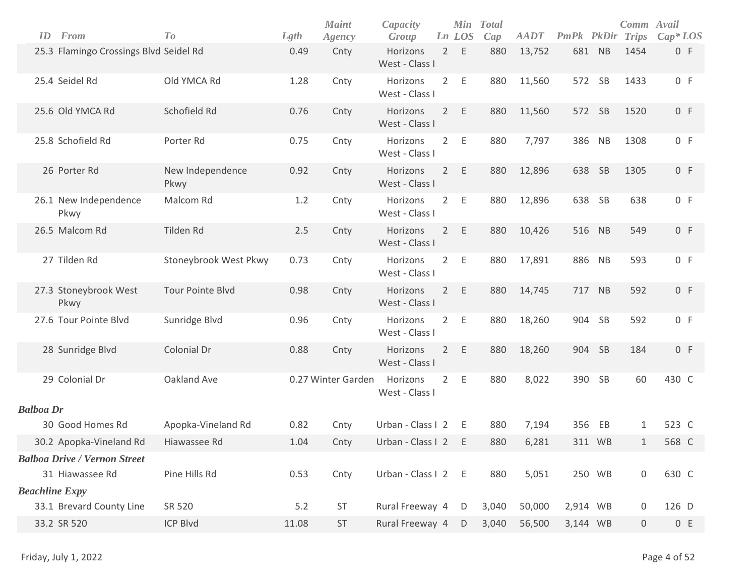| ID | From | To | Lgth | Maint Agency | Capacity Group | Ln | Min LOS | Total Cap | AADT | PmPk | PkDir | Comm Trips | Avail Cap* | LOS |
|---|---|---|---|---|---|---|---|---|---|---|---|---|---|---|
| 25.3 | Flamingo Crossings Blvd | Seidel Rd | 0.49 | Cnty | Horizons West - Class I | 2 | E | 880 | 13,752 | 681 | NB | 1454 | 0 | F |
| 25.4 | Seidel Rd | Old YMCA Rd | 1.28 | Cnty | Horizons West - Class I | 2 | E | 880 | 11,560 | 572 | SB | 1433 | 0 | F |
| 25.6 | Old YMCA Rd | Schofield Rd | 0.76 | Cnty | Horizons West - Class I | 2 | E | 880 | 11,560 | 572 | SB | 1520 | 0 | F |
| 25.8 | Schofield Rd | Porter Rd | 0.75 | Cnty | Horizons West - Class I | 2 | E | 880 | 7,797 | 386 | NB | 1308 | 0 | F |
| 26 | Porter Rd | New Independence Pkwy | 0.92 | Cnty | Horizons West - Class I | 2 | E | 880 | 12,896 | 638 | SB | 1305 | 0 | F |
| 26.1 | New Independence Pkwy | Malcom Rd | 1.2 | Cnty | Horizons West - Class I | 2 | E | 880 | 12,896 | 638 | SB | 638 | 0 | F |
| 26.5 | Malcom Rd | Tilden Rd | 2.5 | Cnty | Horizons West - Class I | 2 | E | 880 | 10,426 | 516 | NB | 549 | 0 | F |
| 27 | Tilden Rd | Stoneybrook West Pkwy | 0.73 | Cnty | Horizons West - Class I | 2 | E | 880 | 17,891 | 886 | NB | 593 | 0 | F |
| 27.3 | Stoneybrook West Pkwy | Tour Pointe Blvd | 0.98 | Cnty | Horizons West - Class I | 2 | E | 880 | 14,745 | 717 | NB | 592 | 0 | F |
| 27.6 | Tour Pointe Blvd | Sunridge Blvd | 0.96 | Cnty | Horizons West - Class I | 2 | E | 880 | 18,260 | 904 | SB | 592 | 0 | F |
| 28 | Sunridge Blvd | Colonial Dr | 0.88 | Cnty | Horizons West - Class I | 2 | E | 880 | 18,260 | 904 | SB | 184 | 0 | F |
| 29 | Colonial Dr | Oakland Ave | 0.27 | Winter Garden | Horizons West - Class I | 2 | E | 880 | 8,022 | 390 | SB | 60 | 430 | C |
| ***Balboa Dr*** | | | | | | | | | | | | | | |
| 30 | Good Homes Rd | Apopka-Vineland Rd | 0.82 | Cnty | Urban - Class I | 2 | E | 880 | 7,194 | 356 | EB | 1 | 523 | C |
| 30.2 | Apopka-Vineland Rd | Hiawassee Rd | 1.04 | Cnty | Urban - Class I | 2 | E | 880 | 6,281 | 311 | WB | 1 | 568 | C |
| ***Balboa Drive / Vernon Street*** | | | | | | | | | | | | | | |
| 31 | Hiawassee Rd | Pine Hills Rd | 0.53 | Cnty | Urban - Class I | 2 | E | 880 | 5,051 | 250 | WB | 0 | 630 | C |
| ***Beachline Expy*** | | | | | | | | | | | | | | |
| 33.1 | Brevard County Line | SR 520 | 5.2 | ST | Rural Freeway | 4 | D | 3,040 | 50,000 | 2,914 | WB | 0 | 126 | D |
| 33.2 | SR 520 | ICP Blvd | 11.08 | ST | Rural Freeway | 4 | D | 3,040 | 56,500 | 3,144 | WB | 0 | 0 | E |

Friday, July 1, 2022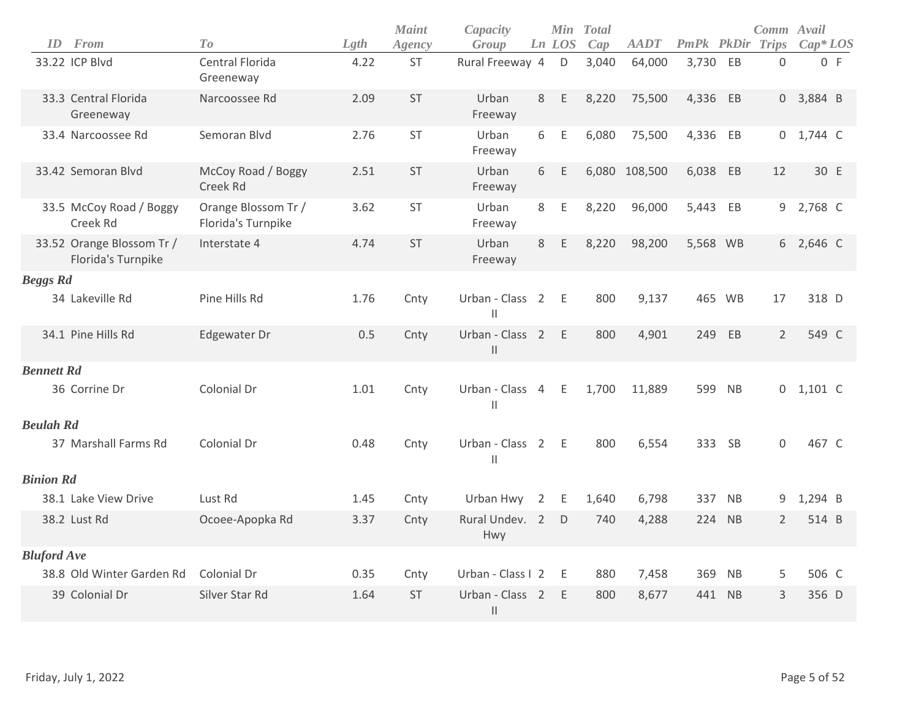| ID | From | To | Lgth | Maint Agency | Capacity Group | Ln | Min LOS | Total Cap | AADT | PmPk | PkDir | Comm Trips | Avail Cap* | LOS |
|---|---|---|---|---|---|---|---|---|---|---|---|---|---|---|
| 33.22 | ICP Blvd | Central Florida Greeneway | 4.22 | ST | Rural Freeway | 4 | D | 3,040 | 64,000 | 3,730 | EB | 0 | 0 | F |
| 33.3 | Central Florida Greeneway | Narcoossee Rd | 2.09 | ST | Urban Freeway | 8 | E | 8,220 | 75,500 | 4,336 | EB | 0 | 3,884 | B |
| 33.4 | Narcoossee Rd | Semoran Blvd | 2.76 | ST | Urban Freeway | 6 | E | 6,080 | 75,500 | 4,336 | EB | 0 | 1,744 | C |
| 33.42 | Semoran Blvd | McCoy Road / Boggy Creek Rd | 2.51 | ST | Urban Freeway | 6 | E | 6,080 | 108,500 | 6,038 | EB | 12 | 30 | E |
| 33.5 | McCoy Road / Boggy Creek Rd | Orange Blossom Tr / Florida's Turnpike | 3.62 | ST | Urban Freeway | 8 | E | 8,220 | 96,000 | 5,443 | EB | 9 | 2,768 | C |
| 33.52 | Orange Blossom Tr / Florida's Turnpike | Interstate 4 | 4.74 | ST | Urban Freeway | 8 | E | 8,220 | 98,200 | 5,568 | WB | 6 | 2,646 | C |
| ***Beggs Rd*** | | | | | | | | | | | | | | |
| 34 | Lakeville Rd | Pine Hills Rd | 1.76 | Cnty | Urban - Class II | 2 | E | 800 | 9,137 | 465 | WB | 17 | 318 | D |
| 34.1 | Pine Hills Rd | Edgewater Dr | 0.5 | Cnty | Urban - Class II | 2 | E | 800 | 4,901 | 249 | EB | 2 | 549 | C |
| ***Bennett Rd*** | | | | | | | | | | | | | | |
| 36 | Corrine Dr | Colonial Dr | 1.01 | Cnty | Urban - Class II | 4 | E | 1,700 | 11,889 | 599 | NB | 0 | 1,101 | C |
| ***Beulah Rd*** | | | | | | | | | | | | | | |
| 37 | Marshall Farms Rd | Colonial Dr | 0.48 | Cnty | Urban - Class II | 2 | E | 800 | 6,554 | 333 | SB | 0 | 467 | C |
| ***Binion Rd*** | | | | | | | | | | | | | | |
| 38.1 | Lake View Drive | Lust Rd | 1.45 | Cnty | Urban Hwy | 2 | E | 1,640 | 6,798 | 337 | NB | 9 | 1,294 | B |
| 38.2 | Lust Rd | Ocoee-Apopka Rd | 3.37 | Cnty | Rural Undev. Hwy | 2 | D | 740 | 4,288 | 224 | NB | 2 | 514 | B |
| ***Bluford Ave*** | | | | | | | | | | | | | | |
| 38.8 | Old Winter Garden Rd | Colonial Dr | 0.35 | Cnty | Urban - Class I | 2 | E | 880 | 7,458 | 369 | NB | 5 | 506 | C |
| 39 | Colonial Dr | Silver Star Rd | 1.64 | ST | Urban - Class II | 2 | E | 800 | 8,677 | 441 | NB | 3 | 356 | D |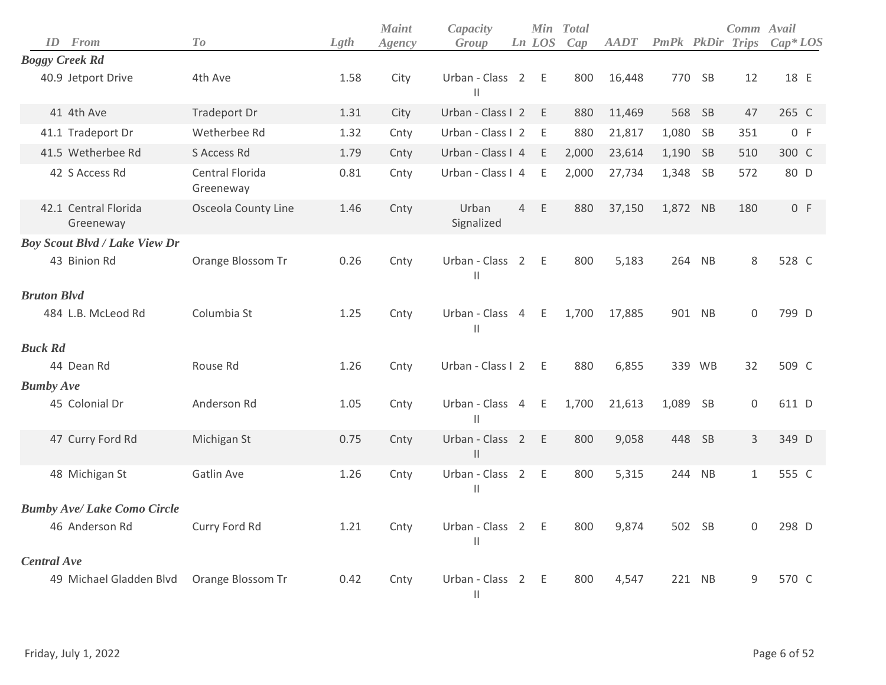| ID | From | To | Lgth | Maint Agency | Capacity Group | Ln | Min LOS | Total Cap | AADT | PmPk | PkDir | Comm Trips | Avail Cap* | LOS |
|---|---|---|---|---|---|---|---|---|---|---|---|---|---|---|
| ***Boggy Creek Rd*** | | | | | | | | | | | | | | |
| 40.9 | Jetport Drive | 4th Ave | 1.58 | City | Urban - Class II | 2 | E | 800 | 16,448 | 770 | SB | 12 | 18 | E |
| 41 | 4th Ave | Tradeport Dr | 1.31 | City | Urban - Class I | 2 | E | 880 | 11,469 | 568 | SB | 47 | 265 | C |
| 41.1 | Tradeport Dr | Wetherbee Rd | 1.32 | Cnty | Urban - Class I | 2 | E | 880 | 21,817 | 1,080 | SB | 351 | 0 | F |
| 41.5 | Wetherbee Rd | S Access Rd | 1.79 | Cnty | Urban - Class I | 4 | E | 2,000 | 23,614 | 1,190 | SB | 510 | 300 | C |
| 42 | S Access Rd | Central Florida Greeneway | 0.81 | Cnty | Urban - Class I | 4 | E | 2,000 | 27,734 | 1,348 | SB | 572 | 80 | D |
| 42.1 | Central Florida Greeneway | Osceola County Line | 1.46 | Cnty | Urban Signalized | 4 | E | 880 | 37,150 | 1,872 | NB | 180 | 0 | F |
| ***Boy Scout Blvd / Lake View Dr*** | | | | | | | | | | | | | | |
| 43 | Binion Rd | Orange Blossom Tr | 0.26 | Cnty | Urban - Class II | 2 | E | 800 | 5,183 | 264 | NB | 8 | 528 | C |
| ***Bruton Blvd*** | | | | | | | | | | | | | | |
| 484 | L.B. McLeod Rd | Columbia St | 1.25 | Cnty | Urban - Class II | 4 | E | 1,700 | 17,885 | 901 | NB | 0 | 799 | D |
| ***Buck Rd*** | | | | | | | | | | | | | | |
| 44 | Dean Rd | Rouse Rd | 1.26 | Cnty | Urban - Class I | 2 | E | 880 | 6,855 | 339 | WB | 32 | 509 | C |
| ***Bumby Ave*** | | | | | | | | | | | | | | |
| 45 | Colonial Dr | Anderson Rd | 1.05 | Cnty | Urban - Class II | 4 | E | 1,700 | 21,613 | 1,089 | SB | 0 | 611 | D |
| 47 | Curry Ford Rd | Michigan St | 0.75 | Cnty | Urban - Class II | 2 | E | 800 | 9,058 | 448 | SB | 3 | 349 | D |
| 48 | Michigan St | Gatlin Ave | 1.26 | Cnty | Urban - Class II | 2 | E | 800 | 5,315 | 244 | NB | 1 | 555 | C |
| ***Bumby Ave/ Lake Como Circle*** | | | | | | | | | | | | | | |
| 46 | Anderson Rd | Curry Ford Rd | 1.21 | Cnty | Urban - Class II | 2 | E | 800 | 9,874 | 502 | SB | 0 | 298 | D |
| ***Central Ave*** | | | | | | | | | | | | | | |
| 49 | Michael Gladden Blvd | Orange Blossom Tr | 0.42 | Cnty | Urban - Class II | 2 | E | 800 | 4,547 | 221 | NB | 9 | 570 | C |

Friday, July 1, 2022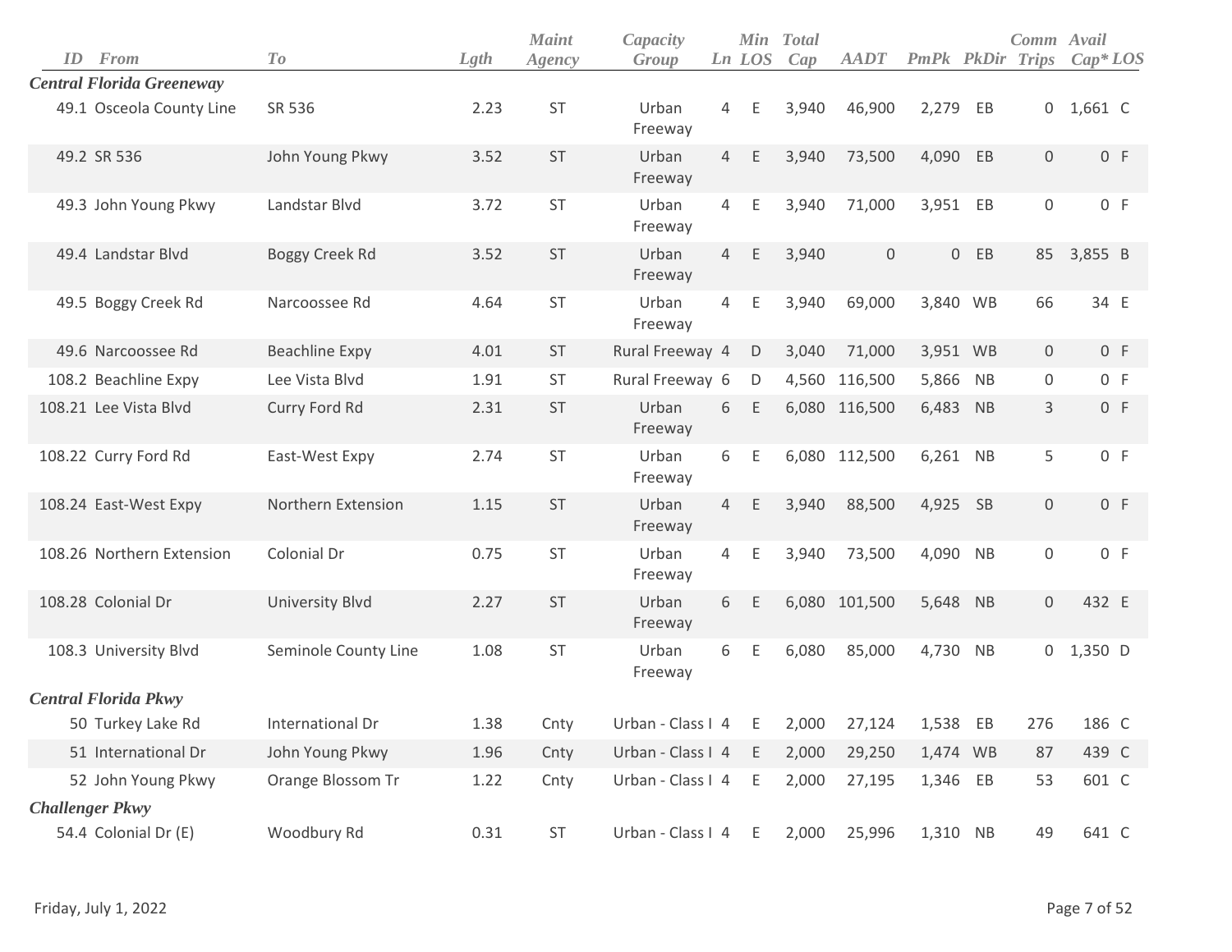| ID | From | To | Lgth | Maint Agency | Capacity Group | Ln | Min LOS | Total Cap | AADT | PmPk | PkDir | Comm Trips | Avail Cap* | LOS |
|---|---|---|---|---|---|---|---|---|---|---|---|---|---|---|
| ***Central Florida Greeneway*** | | | | | | | | | | | | | | |
| 49.1 | Osceola County Line | SR 536 | 2.23 | ST | Urban Freeway | 4 | E | 3,940 | 46,900 | 2,279 | EB | 0 | 1,661 | C |
| 49.2 | SR 536 | John Young Pkwy | 3.52 | ST | Urban Freeway | 4 | E | 3,940 | 73,500 | 4,090 | EB | 0 | 0 | F |
| 49.3 | John Young Pkwy | Landstar Blvd | 3.72 | ST | Urban Freeway | 4 | E | 3,940 | 71,000 | 3,951 | EB | 0 | 0 | F |
| 49.4 | Landstar Blvd | Boggy Creek Rd | 3.52 | ST | Urban Freeway | 4 | E | 3,940 | 0 | 0 | EB | 85 | 3,855 | B |
| 49.5 | Boggy Creek Rd | Narcoossee Rd | 4.64 | ST | Urban Freeway | 4 | E | 3,940 | 69,000 | 3,840 | WB | 66 | 34 | E |
| 49.6 | Narcoossee Rd | Beachline Expy | 4.01 | ST | Rural Freeway | 4 | D | 3,040 | 71,000 | 3,951 | WB | 0 | 0 | F |
| 108.2 | Beachline Expy | Lee Vista Blvd | 1.91 | ST | Rural Freeway | 6 | D | 4,560 | 116,500 | 5,866 | NB | 0 | 0 | F |
| 108.21 | Lee Vista Blvd | Curry Ford Rd | 2.31 | ST | Urban Freeway | 6 | E | 6,080 | 116,500 | 6,483 | NB | 3 | 0 | F |
| 108.22 | Curry Ford Rd | East-West Expy | 2.74 | ST | Urban Freeway | 6 | E | 6,080 | 112,500 | 6,261 | NB | 5 | 0 | F |
| 108.24 | East-West Expy | Northern Extension | 1.15 | ST | Urban Freeway | 4 | E | 3,940 | 88,500 | 4,925 | SB | 0 | 0 | F |
| 108.26 | Northern Extension | Colonial Dr | 0.75 | ST | Urban Freeway | 4 | E | 3,940 | 73,500 | 4,090 | NB | 0 | 0 | F |
| 108.28 | Colonial Dr | University Blvd | 2.27 | ST | Urban Freeway | 6 | E | 6,080 | 101,500 | 5,648 | NB | 0 | 432 | E |
| 108.3 | University Blvd | Seminole County Line | 1.08 | ST | Urban Freeway | 6 | E | 6,080 | 85,000 | 4,730 | NB | 0 | 1,350 | D |
| ***Central Florida Pkwy*** | | | | | | | | | | | | | | |
| 50 | Turkey Lake Rd | International Dr | 1.38 | Cnty | Urban - Class I | 4 | E | 2,000 | 27,124 | 1,538 | EB | 276 | 186 | C |
| 51 | International Dr | John Young Pkwy | 1.96 | Cnty | Urban - Class I | 4 | E | 2,000 | 29,250 | 1,474 | WB | 87 | 439 | C |
| 52 | John Young Pkwy | Orange Blossom Tr | 1.22 | Cnty | Urban - Class I | 4 | E | 2,000 | 27,195 | 1,346 | EB | 53 | 601 | C |
| ***Challenger Pkwy*** | | | | | | | | | | | | | | |
| 54.4 | Colonial Dr (E) | Woodbury Rd | 0.31 | ST | Urban - Class I | 4 | E | 2,000 | 25,996 | 1,310 | NB | 49 | 641 | C |

Friday, July 1, 2022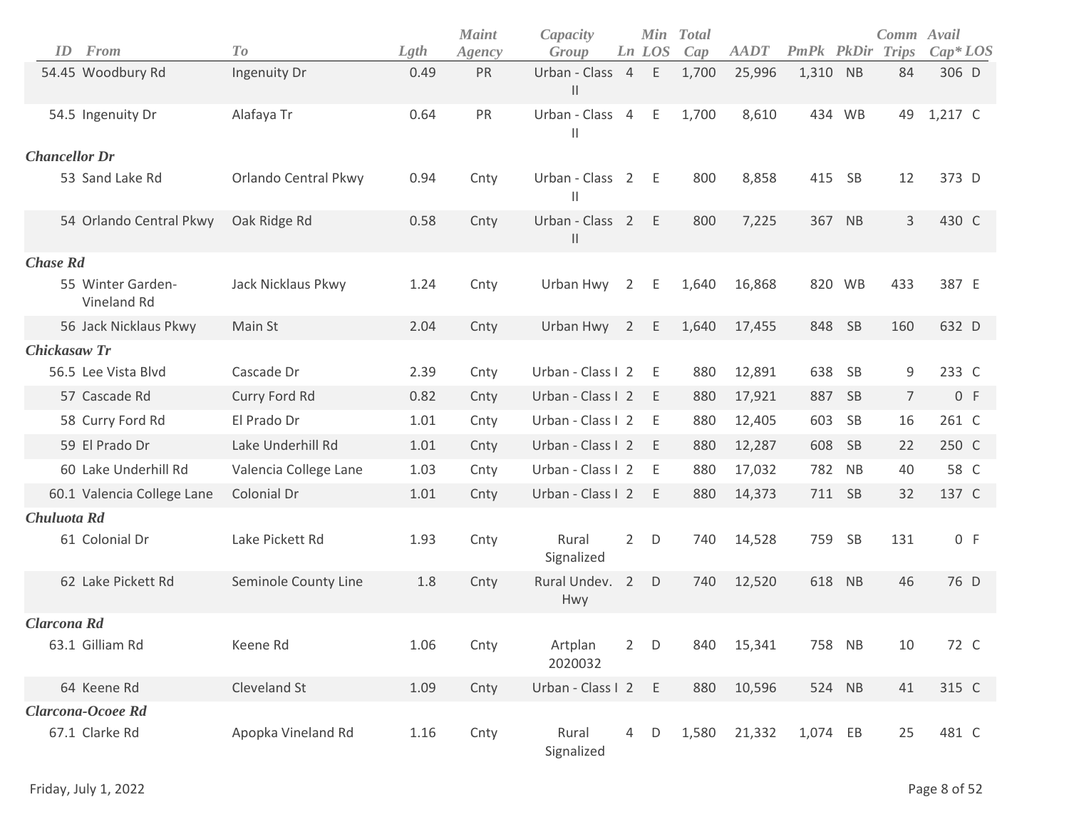| ID | From | To | Lgth | Maint Agency | Capacity Group | Ln | Min LOS | Total Cap | AADT | PmPk | PkDir | Comm Trips | Avail Cap* | LOS |
|---|---|---|---|---|---|---|---|---|---|---|---|---|---|---|
| 54.45 | Woodbury Rd | Ingenuity Dr | 0.49 | PR | Urban - Class II | 4 | E | 1,700 | 25,996 | 1,310 | NB | 84 | 306 | D |
| 54.5 | Ingenuity Dr | Alafaya Tr | 0.64 | PR | Urban - Class II | 4 | E | 1,700 | 8,610 | 434 | WB | 49 | 1,217 | C |
| ***Chancellor Dr*** | | | | | | | | | | | | | | |
| 53 | Sand Lake Rd | Orlando Central Pkwy | 0.94 | Cnty | Urban - Class II | 2 | E | 800 | 8,858 | 415 | SB | 12 | 373 | D |
| 54 | Orlando Central Pkwy | Oak Ridge Rd | 0.58 | Cnty | Urban - Class II | 2 | E | 800 | 7,225 | 367 | NB | 3 | 430 | C |
| ***Chase Rd*** | | | | | | | | | | | | | | |
| 55 | Winter Garden-Vineland Rd | Jack Nicklaus Pkwy | 1.24 | Cnty | Urban Hwy | 2 | E | 1,640 | 16,868 | 820 | WB | 433 | 387 | E |
| 56 | Jack Nicklaus Pkwy | Main St | 2.04 | Cnty | Urban Hwy | 2 | E | 1,640 | 17,455 | 848 | SB | 160 | 632 | D |
| ***Chickasaw Tr*** | | | | | | | | | | | | | | |
| 56.5 | Lee Vista Blvd | Cascade Dr | 2.39 | Cnty | Urban - Class I | 2 | E | 880 | 12,891 | 638 | SB | 9 | 233 | C |
| 57 | Cascade Rd | Curry Ford Rd | 0.82 | Cnty | Urban - Class I | 2 | E | 880 | 17,921 | 887 | SB | 7 | 0 | F |
| 58 | Curry Ford Rd | El Prado Dr | 1.01 | Cnty | Urban - Class I | 2 | E | 880 | 12,405 | 603 | SB | 16 | 261 | C |
| 59 | El Prado Dr | Lake Underhill Rd | 1.01 | Cnty | Urban - Class I | 2 | E | 880 | 12,287 | 608 | SB | 22 | 250 | C |
| 60 | Lake Underhill Rd | Valencia College Lane | 1.03 | Cnty | Urban - Class I | 2 | E | 880 | 17,032 | 782 | NB | 40 | 58 | C |
| 60.1 | Valencia College Lane | Colonial Dr | 1.01 | Cnty | Urban - Class I | 2 | E | 880 | 14,373 | 711 | SB | 32 | 137 | C |
| ***Chuluota Rd*** | | | | | | | | | | | | | | |
| 61 | Colonial Dr | Lake Pickett Rd | 1.93 | Cnty | Rural Signalized | 2 | D | 740 | 14,528 | 759 | SB | 131 | 0 | F |
| 62 | Lake Pickett Rd | Seminole County Line | 1.8 | Cnty | Rural Undev. Hwy | 2 | D | 740 | 12,520 | 618 | NB | 46 | 76 | D |
| ***Clarcona Rd*** | | | | | | | | | | | | | | |
| 63.1 | Gilliam Rd | Keene Rd | 1.06 | Cnty | Artplan 2020032 | 2 | D | 840 | 15,341 | 758 | NB | 10 | 72 | C |
| 64 | Keene Rd | Cleveland St | 1.09 | Cnty | Urban - Class I | 2 | E | 880 | 10,596 | 524 | NB | 41 | 315 | C |
| ***Clarcona-Ocoee Rd*** | | | | | | | | | | | | | | |
| 67.1 | Clarke Rd | Apopka Vineland Rd | 1.16 | Cnty | Rural Signalized | 4 | D | 1,580 | 21,332 | 1,074 | EB | 25 | 481 | C |

Friday, July 1, 2022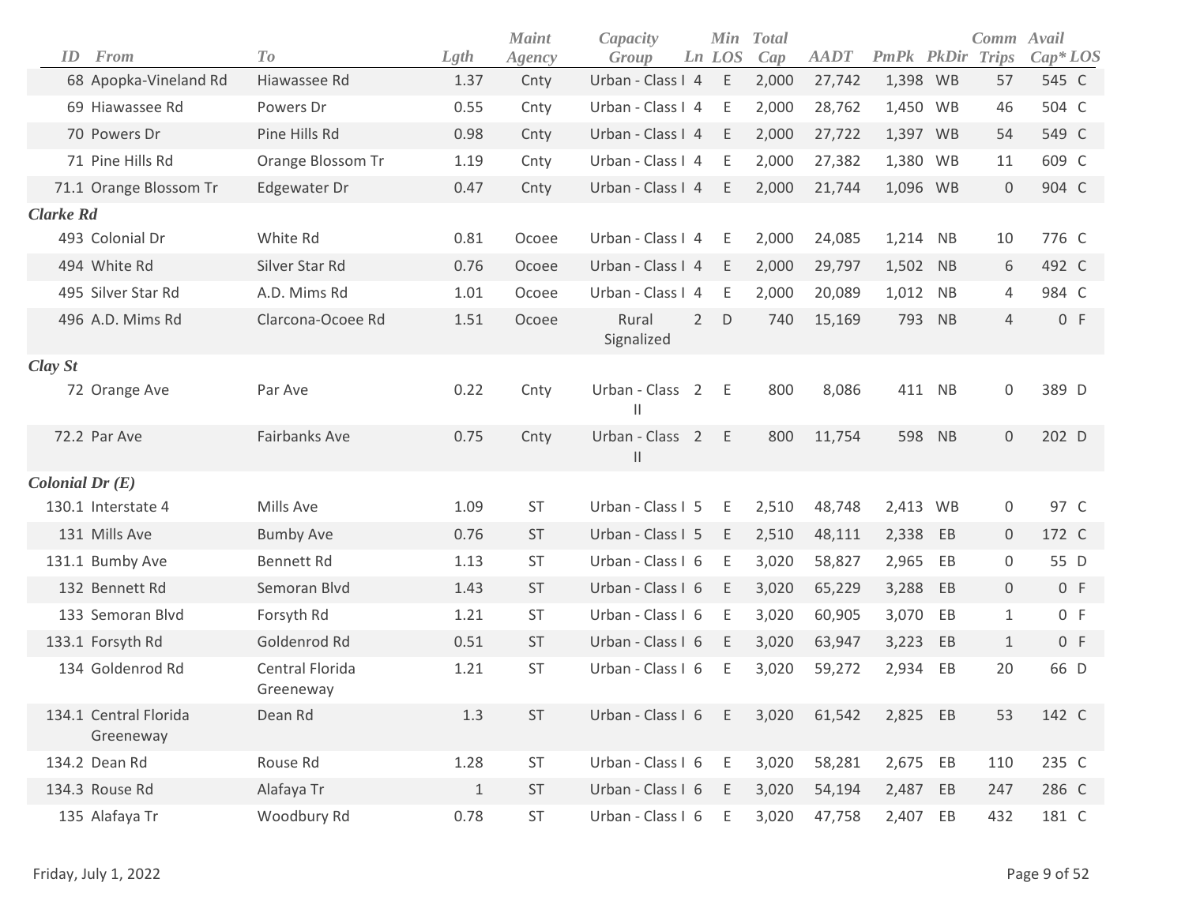| ID | From | To | Lgth | Maint Agency | Capacity Group | Ln | Min LOS | Total Cap | AADT | PmPk | PkDir | Comm Trips | Avail Cap* | LOS |
|---|---|---|---|---|---|---|---|---|---|---|---|---|---|---|
| 68 | Apopka-Vineland Rd | Hiawassee Rd | 1.37 | Cnty | Urban - Class I | 4 | E | 2,000 | 27,742 | 1,398 | WB | 57 | 545 | C |
| 69 | Hiawassee Rd | Powers Dr | 0.55 | Cnty | Urban - Class I | 4 | E | 2,000 | 28,762 | 1,450 | WB | 46 | 504 | C |
| 70 | Powers Dr | Pine Hills Rd | 0.98 | Cnty | Urban - Class I | 4 | E | 2,000 | 27,722 | 1,397 | WB | 54 | 549 | C |
| 71 | Pine Hills Rd | Orange Blossom Tr | 1.19 | Cnty | Urban - Class I | 4 | E | 2,000 | 27,382 | 1,380 | WB | 11 | 609 | C |
| 71.1 | Orange Blossom Tr | Edgewater Dr | 0.47 | Cnty | Urban - Class I | 4 | E | 2,000 | 21,744 | 1,096 | WB | 0 | 904 | C |
| ***Clarke Rd*** | | | | | | | | | | | | | | |
| 493 | Colonial Dr | White Rd | 0.81 | Ocoee | Urban - Class I | 4 | E | 2,000 | 24,085 | 1,214 | NB | 10 | 776 | C |
| 494 | White Rd | Silver Star Rd | 0.76 | Ocoee | Urban - Class I | 4 | E | 2,000 | 29,797 | 1,502 | NB | 6 | 492 | C |
| 495 | Silver Star Rd | A.D. Mims Rd | 1.01 | Ocoee | Urban - Class I | 4 | E | 2,000 | 20,089 | 1,012 | NB | 4 | 984 | C |
| 496 | A.D. Mims Rd | Clarcona-Ocoee Rd | 1.51 | Ocoee | Rural Signalized | 2 | D | 740 | 15,169 | 793 | NB | 4 | 0 | F |
| ***Clay St*** | | | | | | | | | | | | | | |
| 72 | Orange Ave | Par Ave | 0.22 | Cnty | Urban - Class II | 2 | E | 800 | 8,086 | 411 | NB | 0 | 389 | D |
| 72.2 | Par Ave | Fairbanks Ave | 0.75 | Cnty | Urban - Class II | 2 | E | 800 | 11,754 | 598 | NB | 0 | 202 | D |
| ***Colonial Dr (E)*** | | | | | | | | | | | | | | |
| 130.1 | Interstate 4 | Mills Ave | 1.09 | ST | Urban - Class I | 5 | E | 2,510 | 48,748 | 2,413 | WB | 0 | 97 | C |
| 131 | Mills Ave | Bumby Ave | 0.76 | ST | Urban - Class I | 5 | E | 2,510 | 48,111 | 2,338 | EB | 0 | 172 | C |
| 131.1 | Bumby Ave | Bennett Rd | 1.13 | ST | Urban - Class I | 6 | E | 3,020 | 58,827 | 2,965 | EB | 0 | 55 | D |
| 132 | Bennett Rd | Semoran Blvd | 1.43 | ST | Urban - Class I | 6 | E | 3,020 | 65,229 | 3,288 | EB | 0 | 0 | F |
| 133 | Semoran Blvd | Forsyth Rd | 1.21 | ST | Urban - Class I | 6 | E | 3,020 | 60,905 | 3,070 | EB | 1 | 0 | F |
| 133.1 | Forsyth Rd | Goldenrod Rd | 0.51 | ST | Urban - Class I | 6 | E | 3,020 | 63,947 | 3,223 | EB | 1 | 0 | F |
| 134 | Goldenrod Rd | Central Florida Greeneway | 1.21 | ST | Urban - Class I | 6 | E | 3,020 | 59,272 | 2,934 | EB | 20 | 66 | D |
| 134.1 | Central Florida Greeneway | Dean Rd | 1.3 | ST | Urban - Class I | 6 | E | 3,020 | 61,542 | 2,825 | EB | 53 | 142 | C |
| 134.2 | Dean Rd | Rouse Rd | 1.28 | ST | Urban - Class I | 6 | E | 3,020 | 58,281 | 2,675 | EB | 110 | 235 | C |
| 134.3 | Rouse Rd | Alafaya Tr | 1 | ST | Urban - Class I | 6 | E | 3,020 | 54,194 | 2,487 | EB | 247 | 286 | C |
| 135 | Alafaya Tr | Woodbury Rd | 0.78 | ST | Urban - Class I | 6 | E | 3,020 | 47,758 | 2,407 | EB | 432 | 181 | C |

Friday, July 1, 2022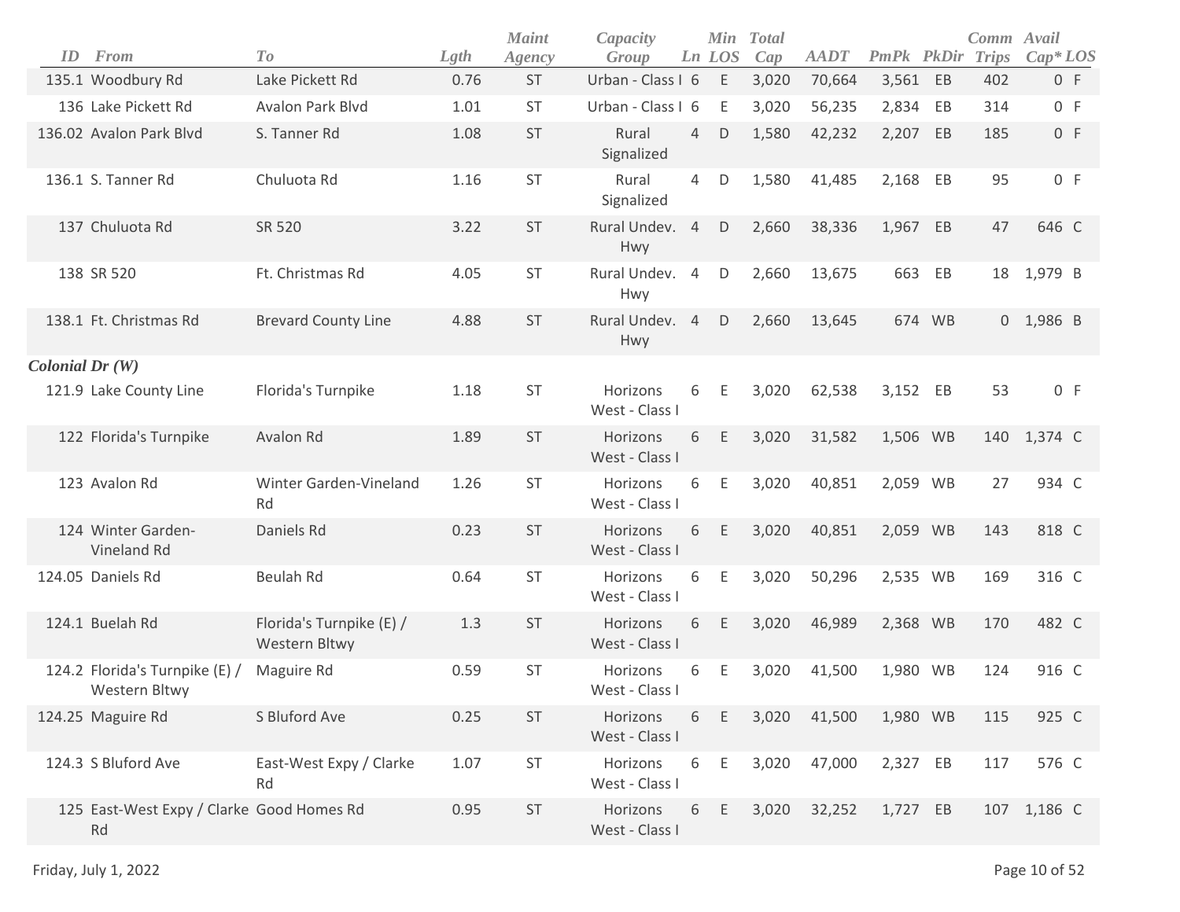| ID | From | To | Lgth | Maint Agency | Capacity Group | Ln | Min LOS | Total Cap | AADT | PmPk | PkDir | Comm Trips | Avail Cap* | LOS |
|---|---|---|---|---|---|---|---|---|---|---|---|---|---|---|
| 135.1 | Woodbury Rd | Lake Pickett Rd | 0.76 | ST | Urban - Class I | 6 | E | 3,020 | 70,664 | 3,561 | EB | 402 | 0 | F |
| 136 | Lake Pickett Rd | Avalon Park Blvd | 1.01 | ST | Urban - Class I | 6 | E | 3,020 | 56,235 | 2,834 | EB | 314 | 0 | F |
| 136.02 | Avalon Park Blvd | S. Tanner Rd | 1.08 | ST | Rural Signalized | 4 | D | 1,580 | 42,232 | 2,207 | EB | 185 | 0 | F |
| 136.1 | S. Tanner Rd | Chuluota Rd | 1.16 | ST | Rural Signalized | 4 | D | 1,580 | 41,485 | 2,168 | EB | 95 | 0 | F |
| 137 | Chuluota Rd | SR 520 | 3.22 | ST | Rural Undev. Hwy | 4 | D | 2,660 | 38,336 | 1,967 | EB | 47 | 646 | C |
| 138 | SR 520 | Ft. Christmas Rd | 4.05 | ST | Rural Undev. Hwy | 4 | D | 2,660 | 13,675 | 663 | EB | 18 | 1,979 | B |
| 138.1 | Ft. Christmas Rd | Brevard County Line | 4.88 | ST | Rural Undev. Hwy | 4 | D | 2,660 | 13,645 | 674 | WB | 0 | 1,986 | B |
| ***Colonial Dr (W)*** | | | | | | | | | | | | | | |
| 121.9 | Lake County Line | Florida's Turnpike | 1.18 | ST | Horizons West - Class I | 6 | E | 3,020 | 62,538 | 3,152 | EB | 53 | 0 | F |
| 122 | Florida's Turnpike | Avalon Rd | 1.89 | ST | Horizons West - Class I | 6 | E | 3,020 | 31,582 | 1,506 | WB | 140 | 1,374 | C |
| 123 | Avalon Rd | Winter Garden-Vineland Rd | 1.26 | ST | Horizons West - Class I | 6 | E | 3,020 | 40,851 | 2,059 | WB | 27 | 934 | C |
| 124 | Winter Garden-Vineland Rd | Daniels Rd | 0.23 | ST | Horizons West - Class I | 6 | E | 3,020 | 40,851 | 2,059 | WB | 143 | 818 | C |
| 124.05 | Daniels Rd | Beulah Rd | 0.64 | ST | Horizons West - Class I | 6 | E | 3,020 | 50,296 | 2,535 | WB | 169 | 316 | C |
| 124.1 | Buelah Rd | Florida's Turnpike (E) / Western Bltwy | 1.3 | ST | Horizons West - Class I | 6 | E | 3,020 | 46,989 | 2,368 | WB | 170 | 482 | C |
| 124.2 | Florida's Turnpike (E) / Western Bltwy | Maguire Rd | 0.59 | ST | Horizons West - Class I | 6 | E | 3,020 | 41,500 | 1,980 | WB | 124 | 916 | C |
| 124.25 | Maguire Rd | S Bluford Ave | 0.25 | ST | Horizons West - Class I | 6 | E | 3,020 | 41,500 | 1,980 | WB | 115 | 925 | C |
| 124.3 | S Bluford Ave | East-West Expy / Clarke Rd | 1.07 | ST | Horizons West - Class I | 6 | E | 3,020 | 47,000 | 2,327 | EB | 117 | 576 | C |
| 125 | East-West Expy / Clarke Rd | Good Homes Rd | 0.95 | ST | Horizons West - Class I | 6 | E | 3,020 | 32,252 | 1,727 | EB | 107 | 1,186 | C |

Friday, July 1, 2022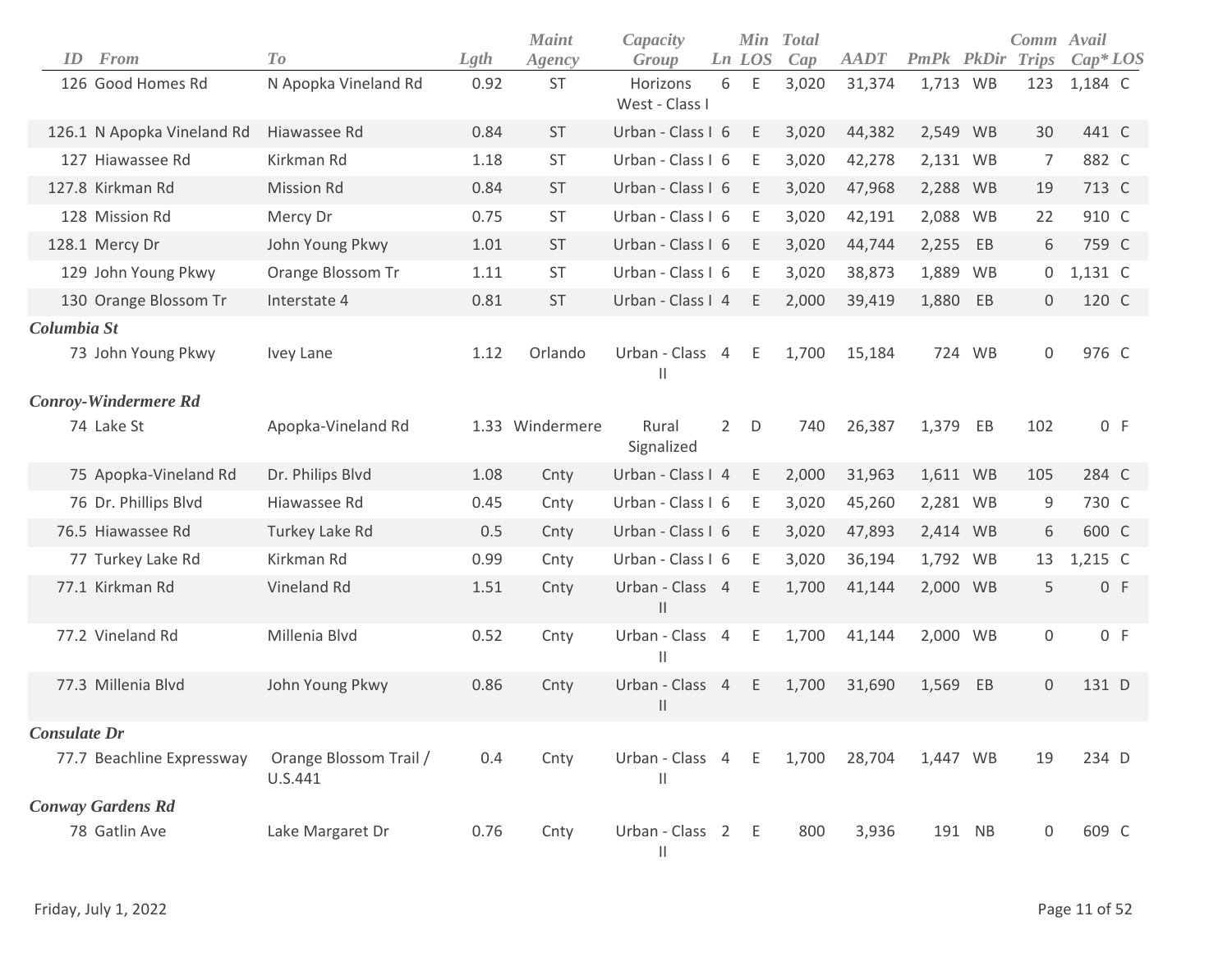| ID | From | To | Lgth | Maint Agency | Capacity Group | Ln | Min LOS | Total Cap | AADT | PmPk | PkDir | Comm Trips | Avail Cap* | LOS |
|---|---|---|---|---|---|---|---|---|---|---|---|---|---|---|
| 126 | Good Homes Rd | N Apopka Vineland Rd | 0.92 | ST | Horizons West - Class I | 6 | E | 3,020 | 31,374 | 1,713 | WB | 123 | 1,184 | C |
| 126.1 | N Apopka Vineland Rd | Hiawassee Rd | 0.84 | ST | Urban - Class I | 6 | E | 3,020 | 44,382 | 2,549 | WB | 30 | 441 | C |
| 127 | Hiawassee Rd | Kirkman Rd | 1.18 | ST | Urban - Class I | 6 | E | 3,020 | 42,278 | 2,131 | WB | 7 | 882 | C |
| 127.8 | Kirkman Rd | Mission Rd | 0.84 | ST | Urban - Class I | 6 | E | 3,020 | 47,968 | 2,288 | WB | 19 | 713 | C |
| 128 | Mission Rd | Mercy Dr | 0.75 | ST | Urban - Class I | 6 | E | 3,020 | 42,191 | 2,088 | WB | 22 | 910 | C |
| 128.1 | Mercy Dr | John Young Pkwy | 1.01 | ST | Urban - Class I | 6 | E | 3,020 | 44,744 | 2,255 | EB | 6 | 759 | C |
| 129 | John Young Pkwy | Orange Blossom Tr | 1.11 | ST | Urban - Class I | 6 | E | 3,020 | 38,873 | 1,889 | WB | 0 | 1,131 | C |
| 130 | Orange Blossom Tr | Interstate 4 | 0.81 | ST | Urban - Class I | 4 | E | 2,000 | 39,419 | 1,880 | EB | 0 | 120 | C |
| ***Columbia St*** | | | | | | | | | | | | | | |
| 73 | John Young Pkwy | Ivey Lane | 1.12 | Orlando | Urban - Class II | 4 | E | 1,700 | 15,184 | 724 | WB | 0 | 976 | C |
| ***Conroy-Windermere Rd*** | | | | | | | | | | | | | | |
| 74 | Lake St | Apopka-Vineland Rd | 1.33 | Windermere | Rural Signalized | 2 | D | 740 | 26,387 | 1,379 | EB | 102 | 0 | F |
| 75 | Apopka-Vineland Rd | Dr. Philips Blvd | 1.08 | Cnty | Urban - Class I | 4 | E | 2,000 | 31,963 | 1,611 | WB | 105 | 284 | C |
| 76 | Dr. Phillips Blvd | Hiawassee Rd | 0.45 | Cnty | Urban - Class I | 6 | E | 3,020 | 45,260 | 2,281 | WB | 9 | 730 | C |
| 76.5 | Hiawassee Rd | Turkey Lake Rd | 0.5 | Cnty | Urban - Class I | 6 | E | 3,020 | 47,893 | 2,414 | WB | 6 | 600 | C |
| 77 | Turkey Lake Rd | Kirkman Rd | 0.99 | Cnty | Urban - Class I | 6 | E | 3,020 | 36,194 | 1,792 | WB | 13 | 1,215 | C |
| 77.1 | Kirkman Rd | Vineland Rd | 1.51 | Cnty | Urban - Class II | 4 | E | 1,700 | 41,144 | 2,000 | WB | 5 | 0 | F |
| 77.2 | Vineland Rd | Millenia Blvd | 0.52 | Cnty | Urban - Class II | 4 | E | 1,700 | 41,144 | 2,000 | WB | 0 | 0 | F |
| 77.3 | Millenia Blvd | John Young Pkwy | 0.86 | Cnty | Urban - Class II | 4 | E | 1,700 | 31,690 | 1,569 | EB | 0 | 131 | D |
| ***Consulate Dr*** | | | | | | | | | | | | | | |
| 77.7 | Beachline Expressway | Orange Blossom Trail / U.S.441 | 0.4 | Cnty | Urban - Class II | 4 | E | 1,700 | 28,704 | 1,447 | WB | 19 | 234 | D |
| ***Conway Gardens Rd*** | | | | | | | | | | | | | | |
| 78 | Gatlin Ave | Lake Margaret Dr | 0.76 | Cnty | Urban - Class II | 2 | E | 800 | 3,936 | 191 | NB | 0 | 609 | C |

Friday, July 1, 2022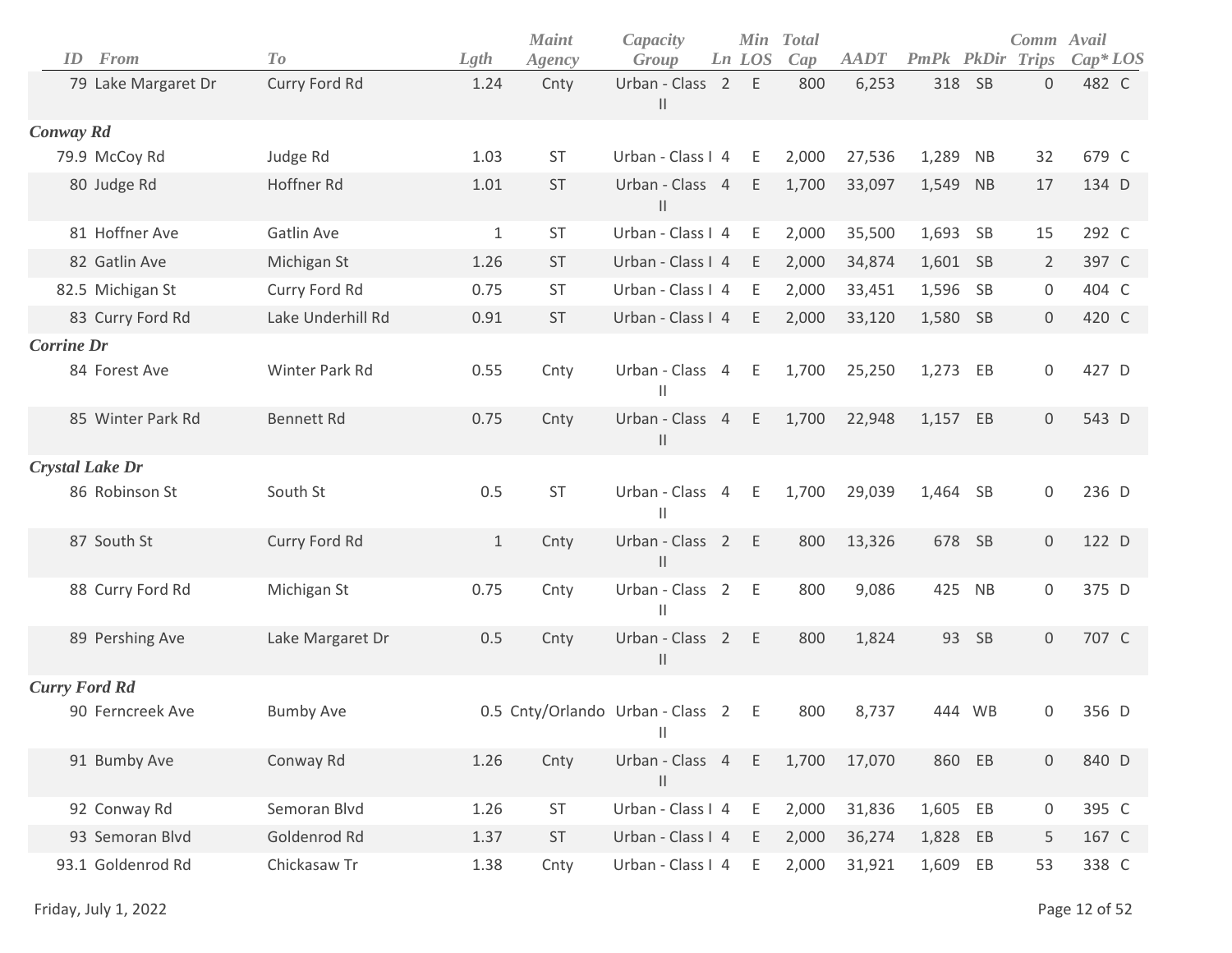| ID | From | To | Lgth | Maint Agency | Capacity Group | Ln | Min LOS | Total Cap | AADT | PmPk | PkDir | Comm Trips | Avail Cap* | LOS |
|---|---|---|---|---|---|---|---|---|---|---|---|---|---|---|
| 79 | Lake Margaret Dr | Curry Ford Rd | 1.24 | Cnty | Urban - Class II | 2 | E | 800 | 6,253 | 318 | SB | 0 | 482 | C |
| ***Conway Rd*** | | | | | | | | | | | | | | |
| 79.9 | McCoy Rd | Judge Rd | 1.03 | ST | Urban - Class I | 4 | E | 2,000 | 27,536 | 1,289 | NB | 32 | 679 | C |
| 80 | Judge Rd | Hoffner Rd | 1.01 | ST | Urban - Class II | 4 | E | 1,700 | 33,097 | 1,549 | NB | 17 | 134 | D |
| 81 | Hoffner Ave | Gatlin Ave | 1 | ST | Urban - Class I | 4 | E | 2,000 | 35,500 | 1,693 | SB | 15 | 292 | C |
| 82 | Gatlin Ave | Michigan St | 1.26 | ST | Urban - Class I | 4 | E | 2,000 | 34,874 | 1,601 | SB | 2 | 397 | C |
| 82.5 | Michigan St | Curry Ford Rd | 0.75 | ST | Urban - Class I | 4 | E | 2,000 | 33,451 | 1,596 | SB | 0 | 404 | C |
| 83 | Curry Ford Rd | Lake Underhill Rd | 0.91 | ST | Urban - Class I | 4 | E | 2,000 | 33,120 | 1,580 | SB | 0 | 420 | C |
| ***Corrine Dr*** | | | | | | | | | | | | | | |
| 84 | Forest Ave | Winter Park Rd | 0.55 | Cnty | Urban - Class II | 4 | E | 1,700 | 25,250 | 1,273 | EB | 0 | 427 | D |
| 85 | Winter Park Rd | Bennett Rd | 0.75 | Cnty | Urban - Class II | 4 | E | 1,700 | 22,948 | 1,157 | EB | 0 | 543 | D |
| ***Crystal Lake Dr*** | | | | | | | | | | | | | | |
| 86 | Robinson St | South St | 0.5 | ST | Urban - Class II | 4 | E | 1,700 | 29,039 | 1,464 | SB | 0 | 236 | D |
| 87 | South St | Curry Ford Rd | 1 | Cnty | Urban - Class II | 2 | E | 800 | 13,326 | 678 | SB | 0 | 122 | D |
| 88 | Curry Ford Rd | Michigan St | 0.75 | Cnty | Urban - Class II | 2 | E | 800 | 9,086 | 425 | NB | 0 | 375 | D |
| 89 | Pershing Ave | Lake Margaret Dr | 0.5 | Cnty | Urban - Class II | 2 | E | 800 | 1,824 | 93 | SB | 0 | 707 | C |
| ***Curry Ford Rd*** | | | | | | | | | | | | | | |
| 90 | Ferncreek Ave | Bumby Ave | 0.5 | Cnty/Orlando | Urban - Class II | 2 | E | 800 | 8,737 | 444 | WB | 0 | 356 | D |
| 91 | Bumby Ave | Conway Rd | 1.26 | Cnty | Urban - Class II | 4 | E | 1,700 | 17,070 | 860 | EB | 0 | 840 | D |
| 92 | Conway Rd | Semoran Blvd | 1.26 | ST | Urban - Class I | 4 | E | 2,000 | 31,836 | 1,605 | EB | 0 | 395 | C |
| 93 | Semoran Blvd | Goldenrod Rd | 1.37 | ST | Urban - Class I | 4 | E | 2,000 | 36,274 | 1,828 | EB | 5 | 167 | C |
| 93.1 | Goldenrod Rd | Chickasaw Tr | 1.38 | Cnty | Urban - Class I | 4 | E | 2,000 | 31,921 | 1,609 | EB | 53 | 338 | C |

Friday, July 1, 2022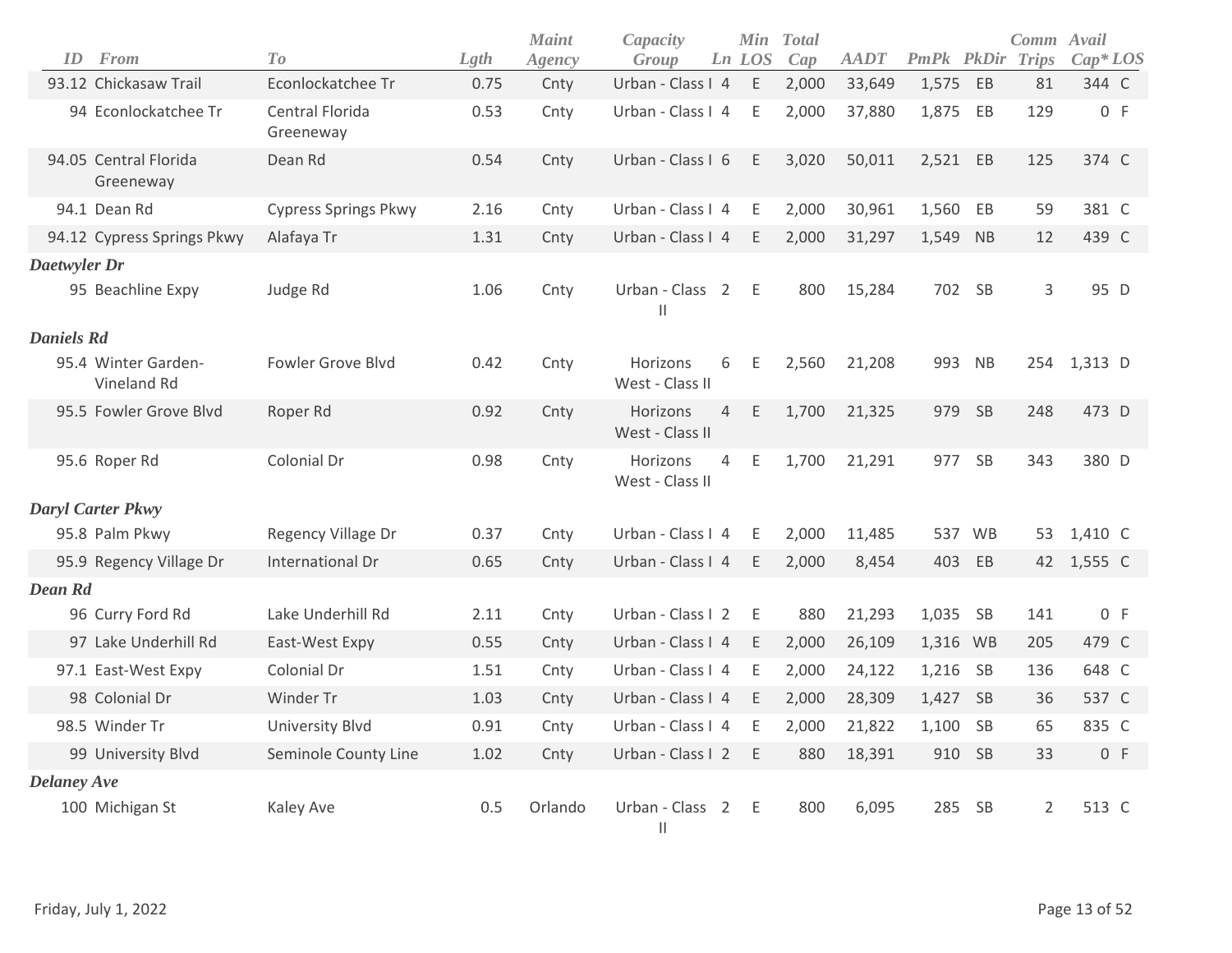| ID | From | To | Lgth | Maint Agency | Capacity Group | Ln | Min LOS | Total Cap | AADT | PmPk | PkDir | Comm Trips | Avail Cap* | LOS |
|---|---|---|---|---|---|---|---|---|---|---|---|---|---|---|
| 93.12 | Chickasaw Trail | Econlockatchee Tr | 0.75 | Cnty | Urban - Class I | 4 | E | 2,000 | 33,649 | 1,575 | EB | 81 | 344 | C |
| 94 | Econlockatchee Tr | Central Florida Greeneway | 0.53 | Cnty | Urban - Class I | 4 | E | 2,000 | 37,880 | 1,875 | EB | 129 | 0 | F |
| 94.05 | Central Florida Greeneway | Dean Rd | 0.54 | Cnty | Urban - Class I | 6 | E | 3,020 | 50,011 | 2,521 | EB | 125 | 374 | C |
| 94.1 | Dean Rd | Cypress Springs Pkwy | 2.16 | Cnty | Urban - Class I | 4 | E | 2,000 | 30,961 | 1,560 | EB | 59 | 381 | C |
| 94.12 | Cypress Springs Pkwy | Alafaya Tr | 1.31 | Cnty | Urban - Class I | 4 | E | 2,000 | 31,297 | 1,549 | NB | 12 | 439 | C |
| ***Daetwyler Dr*** | | | | | | | | | | | | | | |
| 95 | Beachline Expy | Judge Rd | 1.06 | Cnty | Urban - Class II | 2 | E | 800 | 15,284 | 702 | SB | 3 | 95 | D |
| ***Daniels Rd*** | | | | | | | | | | | | | | |
| 95.4 | Winter Garden-Vineland Rd | Fowler Grove Blvd | 0.42 | Cnty | Horizons West - Class II | 6 | E | 2,560 | 21,208 | 993 | NB | 254 | 1,313 | D |
| 95.5 | Fowler Grove Blvd | Roper Rd | 0.92 | Cnty | Horizons West - Class II | 4 | E | 1,700 | 21,325 | 979 | SB | 248 | 473 | D |
| 95.6 | Roper Rd | Colonial Dr | 0.98 | Cnty | Horizons West - Class II | 4 | E | 1,700 | 21,291 | 977 | SB | 343 | 380 | D |
| ***Daryl Carter Pkwy*** | | | | | | | | | | | | | | |
| 95.8 | Palm Pkwy | Regency Village Dr | 0.37 | Cnty | Urban - Class I | 4 | E | 2,000 | 11,485 | 537 | WB | 53 | 1,410 | C |
| 95.9 | Regency Village Dr | International Dr | 0.65 | Cnty | Urban - Class I | 4 | E | 2,000 | 8,454 | 403 | EB | 42 | 1,555 | C |
| ***Dean Rd*** | | | | | | | | | | | | | | |
| 96 | Curry Ford Rd | Lake Underhill Rd | 2.11 | Cnty | Urban - Class I | 2 | E | 880 | 21,293 | 1,035 | SB | 141 | 0 | F |
| 97 | Lake Underhill Rd | East-West Expy | 0.55 | Cnty | Urban - Class I | 4 | E | 2,000 | 26,109 | 1,316 | WB | 205 | 479 | C |
| 97.1 | East-West Expy | Colonial Dr | 1.51 | Cnty | Urban - Class I | 4 | E | 2,000 | 24,122 | 1,216 | SB | 136 | 648 | C |
| 98 | Colonial Dr | Winder Tr | 1.03 | Cnty | Urban - Class I | 4 | E | 2,000 | 28,309 | 1,427 | SB | 36 | 537 | C |
| 98.5 | Winder Tr | University Blvd | 0.91 | Cnty | Urban - Class I | 4 | E | 2,000 | 21,822 | 1,100 | SB | 65 | 835 | C |
| 99 | University Blvd | Seminole County Line | 1.02 | Cnty | Urban - Class I | 2 | E | 880 | 18,391 | 910 | SB | 33 | 0 | F |
| ***Delaney Ave*** | | | | | | | | | | | | | | |
| 100 | Michigan St | Kaley Ave | 0.5 | Orlando | Urban - Class II | 2 | E | 800 | 6,095 | 285 | SB | 2 | 513 | C |

Friday, July 1, 2022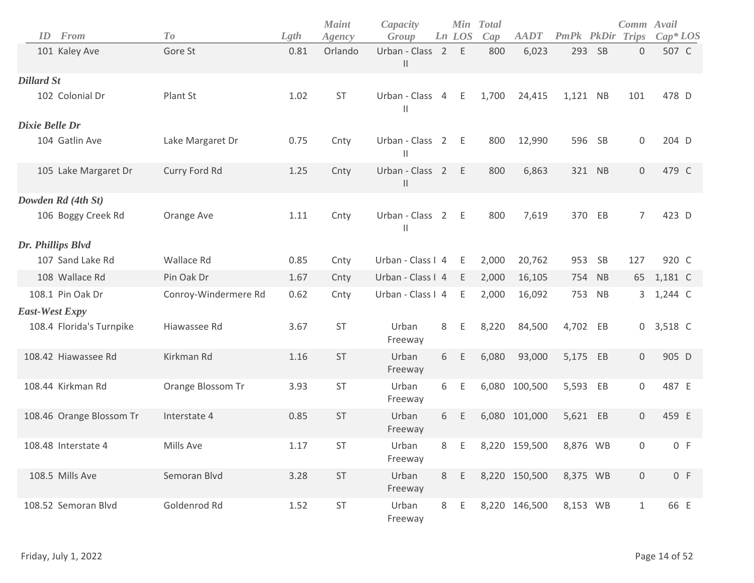| ID | From | To | Lgth | Maint Agency | Capacity Group | Ln | Min LOS | Total Cap | AADT | PmPk | PkDir | Comm Trips | Avail Cap* | LOS |
|---|---|---|---|---|---|---|---|---|---|---|---|---|---|---|
| 101 | Kaley Ave | Gore St | 0.81 | Orlando | Urban - Class II | 2 | E | 800 | 6,023 | 293 | SB | 0 | 507 | C |
| ***Dillard St*** | | | | | | | | | | | | | | |
| 102 | Colonial Dr | Plant St | 1.02 | ST | Urban - Class II | 4 | E | 1,700 | 24,415 | 1,121 | NB | 101 | 478 | D |
| ***Dixie Belle Dr*** | | | | | | | | | | | | | | |
| 104 | Gatlin Ave | Lake Margaret Dr | 0.75 | Cnty | Urban - Class II | 2 | E | 800 | 12,990 | 596 | SB | 0 | 204 | D |
| 105 | Lake Margaret Dr | Curry Ford Rd | 1.25 | Cnty | Urban - Class II | 2 | E | 800 | 6,863 | 321 | NB | 0 | 479 | C |
| ***Dowden Rd (4th St)*** | | | | | | | | | | | | | | |
| 106 | Boggy Creek Rd | Orange Ave | 1.11 | Cnty | Urban - Class II | 2 | E | 800 | 7,619 | 370 | EB | 7 | 423 | D |
| ***Dr. Phillips Blvd*** | | | | | | | | | | | | | | |
| 107 | Sand Lake Rd | Wallace Rd | 0.85 | Cnty | Urban - Class I | 4 | E | 2,000 | 20,762 | 953 | SB | 127 | 920 | C |
| 108 | Wallace Rd | Pin Oak Dr | 1.67 | Cnty | Urban - Class I | 4 | E | 2,000 | 16,105 | 754 | NB | 65 | 1,181 | C |
| 108.1 | Pin Oak Dr | Conroy-Windermere Rd | 0.62 | Cnty | Urban - Class I | 4 | E | 2,000 | 16,092 | 753 | NB | 3 | 1,244 | C |
| ***East-West Expy*** | | | | | | | | | | | | | | |
| 108.4 | Florida's Turnpike | Hiawassee Rd | 3.67 | ST | Urban Freeway | 8 | E | 8,220 | 84,500 | 4,702 | EB | 0 | 3,518 | C |
| 108.42 | Hiawassee Rd | Kirkman Rd | 1.16 | ST | Urban Freeway | 6 | E | 6,080 | 93,000 | 5,175 | EB | 0 | 905 | D |
| 108.44 | Kirkman Rd | Orange Blossom Tr | 3.93 | ST | Urban Freeway | 6 | E | 6,080 | 100,500 | 5,593 | EB | 0 | 487 | E |
| 108.46 | Orange Blossom Tr | Interstate 4 | 0.85 | ST | Urban Freeway | 6 | E | 6,080 | 101,000 | 5,621 | EB | 0 | 459 | E |
| 108.48 | Interstate 4 | Mills Ave | 1.17 | ST | Urban Freeway | 8 | E | 8,220 | 159,500 | 8,876 | WB | 0 | 0 | F |
| 108.5 | Mills Ave | Semoran Blvd | 3.28 | ST | Urban Freeway | 8 | E | 8,220 | 150,500 | 8,375 | WB | 0 | 0 | F |
| 108.52 | Semoran Blvd | Goldenrod Rd | 1.52 | ST | Urban Freeway | 8 | E | 8,220 | 146,500 | 8,153 | WB | 1 | 66 | E |

Friday, July 1, 2022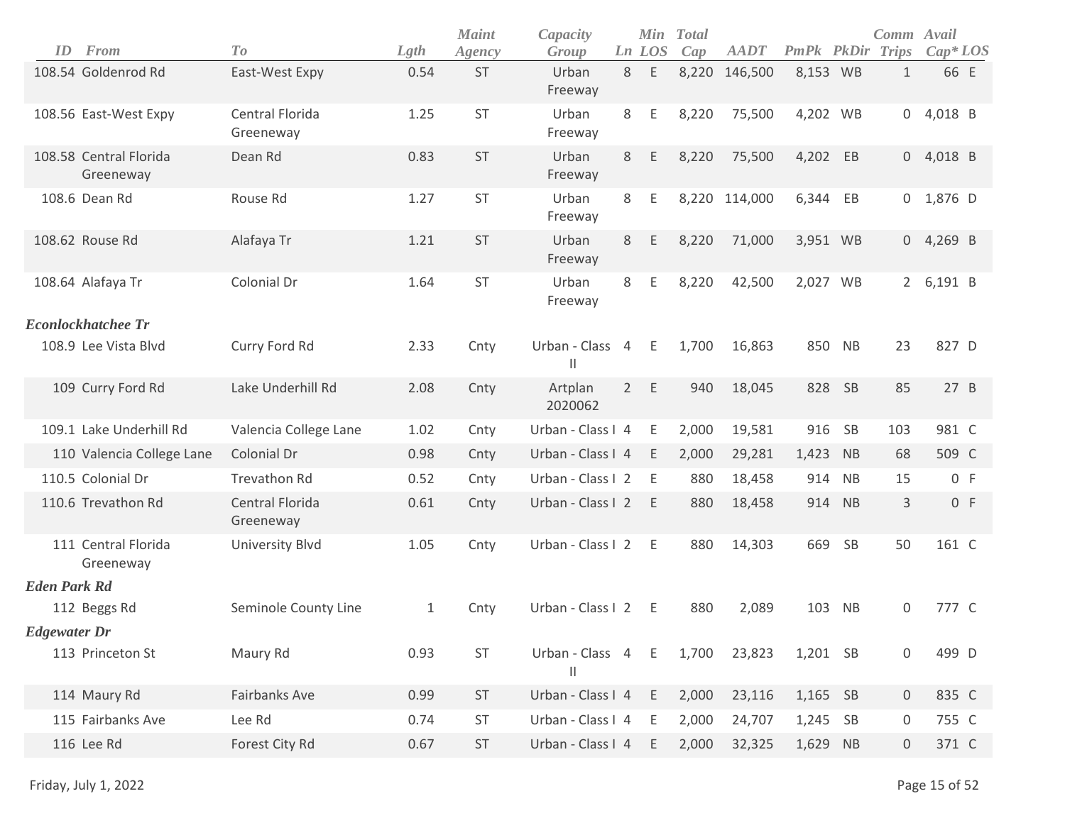| ID | From | To | Lgth | Maint Agency | Capacity Group | Ln | Min LOS | Total Cap | AADT | PmPk | PkDir | Comm Trips | Avail Cap* | LOS |
|---|---|---|---|---|---|---|---|---|---|---|---|---|---|---|
| 108.54 | Goldenrod Rd | East-West Expy | 0.54 | ST | Urban Freeway | 8 | E | 8,220 | 146,500 | 8,153 | WB | 1 | 66 | E |
| 108.56 | East-West Expy | Central Florida Greeneway | 1.25 | ST | Urban Freeway | 8 | E | 8,220 | 75,500 | 4,202 | WB | 0 | 4,018 | B |
| 108.58 | Central Florida Greeneway | Dean Rd | 0.83 | ST | Urban Freeway | 8 | E | 8,220 | 75,500 | 4,202 | EB | 0 | 4,018 | B |
| 108.6 | Dean Rd | Rouse Rd | 1.27 | ST | Urban Freeway | 8 | E | 8,220 | 114,000 | 6,344 | EB | 0 | 1,876 | D |
| 108.62 | Rouse Rd | Alafaya Tr | 1.21 | ST | Urban Freeway | 8 | E | 8,220 | 71,000 | 3,951 | WB | 0 | 4,269 | B |
| 108.64 | Alafaya Tr | Colonial Dr | 1.64 | ST | Urban Freeway | 8 | E | 8,220 | 42,500 | 2,027 | WB | 2 | 6,191 | B |
| ***Econlockhatchee Tr*** | | | | | | | | | | | | | | |
| 108.9 | Lee Vista Blvd | Curry Ford Rd | 2.33 | Cnty | Urban - Class II | 4 | E | 1,700 | 16,863 | 850 | NB | 23 | 827 | D |
| 109 | Curry Ford Rd | Lake Underhill Rd | 2.08 | Cnty | Artplan 2020062 | 2 | E | 940 | 18,045 | 828 | SB | 85 | 27 | B |
| 109.1 | Lake Underhill Rd | Valencia College Lane | 1.02 | Cnty | Urban - Class I | 4 | E | 2,000 | 19,581 | 916 | SB | 103 | 981 | C |
| 110 | Valencia College Lane | Colonial Dr | 0.98 | Cnty | Urban - Class I | 4 | E | 2,000 | 29,281 | 1,423 | NB | 68 | 509 | C |
| 110.5 | Colonial Dr | Trevathon Rd | 0.52 | Cnty | Urban - Class I | 2 | E | 880 | 18,458 | 914 | NB | 15 | 0 | F |
| 110.6 | Trevathon Rd | Central Florida Greeneway | 0.61 | Cnty | Urban - Class I | 2 | E | 880 | 18,458 | 914 | NB | 3 | 0 | F |
| 111 | Central Florida Greeneway | University Blvd | 1.05 | Cnty | Urban - Class I | 2 | E | 880 | 14,303 | 669 | SB | 50 | 161 | C |
| ***Eden Park Rd*** | | | | | | | | | | | | | | |
| 112 | Beggs Rd | Seminole County Line | 1 | Cnty | Urban - Class I | 2 | E | 880 | 2,089 | 103 | NB | 0 | 777 | C |
| ***Edgewater Dr*** | | | | | | | | | | | | | | |
| 113 | Princeton St | Maury Rd | 0.93 | ST | Urban - Class II | 4 | E | 1,700 | 23,823 | 1,201 | SB | 0 | 499 | D |
| 114 | Maury Rd | Fairbanks Ave | 0.99 | ST | Urban - Class I | 4 | E | 2,000 | 23,116 | 1,165 | SB | 0 | 835 | C |
| 115 | Fairbanks Ave | Lee Rd | 0.74 | ST | Urban - Class I | 4 | E | 2,000 | 24,707 | 1,245 | SB | 0 | 755 | C |
| 116 | Lee Rd | Forest City Rd | 0.67 | ST | Urban - Class I | 4 | E | 2,000 | 32,325 | 1,629 | NB | 0 | 371 | C |

Friday, July 1, 2022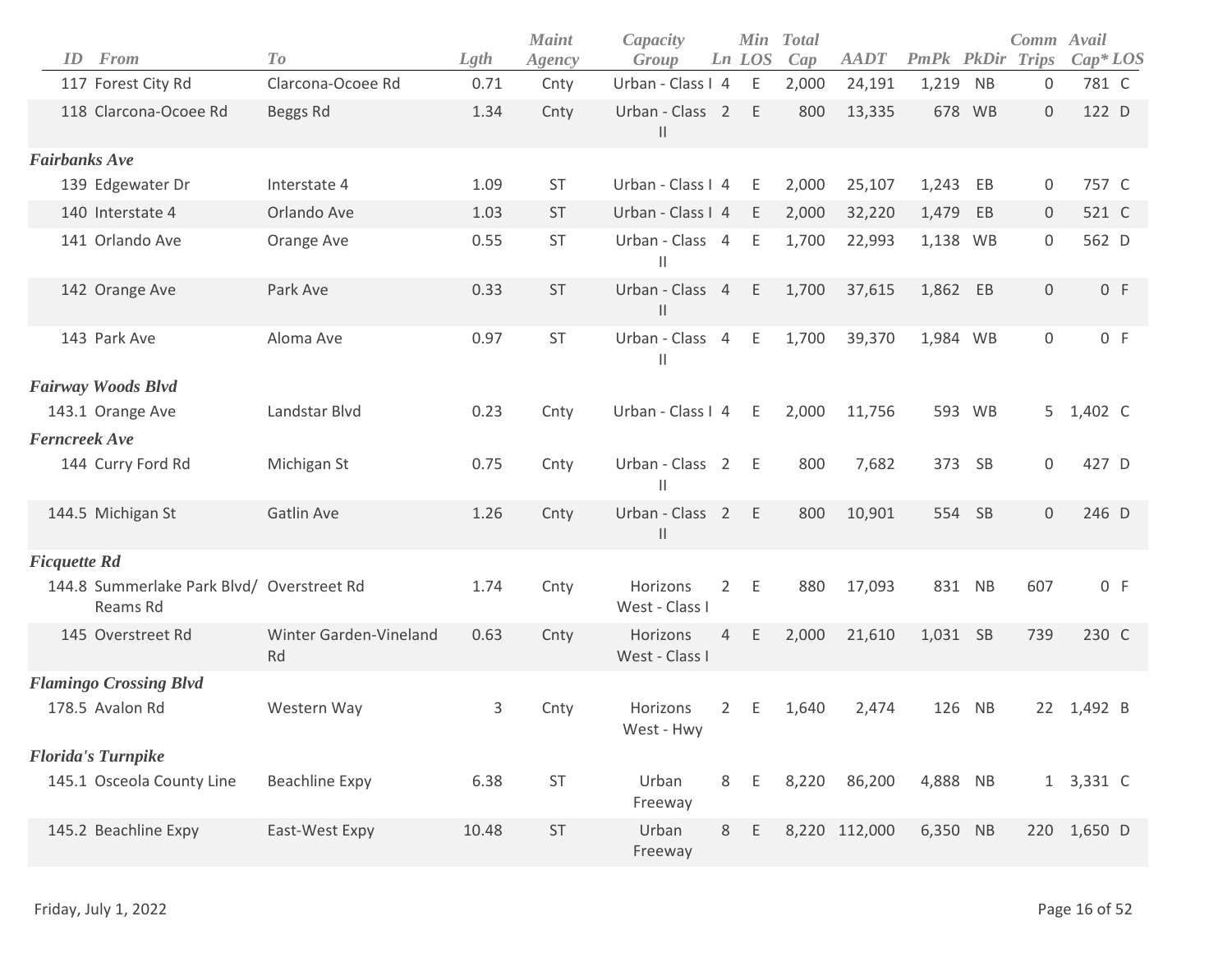| ID | From | To | Lgth | Maint Agency | Capacity Group | Ln | Min LOS | Total Cap | AADT | PmPk | PkDir | Comm Trips | Avail Cap* | LOS |
|---|---|---|---|---|---|---|---|---|---|---|---|---|---|---|
| 117 | Forest City Rd | Clarcona-Ocoee Rd | 0.71 | Cnty | Urban - Class I | 4 | E | 2,000 | 24,191 | 1,219 | NB | 0 | 781 | C |
| 118 | Clarcona-Ocoee Rd | Beggs Rd | 1.34 | Cnty | Urban - Class II | 2 | E | 800 | 13,335 | 678 | WB | 0 | 122 | D |
| ***Fairbanks Ave*** | | | | | | | | | | | | | | |
| 139 | Edgewater Dr | Interstate 4 | 1.09 | ST | Urban - Class I | 4 | E | 2,000 | 25,107 | 1,243 | EB | 0 | 757 | C |
| 140 | Interstate 4 | Orlando Ave | 1.03 | ST | Urban - Class I | 4 | E | 2,000 | 32,220 | 1,479 | EB | 0 | 521 | C |
| 141 | Orlando Ave | Orange Ave | 0.55 | ST | Urban - Class II | 4 | E | 1,700 | 22,993 | 1,138 | WB | 0 | 562 | D |
| 142 | Orange Ave | Park Ave | 0.33 | ST | Urban - Class II | 4 | E | 1,700 | 37,615 | 1,862 | EB | 0 | 0 | F |
| 143 | Park Ave | Aloma Ave | 0.97 | ST | Urban - Class II | 4 | E | 1,700 | 39,370 | 1,984 | WB | 0 | 0 | F |
| ***Fairway Woods Blvd*** | | | | | | | | | | | | | | |
| 143.1 | Orange Ave | Landstar Blvd | 0.23 | Cnty | Urban - Class I | 4 | E | 2,000 | 11,756 | 593 | WB | 5 | 1,402 | C |
| ***Ferncreek Ave*** | | | | | | | | | | | | | | |
| 144 | Curry Ford Rd | Michigan St | 0.75 | Cnty | Urban - Class II | 2 | E | 800 | 7,682 | 373 | SB | 0 | 427 | D |
| 144.5 | Michigan St | Gatlin Ave | 1.26 | Cnty | Urban - Class II | 2 | E | 800 | 10,901 | 554 | SB | 0 | 246 | D |
| ***Ficquette Rd*** | | | | | | | | | | | | | | |
| 144.8 | Summerlake Park Blvd/ Reams Rd | Overstreet Rd | 1.74 | Cnty | Horizons West - Class I | 2 | E | 880 | 17,093 | 831 | NB | 607 | 0 | F |
| 145 | Overstreet Rd | Winter Garden-Vineland Rd | 0.63 | Cnty | Horizons West - Class I | 4 | E | 2,000 | 21,610 | 1,031 | SB | 739 | 230 | C |
| ***Flamingo Crossing Blvd*** | | | | | | | | | | | | | | |
| 178.5 | Avalon Rd | Western Way | 3 | Cnty | Horizons West - Hwy | 2 | E | 1,640 | 2,474 | 126 | NB | 22 | 1,492 | B |
| ***Florida's Turnpike*** | | | | | | | | | | | | | | |
| 145.1 | Osceola County Line | Beachline Expy | 6.38 | ST | Urban Freeway | 8 | E | 8,220 | 86,200 | 4,888 | NB | 1 | 3,331 | C |
| 145.2 | Beachline Expy | East-West Expy | 10.48 | ST | Urban Freeway | 8 | E | 8,220 | 112,000 | 6,350 | NB | 220 | 1,650 | D |

Friday, July 1, 2022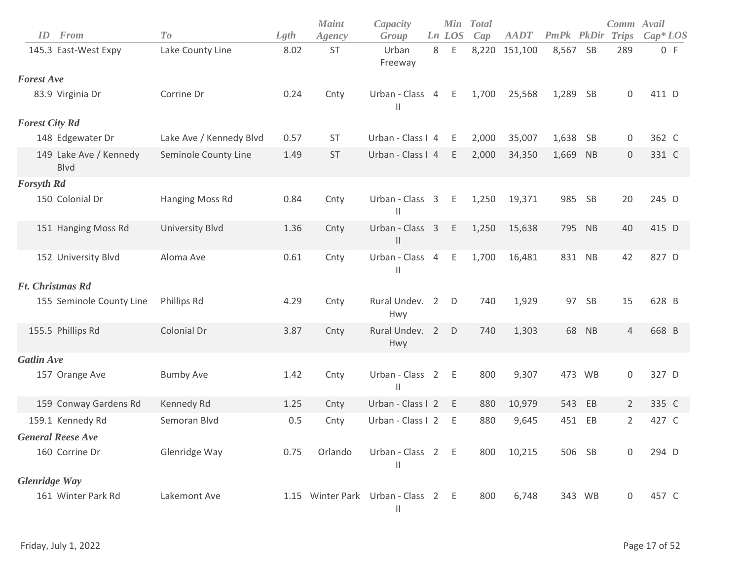| ID | From | To | Lgth | Maint Agency | Capacity Group | Ln | Min LOS | Total Cap | AADT | PmPk | PkDir | Comm Trips | Avail Cap* | LOS |
|---|---|---|---|---|---|---|---|---|---|---|---|---|---|---|
| 145.3 | East-West Expy | Lake County Line | 8.02 | ST | Urban Freeway | 8 | E | 8,220 | 151,100 | 8,567 | SB | 289 | 0 | F |
| ***Forest Ave*** | | | | | | | | | | | | | | |
| 83.9 | Virginia Dr | Corrine Dr | 0.24 | Cnty | Urban - Class II | 4 | E | 1,700 | 25,568 | 1,289 | SB | 0 | 411 | D |
| ***Forest City Rd*** | | | | | | | | | | | | | | |
| 148 | Edgewater Dr | Lake Ave / Kennedy Blvd | 0.57 | ST | Urban - Class I | 4 | E | 2,000 | 35,007 | 1,638 | SB | 0 | 362 | C |
| 149 | Lake Ave / Kennedy Blvd | Seminole County Line | 1.49 | ST | Urban - Class I | 4 | E | 2,000 | 34,350 | 1,669 | NB | 0 | 331 | C |
| ***Forsyth Rd*** | | | | | | | | | | | | | | |
| 150 | Colonial Dr | Hanging Moss Rd | 0.84 | Cnty | Urban - Class II | 3 | E | 1,250 | 19,371 | 985 | SB | 20 | 245 | D |
| 151 | Hanging Moss Rd | University Blvd | 1.36 | Cnty | Urban - Class II | 3 | E | 1,250 | 15,638 | 795 | NB | 40 | 415 | D |
| 152 | University Blvd | Aloma Ave | 0.61 | Cnty | Urban - Class II | 4 | E | 1,700 | 16,481 | 831 | NB | 42 | 827 | D |
| ***Ft. Christmas Rd*** | | | | | | | | | | | | | | |
| 155 | Seminole County Line | Phillips Rd | 4.29 | Cnty | Rural Undev. Hwy | 2 | D | 740 | 1,929 | 97 | SB | 15 | 628 | B |
| 155.5 | Phillips Rd | Colonial Dr | 3.87 | Cnty | Rural Undev. Hwy | 2 | D | 740 | 1,303 | 68 | NB | 4 | 668 | B |
| ***Gatlin Ave*** | | | | | | | | | | | | | | |
| 157 | Orange Ave | Bumby Ave | 1.42 | Cnty | Urban - Class II | 2 | E | 800 | 9,307 | 473 | WB | 0 | 327 | D |
| 159 | Conway Gardens Rd | Kennedy Rd | 1.25 | Cnty | Urban - Class I | 2 | E | 880 | 10,979 | 543 | EB | 2 | 335 | C |
| 159.1 | Kennedy Rd | Semoran Blvd | 0.5 | Cnty | Urban - Class I | 2 | E | 880 | 9,645 | 451 | EB | 2 | 427 | C |
| ***General Reese Ave*** | | | | | | | | | | | | | | |
| 160 | Corrine Dr | Glenridge Way | 0.75 | Orlando | Urban - Class II | 2 | E | 800 | 10,215 | 506 | SB | 0 | 294 | D |
| ***Glenridge Way*** | | | | | | | | | | | | | | |
| 161 | Winter Park Rd | Lakemont Ave | 1.15 | Winter Park | Urban - Class II | 2 | E | 800 | 6,748 | 343 | WB | 0 | 457 | C |

Friday, July 1, 2022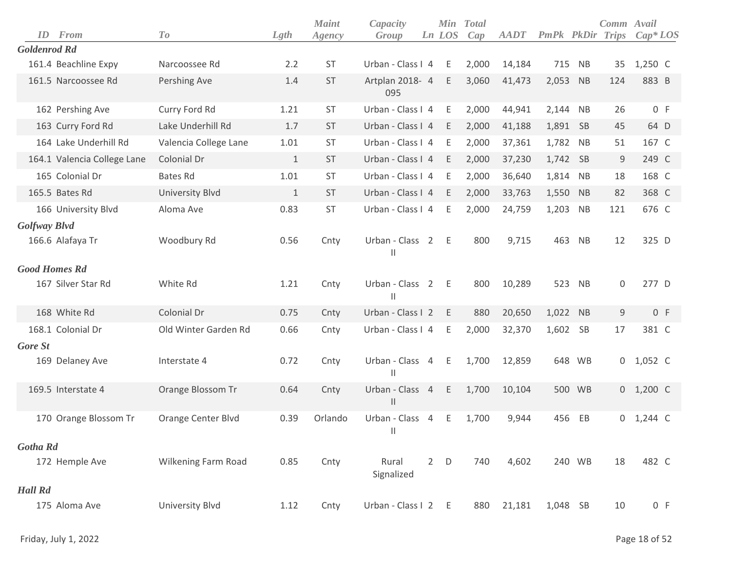| ID | From | To | Lgth | Maint Agency | Capacity Group | Ln | Min LOS | Total Cap | AADT | PmPk | PkDir | Comm Trips | Avail Cap* | LOS |
|---|---|---|---|---|---|---|---|---|---|---|---|---|---|---|
| ***Goldenrod Rd*** | | | | | | | | | | | | | | |
| 161.4 | Beachline Expy | Narcoossee Rd | 2.2 | ST | Urban - Class I | 4 | E | 2,000 | 14,184 | 715 | NB | 35 | 1,250 | C |
| 161.5 | Narcoossee Rd | Pershing Ave | 1.4 | ST | Artplan 2018-095 | 4 | E | 3,060 | 41,473 | 2,053 | NB | 124 | 883 | B |
| 162 | Pershing Ave | Curry Ford Rd | 1.21 | ST | Urban - Class I | 4 | E | 2,000 | 44,941 | 2,144 | NB | 26 | 0 | F |
| 163 | Curry Ford Rd | Lake Underhill Rd | 1.7 | ST | Urban - Class I | 4 | E | 2,000 | 41,188 | 1,891 | SB | 45 | 64 | D |
| 164 | Lake Underhill Rd | Valencia College Lane | 1.01 | ST | Urban - Class I | 4 | E | 2,000 | 37,361 | 1,782 | NB | 51 | 167 | C |
| 164.1 | Valencia College Lane | Colonial Dr | 1 | ST | Urban - Class I | 4 | E | 2,000 | 37,230 | 1,742 | SB | 9 | 249 | C |
| 165 | Colonial Dr | Bates Rd | 1.01 | ST | Urban - Class I | 4 | E | 2,000 | 36,640 | 1,814 | NB | 18 | 168 | C |
| 165.5 | Bates Rd | University Blvd | 1 | ST | Urban - Class I | 4 | E | 2,000 | 33,763 | 1,550 | NB | 82 | 368 | C |
| 166 | University Blvd | Aloma Ave | 0.83 | ST | Urban - Class I | 4 | E | 2,000 | 24,759 | 1,203 | NB | 121 | 676 | C |
| ***Golfway Blvd*** | | | | | | | | | | | | | | |
| 166.6 | Alafaya Tr | Woodbury Rd | 0.56 | Cnty | Urban - Class II | 2 | E | 800 | 9,715 | 463 | NB | 12 | 325 | D |
| ***Good Homes Rd*** | | | | | | | | | | | | | | |
| 167 | Silver Star Rd | White Rd | 1.21 | Cnty | Urban - Class II | 2 | E | 800 | 10,289 | 523 | NB | 0 | 277 | D |
| 168 | White Rd | Colonial Dr | 0.75 | Cnty | Urban - Class I | 2 | E | 880 | 20,650 | 1,022 | NB | 9 | 0 | F |
| 168.1 | Colonial Dr | Old Winter Garden Rd | 0.66 | Cnty | Urban - Class I | 4 | E | 2,000 | 32,370 | 1,602 | SB | 17 | 381 | C |
| ***Gore St*** | | | | | | | | | | | | | | |
| 169 | Delaney Ave | Interstate 4 | 0.72 | Cnty | Urban - Class II | 4 | E | 1,700 | 12,859 | 648 | WB | 0 | 1,052 | C |
| 169.5 | Interstate 4 | Orange Blossom Tr | 0.64 | Cnty | Urban - Class II | 4 | E | 1,700 | 10,104 | 500 | WB | 0 | 1,200 | C |
| 170 | Orange Blossom Tr | Orange Center Blvd | 0.39 | Orlando | Urban - Class II | 4 | E | 1,700 | 9,944 | 456 | EB | 0 | 1,244 | C |
| ***Gotha Rd*** | | | | | | | | | | | | | | |
| 172 | Hemple Ave | Wilkening Farm Road | 0.85 | Cnty | Rural Signalized | 2 | D | 740 | 4,602 | 240 | WB | 18 | 482 | C |
| ***Hall Rd*** | | | | | | | | | | | | | | |
| 175 | Aloma Ave | University Blvd | 1.12 | Cnty | Urban - Class I | 2 | E | 880 | 21,181 | 1,048 | SB | 10 | 0 | F |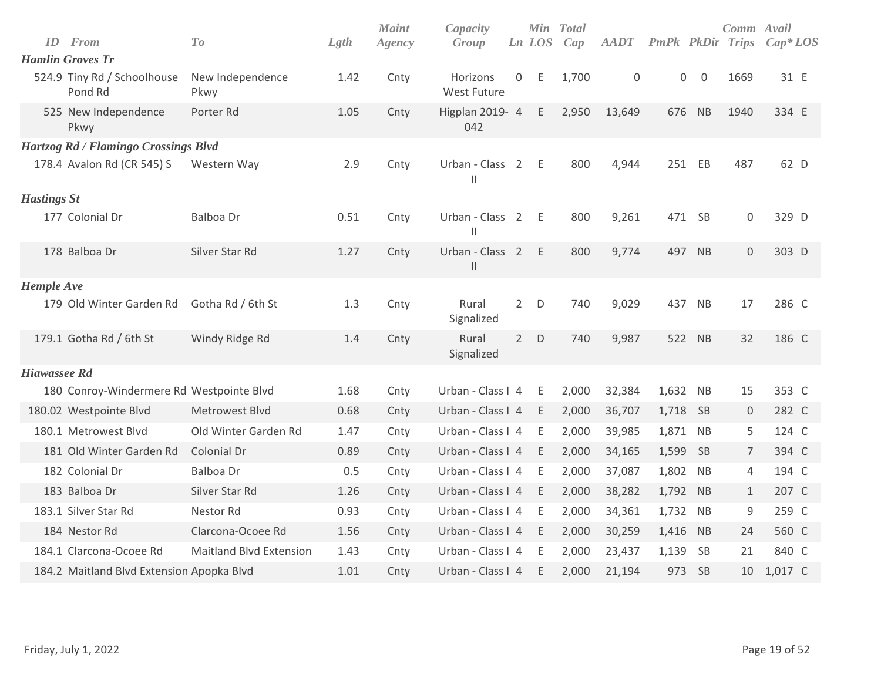| ID | From | To | Lgth | Maint Agency | Capacity Group | Ln | Min LOS | Total Cap | AADT | PmPk | PkDir | Comm Trips | Avail Cap* | LOS |
|---|---|---|---|---|---|---|---|---|---|---|---|---|---|---|
| ***Hamlin Groves Tr*** | | | | | | | | | | | | | | |
| 524.9 | Tiny Rd / Schoolhouse Pond Rd | New Independence Pkwy | 1.42 | Cnty | Horizons West Future | 0 | E | 1,700 | 0 | 0 | 0 | 1669 | 31 | E |
| 525 | New Independence Pkwy | Porter Rd | 1.05 | Cnty | Higplan 2019-042 | 4 | E | 2,950 | 13,649 | 676 | NB | 1940 | 334 | E |
| ***Hartzog Rd / Flamingo Crossings Blvd*** | | | | | | | | | | | | | | |
| 178.4 | Avalon Rd (CR 545) S | Western Way | 2.9 | Cnty | Urban - Class II | 2 | E | 800 | 4,944 | 251 | EB | 487 | 62 | D |
| ***Hastings St*** | | | | | | | | | | | | | | |
| 177 | Colonial Dr | Balboa Dr | 0.51 | Cnty | Urban - Class II | 2 | E | 800 | 9,261 | 471 | SB | 0 | 329 | D |
| 178 | Balboa Dr | Silver Star Rd | 1.27 | Cnty | Urban - Class II | 2 | E | 800 | 9,774 | 497 | NB | 0 | 303 | D |
| ***Hemple Ave*** | | | | | | | | | | | | | | |
| 179 | Old Winter Garden Rd | Gotha Rd / 6th St | 1.3 | Cnty | Rural Signalized | 2 | D | 740 | 9,029 | 437 | NB | 17 | 286 | C |
| 179.1 | Gotha Rd / 6th St | Windy Ridge Rd | 1.4 | Cnty | Rural Signalized | 2 | D | 740 | 9,987 | 522 | NB | 32 | 186 | C |
| ***Hiawassee Rd*** | | | | | | | | | | | | | | |
| 180 | Conroy-Windermere Rd | Westpointe Blvd | 1.68 | Cnty | Urban - Class I | 4 | E | 2,000 | 32,384 | 1,632 | NB | 15 | 353 | C |
| 180.02 | Westpointe Blvd | Metrowest Blvd | 0.68 | Cnty | Urban - Class I | 4 | E | 2,000 | 36,707 | 1,718 | SB | 0 | 282 | C |
| 180.1 | Metrowest Blvd | Old Winter Garden Rd | 1.47 | Cnty | Urban - Class I | 4 | E | 2,000 | 39,985 | 1,871 | NB | 5 | 124 | C |
| 181 | Old Winter Garden Rd | Colonial Dr | 0.89 | Cnty | Urban - Class I | 4 | E | 2,000 | 34,165 | 1,599 | SB | 7 | 394 | C |
| 182 | Colonial Dr | Balboa Dr | 0.5 | Cnty | Urban - Class I | 4 | E | 2,000 | 37,087 | 1,802 | NB | 4 | 194 | C |
| 183 | Balboa Dr | Silver Star Rd | 1.26 | Cnty | Urban - Class I | 4 | E | 2,000 | 38,282 | 1,792 | NB | 1 | 207 | C |
| 183.1 | Silver Star Rd | Nestor Rd | 0.93 | Cnty | Urban - Class I | 4 | E | 2,000 | 34,361 | 1,732 | NB | 9 | 259 | C |
| 184 | Nestor Rd | Clarcona-Ocoee Rd | 1.56 | Cnty | Urban - Class I | 4 | E | 2,000 | 30,259 | 1,416 | NB | 24 | 560 | C |
| 184.1 | Clarcona-Ocoee Rd | Maitland Blvd Extension | 1.43 | Cnty | Urban - Class I | 4 | E | 2,000 | 23,437 | 1,139 | SB | 21 | 840 | C |
| 184.2 | Maitland Blvd Extension | Apopka Blvd | 1.01 | Cnty | Urban - Class I | 4 | E | 2,000 | 21,194 | 973 | SB | 10 | 1,017 | C |

Friday, July 1, 2022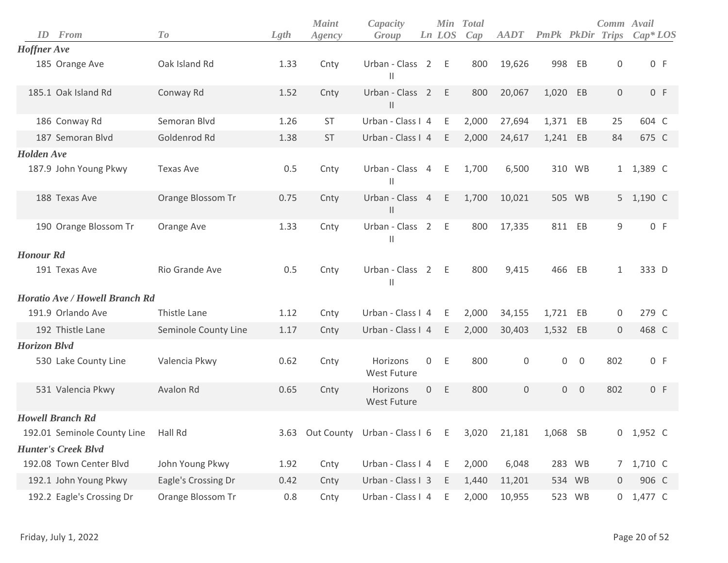| ID | From | To | Lgth | Maint Agency | Capacity Group | Ln | Min LOS | Total Cap | AADT | PmPk | PkDir | Comm Trips | Avail Cap* | LOS |
|---|---|---|---|---|---|---|---|---|---|---|---|---|---|---|
| ***Hoffner Ave*** | | | | | | | | | | | | | | |
| 185 | Orange Ave | Oak Island Rd | 1.33 | Cnty | Urban - Class II | 2 | E | 800 | 19,626 | 998 | EB | 0 | 0 | F |
| 185.1 | Oak Island Rd | Conway Rd | 1.52 | Cnty | Urban - Class II | 2 | E | 800 | 20,067 | 1,020 | EB | 0 | 0 | F |
| 186 | Conway Rd | Semoran Blvd | 1.26 | ST | Urban - Class I | 4 | E | 2,000 | 27,694 | 1,371 | EB | 25 | 604 | C |
| 187 | Semoran Blvd | Goldenrod Rd | 1.38 | ST | Urban - Class I | 4 | E | 2,000 | 24,617 | 1,241 | EB | 84 | 675 | C |
| ***Holden Ave*** | | | | | | | | | | | | | | |
| 187.9 | John Young Pkwy | Texas Ave | 0.5 | Cnty | Urban - Class II | 4 | E | 1,700 | 6,500 | 310 | WB | 1 | 1,389 | C |
| 188 | Texas Ave | Orange Blossom Tr | 0.75 | Cnty | Urban - Class II | 4 | E | 1,700 | 10,021 | 505 | WB | 5 | 1,190 | C |
| 190 | Orange Blossom Tr | Orange Ave | 1.33 | Cnty | Urban - Class II | 2 | E | 800 | 17,335 | 811 | EB | 9 | 0 | F |
| ***Honour Rd*** | | | | | | | | | | | | | | |
| 191 | Texas Ave | Rio Grande Ave | 0.5 | Cnty | Urban - Class II | 2 | E | 800 | 9,415 | 466 | EB | 1 | 333 | D |
| ***Horatio Ave / Howell Branch Rd*** | | | | | | | | | | | | | | |
| 191.9 | Orlando Ave | Thistle Lane | 1.12 | Cnty | Urban - Class I | 4 | E | 2,000 | 34,155 | 1,721 | EB | 0 | 279 | C |
| 192 | Thistle Lane | Seminole County Line | 1.17 | Cnty | Urban - Class I | 4 | E | 2,000 | 30,403 | 1,532 | EB | 0 | 468 | C |
| ***Horizon Blvd*** | | | | | | | | | | | | | | |
| 530 | Lake County Line | Valencia Pkwy | 0.62 | Cnty | Horizons West Future | 0 | E | 800 | 0 | 0 | 0 | 802 | 0 | F |
| 531 | Valencia Pkwy | Avalon Rd | 0.65 | Cnty | Horizons West Future | 0 | E | 800 | 0 | 0 | 0 | 802 | 0 | F |
| ***Howell Branch Rd*** | | | | | | | | | | | | | | |
| 192.01 | Seminole County Line | Hall Rd | 3.63 | Out County | Urban - Class I | 6 | E | 3,020 | 21,181 | 1,068 | SB | 0 | 1,952 | C |
| ***Hunter's Creek Blvd*** | | | | | | | | | | | | | | |
| 192.08 | Town Center Blvd | John Young Pkwy | 1.92 | Cnty | Urban - Class I | 4 | E | 2,000 | 6,048 | 283 | WB | 7 | 1,710 | C |
| 192.1 | John Young Pkwy | Eagle's Crossing Dr | 0.42 | Cnty | Urban - Class I | 3 | E | 1,440 | 11,201 | 534 | WB | 0 | 906 | C |
| 192.2 | Eagle's Crossing Dr | Orange Blossom Tr | 0.8 | Cnty | Urban - Class I | 4 | E | 2,000 | 10,955 | 523 | WB | 0 | 1,477 | C |

Friday, July 1, 2022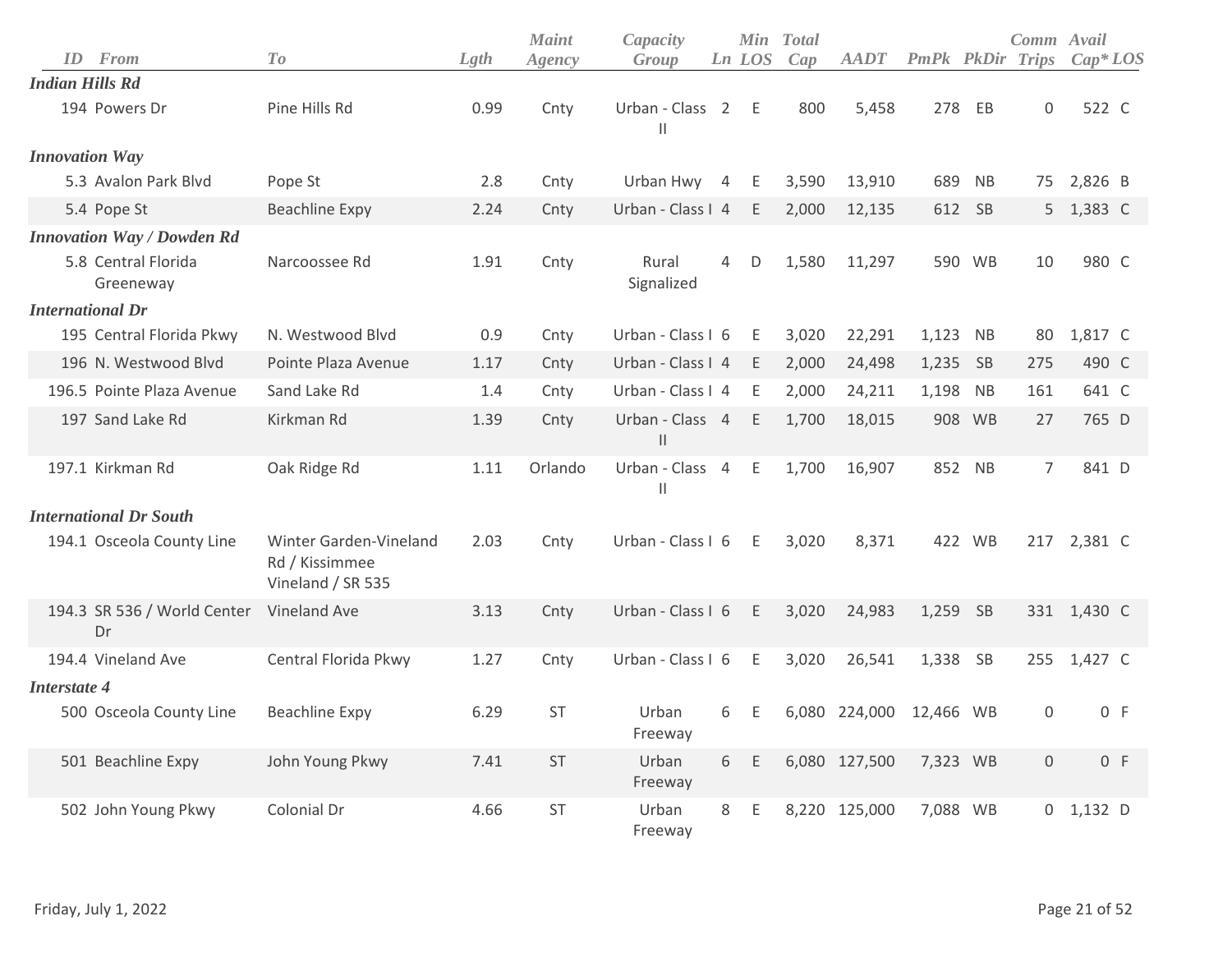| ID | From | To | Lgth | Maint Agency | Capacity Group | Ln | Min LOS | Total Cap | AADT | PmPk | PkDir | Comm Trips | Avail Cap* | LOS |
|---|---|---|---|---|---|---|---|---|---|---|---|---|---|---|
| ***Indian Hills Rd*** | | | | | | | | | | | | | | |
| 194 | Powers Dr | Pine Hills Rd | 0.99 | Cnty | Urban - Class II | 2 | E | 800 | 5,458 | 278 | EB | 0 | 522 | C |
| ***Innovation Way*** | | | | | | | | | | | | | | |
| 5.3 | Avalon Park Blvd | Pope St | 2.8 | Cnty | Urban Hwy | 4 | E | 3,590 | 13,910 | 689 | NB | 75 | 2,826 | B |
| 5.4 | Pope St | Beachline Expy | 2.24 | Cnty | Urban - Class I | 4 | E | 2,000 | 12,135 | 612 | SB | 5 | 1,383 | C |
| ***Innovation Way / Dowden Rd*** | | | | | | | | | | | | | | |
| 5.8 | Central Florida Greeneway | Narcoossee Rd | 1.91 | Cnty | Rural Signalized | 4 | D | 1,580 | 11,297 | 590 | WB | 10 | 980 | C |
| ***International Dr*** | | | | | | | | | | | | | | |
| 195 | Central Florida Pkwy | N. Westwood Blvd | 0.9 | Cnty | Urban - Class I | 6 | E | 3,020 | 22,291 | 1,123 | NB | 80 | 1,817 | C |
| 196 | N. Westwood Blvd | Pointe Plaza Avenue | 1.17 | Cnty | Urban - Class I | 4 | E | 2,000 | 24,498 | 1,235 | SB | 275 | 490 | C |
| 196.5 | Pointe Plaza Avenue | Sand Lake Rd | 1.4 | Cnty | Urban - Class I | 4 | E | 2,000 | 24,211 | 1,198 | NB | 161 | 641 | C |
| 197 | Sand Lake Rd | Kirkman Rd | 1.39 | Cnty | Urban - Class II | 4 | E | 1,700 | 18,015 | 908 | WB | 27 | 765 | D |
| 197.1 | Kirkman Rd | Oak Ridge Rd | 1.11 | Orlando | Urban - Class II | 4 | E | 1,700 | 16,907 | 852 | NB | 7 | 841 | D |
| ***International Dr South*** | | | | | | | | | | | | | | |
| 194.1 | Osceola County Line | Winter Garden-Vineland Rd / Kissimmee Vineland / SR 535 | 2.03 | Cnty | Urban - Class I | 6 | E | 3,020 | 8,371 | 422 | WB | 217 | 2,381 | C |
| 194.3 | SR 536 / World Center Dr | Vineland Ave | 3.13 | Cnty | Urban - Class I | 6 | E | 3,020 | 24,983 | 1,259 | SB | 331 | 1,430 | C |
| 194.4 | Vineland Ave | Central Florida Pkwy | 1.27 | Cnty | Urban - Class I | 6 | E | 3,020 | 26,541 | 1,338 | SB | 255 | 1,427 | C |
| ***Interstate 4*** | | | | | | | | | | | | | | |
| 500 | Osceola County Line | Beachline Expy | 6.29 | ST | Urban Freeway | 6 | E | 6,080 | 224,000 | 12,466 | WB | 0 | 0 | F |
| 501 | Beachline Expy | John Young Pkwy | 7.41 | ST | Urban Freeway | 6 | E | 6,080 | 127,500 | 7,323 | WB | 0 | 0 | F |
| 502 | John Young Pkwy | Colonial Dr | 4.66 | ST | Urban Freeway | 8 | E | 8,220 | 125,000 | 7,088 | WB | 0 | 1,132 | D |

Friday, July 1, 2022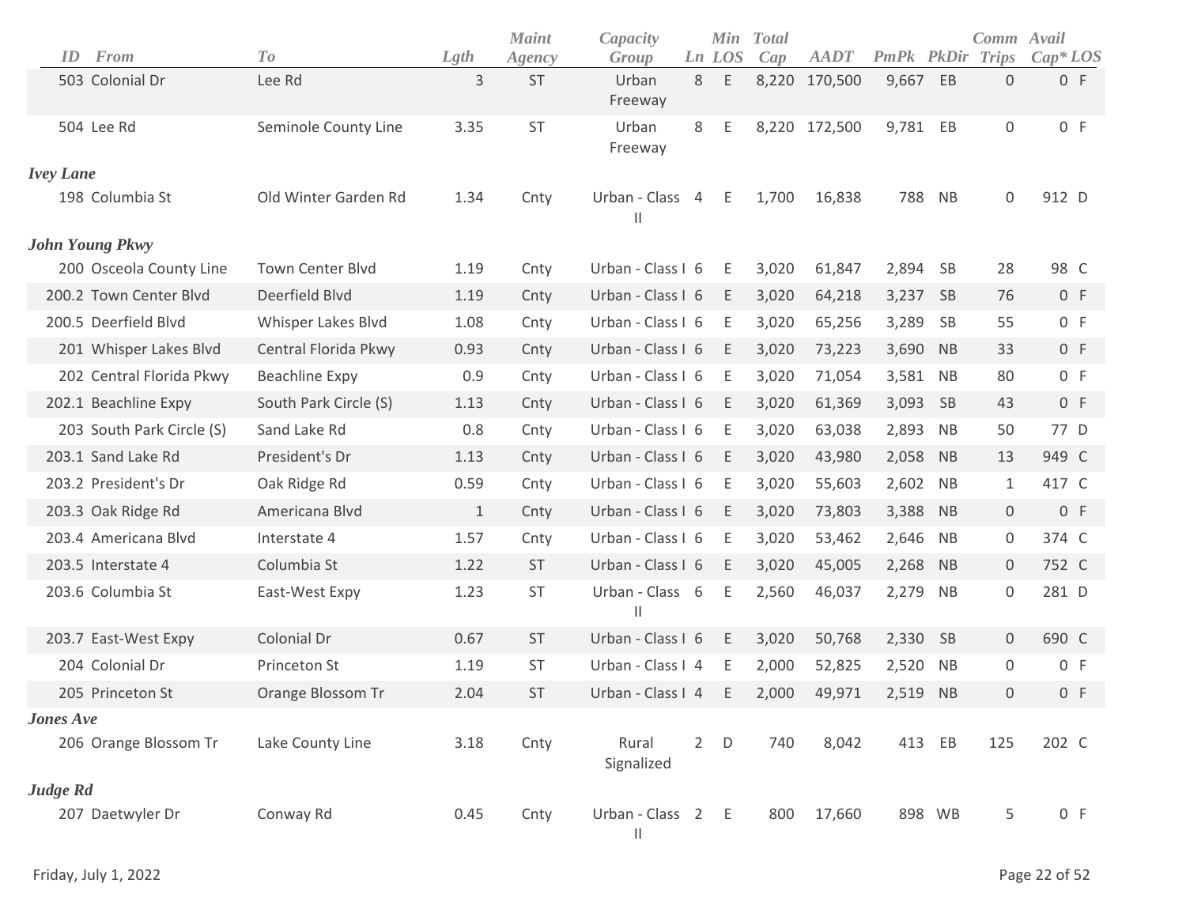| ID | From | To | Lgth | Maint Agency | Capacity Group | Ln | Min LOS | Total Cap | AADT | PmPk | PkDir | Comm Trips | Avail Cap* | LOS |
|---|---|---|---|---|---|---|---|---|---|---|---|---|---|---|
| 503 | Colonial Dr | Lee Rd | 3 | ST | Urban Freeway | 8 | E | 8,220 | 170,500 | 9,667 | EB | 0 | 0 | F |
| 504 | Lee Rd | Seminole County Line | 3.35 | ST | Urban Freeway | 8 | E | 8,220 | 172,500 | 9,781 | EB | 0 | 0 | F |
| ***Ivey Lane*** | | | | | | | | | | | | | | |
| 198 | Columbia St | Old Winter Garden Rd | 1.34 | Cnty | Urban - Class II | 4 | E | 1,700 | 16,838 | 788 | NB | 0 | 912 | D |
| ***John Young Pkwy*** | | | | | | | | | | | | | | |
| 200 | Osceola County Line | Town Center Blvd | 1.19 | Cnty | Urban - Class I | 6 | E | 3,020 | 61,847 | 2,894 | SB | 28 | 98 | C |
| 200.2 | Town Center Blvd | Deerfield Blvd | 1.19 | Cnty | Urban - Class I | 6 | E | 3,020 | 64,218 | 3,237 | SB | 76 | 0 | F |
| 200.5 | Deerfield Blvd | Whisper Lakes Blvd | 1.08 | Cnty | Urban - Class I | 6 | E | 3,020 | 65,256 | 3,289 | SB | 55 | 0 | F |
| 201 | Whisper Lakes Blvd | Central Florida Pkwy | 0.93 | Cnty | Urban - Class I | 6 | E | 3,020 | 73,223 | 3,690 | NB | 33 | 0 | F |
| 202 | Central Florida Pkwy | Beachline Expy | 0.9 | Cnty | Urban - Class I | 6 | E | 3,020 | 71,054 | 3,581 | NB | 80 | 0 | F |
| 202.1 | Beachline Expy | South Park Circle (S) | 1.13 | Cnty | Urban - Class I | 6 | E | 3,020 | 61,369 | 3,093 | SB | 43 | 0 | F |
| 203 | South Park Circle (S) | Sand Lake Rd | 0.8 | Cnty | Urban - Class I | 6 | E | 3,020 | 63,038 | 2,893 | NB | 50 | 77 | D |
| 203.1 | Sand Lake Rd | President's Dr | 1.13 | Cnty | Urban - Class I | 6 | E | 3,020 | 43,980 | 2,058 | NB | 13 | 949 | C |
| 203.2 | President's Dr | Oak Ridge Rd | 0.59 | Cnty | Urban - Class I | 6 | E | 3,020 | 55,603 | 2,602 | NB | 1 | 417 | C |
| 203.3 | Oak Ridge Rd | Americana Blvd | 1 | Cnty | Urban - Class I | 6 | E | 3,020 | 73,803 | 3,388 | NB | 0 | 0 | F |
| 203.4 | Americana Blvd | Interstate 4 | 1.57 | Cnty | Urban - Class I | 6 | E | 3,020 | 53,462 | 2,646 | NB | 0 | 374 | C |
| 203.5 | Interstate 4 | Columbia St | 1.22 | ST | Urban - Class I | 6 | E | 3,020 | 45,005 | 2,268 | NB | 0 | 752 | C |
| 203.6 | Columbia St | East-West Expy | 1.23 | ST | Urban - Class II | 6 | E | 2,560 | 46,037 | 2,279 | NB | 0 | 281 | D |
| 203.7 | East-West Expy | Colonial Dr | 0.67 | ST | Urban - Class I | 6 | E | 3,020 | 50,768 | 2,330 | SB | 0 | 690 | C |
| 204 | Colonial Dr | Princeton St | 1.19 | ST | Urban - Class I | 4 | E | 2,000 | 52,825 | 2,520 | NB | 0 | 0 | F |
| 205 | Princeton St | Orange Blossom Tr | 2.04 | ST | Urban - Class I | 4 | E | 2,000 | 49,971 | 2,519 | NB | 0 | 0 | F |
| ***Jones Ave*** | | | | | | | | | | | | | | |
| 206 | Orange Blossom Tr | Lake County Line | 3.18 | Cnty | Rural Signalized | 2 | D | 740 | 8,042 | 413 | EB | 125 | 202 | C |
| ***Judge Rd*** | | | | | | | | | | | | | | |
| 207 | Daetwyler Dr | Conway Rd | 0.45 | Cnty | Urban - Class II | 2 | E | 800 | 17,660 | 898 | WB | 5 | 0 | F |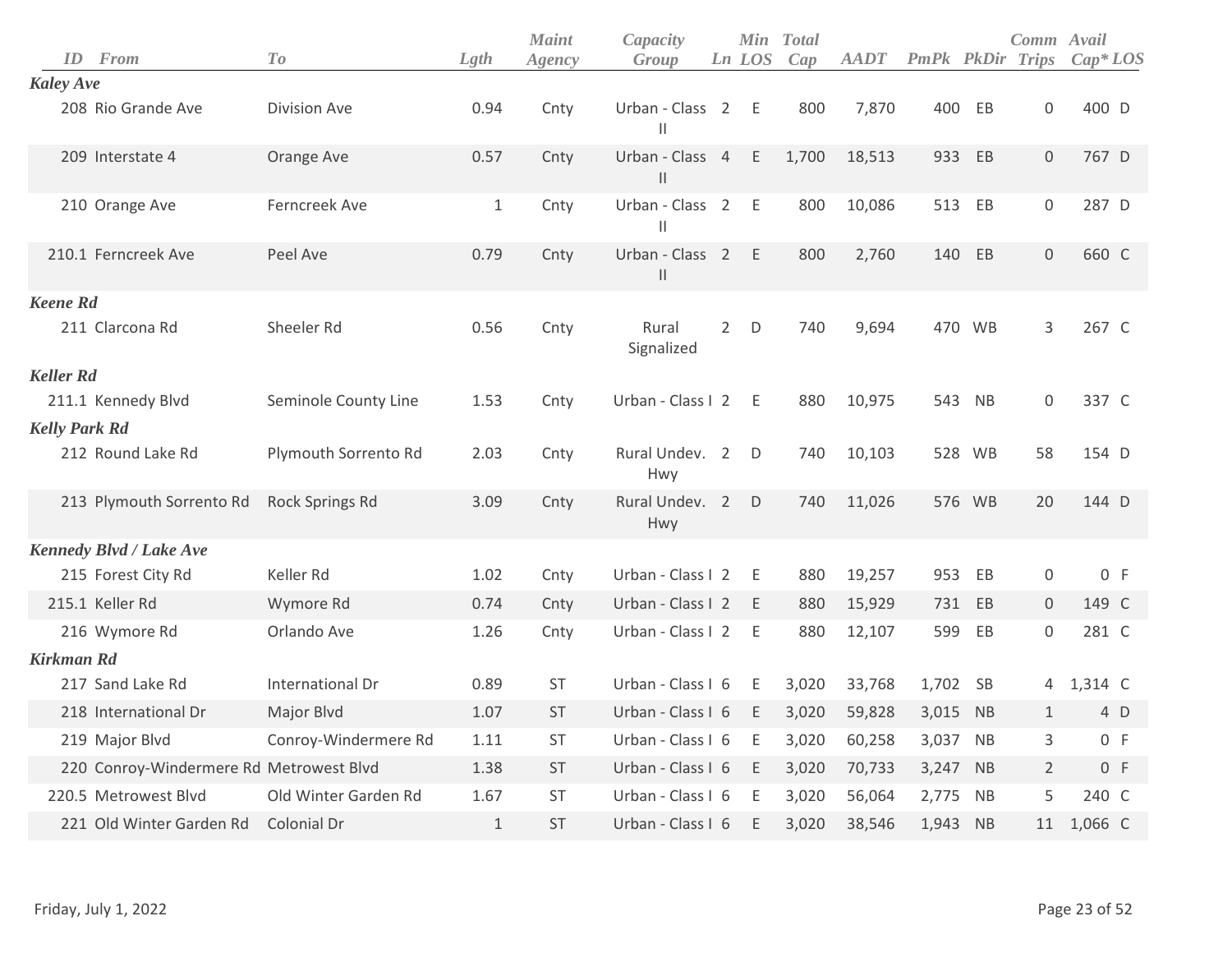| ID | From | To | Lgth | Maint Agency | Capacity Group | Ln | Min LOS | Total Cap | AADT | PmPk | PkDir | Comm Trips | Avail Cap* | LOS |
|---|---|---|---|---|---|---|---|---|---|---|---|---|---|---|
| ***Kaley Ave*** | | | | | | | | | | | | | | |
| 208 | Rio Grande Ave | Division Ave | 0.94 | Cnty | Urban - Class II | 2 | E | 800 | 7,870 | 400 | EB | 0 | 400 | D |
| 209 | Interstate 4 | Orange Ave | 0.57 | Cnty | Urban - Class II | 4 | E | 1,700 | 18,513 | 933 | EB | 0 | 767 | D |
| 210 | Orange Ave | Ferncreek Ave | 1 | Cnty | Urban - Class II | 2 | E | 800 | 10,086 | 513 | EB | 0 | 287 | D |
| 210.1 | Ferncreek Ave | Peel Ave | 0.79 | Cnty | Urban - Class II | 2 | E | 800 | 2,760 | 140 | EB | 0 | 660 | C |
| ***Keene Rd*** | | | | | | | | | | | | | | |
| 211 | Clarcona Rd | Sheeler Rd | 0.56 | Cnty | Rural Signalized | 2 | D | 740 | 9,694 | 470 | WB | 3 | 267 | C |
| ***Keller Rd*** | | | | | | | | | | | | | | |
| 211.1 | Kennedy Blvd | Seminole County Line | 1.53 | Cnty | Urban - Class I | 2 | E | 880 | 10,975 | 543 | NB | 0 | 337 | C |
| ***Kelly Park Rd*** | | | | | | | | | | | | | | |
| 212 | Round Lake Rd | Plymouth Sorrento Rd | 2.03 | Cnty | Rural Undev. Hwy | 2 | D | 740 | 10,103 | 528 | WB | 58 | 154 | D |
| 213 | Plymouth Sorrento Rd | Rock Springs Rd | 3.09 | Cnty | Rural Undev. Hwy | 2 | D | 740 | 11,026 | 576 | WB | 20 | 144 | D |
| ***Kennedy Blvd / Lake Ave*** | | | | | | | | | | | | | | |
| 215 | Forest City Rd | Keller Rd | 1.02 | Cnty | Urban - Class I | 2 | E | 880 | 19,257 | 953 | EB | 0 | 0 | F |
| 215.1 | Keller Rd | Wymore Rd | 0.74 | Cnty | Urban - Class I | 2 | E | 880 | 15,929 | 731 | EB | 0 | 149 | C |
| 216 | Wymore Rd | Orlando Ave | 1.26 | Cnty | Urban - Class I | 2 | E | 880 | 12,107 | 599 | EB | 0 | 281 | C |
| ***Kirkman Rd*** | | | | | | | | | | | | | | |
| 217 | Sand Lake Rd | International Dr | 0.89 | ST | Urban - Class I | 6 | E | 3,020 | 33,768 | 1,702 | SB | 4 | 1,314 | C |
| 218 | International Dr | Major Blvd | 1.07 | ST | Urban - Class I | 6 | E | 3,020 | 59,828 | 3,015 | NB | 1 | 4 | D |
| 219 | Major Blvd | Conroy-Windermere Rd | 1.11 | ST | Urban - Class I | 6 | E | 3,020 | 60,258 | 3,037 | NB | 3 | 0 | F |
| 220 | Conroy-Windermere Rd | Metrowest Blvd | 1.38 | ST | Urban - Class I | 6 | E | 3,020 | 70,733 | 3,247 | NB | 2 | 0 | F |
| 220.5 | Metrowest Blvd | Old Winter Garden Rd | 1.67 | ST | Urban - Class I | 6 | E | 3,020 | 56,064 | 2,775 | NB | 5 | 240 | C |
| 221 | Old Winter Garden Rd | Colonial Dr | 1 | ST | Urban - Class I | 6 | E | 3,020 | 38,546 | 1,943 | NB | 11 | 1,066 | C |

Friday, July 1, 2022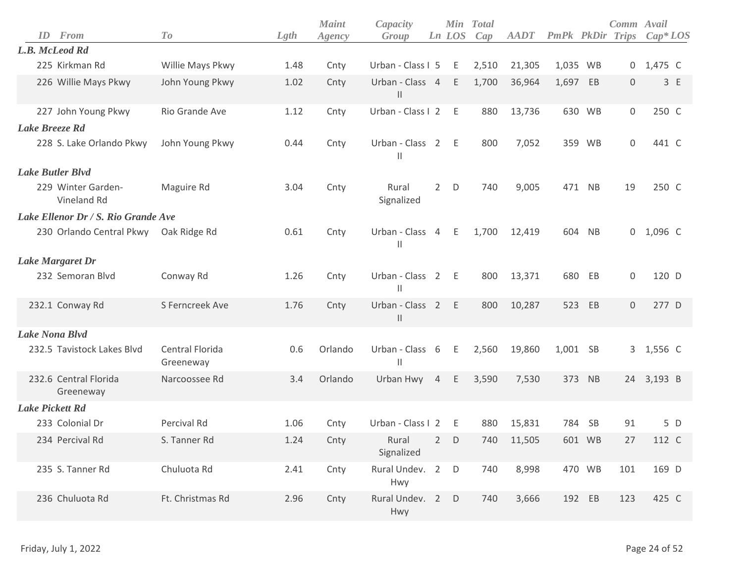| ID | From | To | Lgth | Maint Agency | Capacity Group | Ln | Min LOS | Total Cap | AADT | PmPk | PkDir | Comm Trips | Avail Cap* | LOS |
|---|---|---|---|---|---|---|---|---|---|---|---|---|---|---|
| ***L.B. McLeod Rd*** | | | | | | | | | | | | | | |
| 225 | Kirkman Rd | Willie Mays Pkwy | 1.48 | Cnty | Urban - Class I | 5 | E | 2,510 | 21,305 | 1,035 | WB | 0 | 1,475 | C |
| 226 | Willie Mays Pkwy | John Young Pkwy | 1.02 | Cnty | Urban - Class II | 4 | E | 1,700 | 36,964 | 1,697 | EB | 0 | 3 | E |
| 227 | John Young Pkwy | Rio Grande Ave | 1.12 | Cnty | Urban - Class I | 2 | E | 880 | 13,736 | 630 | WB | 0 | 250 | C |
| ***Lake Breeze Rd*** | | | | | | | | | | | | | | |
| 228 | S. Lake Orlando Pkwy | John Young Pkwy | 0.44 | Cnty | Urban - Class II | 2 | E | 800 | 7,052 | 359 | WB | 0 | 441 | C |
| ***Lake Butler Blvd*** | | | | | | | | | | | | | | |
| 229 | Winter Garden-Vineland Rd | Maguire Rd | 3.04 | Cnty | Rural Signalized | 2 | D | 740 | 9,005 | 471 | NB | 19 | 250 | C |
| ***Lake Ellenor Dr / S. Rio Grande Ave*** | | | | | | | | | | | | | | |
| 230 | Orlando Central Pkwy | Oak Ridge Rd | 0.61 | Cnty | Urban - Class II | 4 | E | 1,700 | 12,419 | 604 | NB | 0 | 1,096 | C |
| ***Lake Margaret Dr*** | | | | | | | | | | | | | | |
| 232 | Semoran Blvd | Conway Rd | 1.26 | Cnty | Urban - Class II | 2 | E | 800 | 13,371 | 680 | EB | 0 | 120 | D |
| 232.1 | Conway Rd | S Ferncreek Ave | 1.76 | Cnty | Urban - Class II | 2 | E | 800 | 10,287 | 523 | EB | 0 | 277 | D |
| ***Lake Nona Blvd*** | | | | | | | | | | | | | | |
| 232.5 | Tavistock Lakes Blvd | Central Florida Greeneway | 0.6 | Orlando | Urban - Class II | 6 | E | 2,560 | 19,860 | 1,001 | SB | 3 | 1,556 | C |
| 232.6 | Central Florida Greeneway | Narcoossee Rd | 3.4 | Orlando | Urban Hwy | 4 | E | 3,590 | 7,530 | 373 | NB | 24 | 3,193 | B |
| ***Lake Pickett Rd*** | | | | | | | | | | | | | | |
| 233 | Colonial Dr | Percival Rd | 1.06 | Cnty | Urban - Class I | 2 | E | 880 | 15,831 | 784 | SB | 91 | 5 | D |
| 234 | Percival Rd | S. Tanner Rd | 1.24 | Cnty | Rural Signalized | 2 | D | 740 | 11,505 | 601 | WB | 27 | 112 | C |
| 235 | S. Tanner Rd | Chuluota Rd | 2.41 | Cnty | Rural Undev. Hwy | 2 | D | 740 | 8,998 | 470 | WB | 101 | 169 | D |
| 236 | Chuluota Rd | Ft. Christmas Rd | 2.96 | Cnty | Rural Undev. Hwy | 2 | D | 740 | 3,666 | 192 | EB | 123 | 425 | C |

Friday, July 1, 2022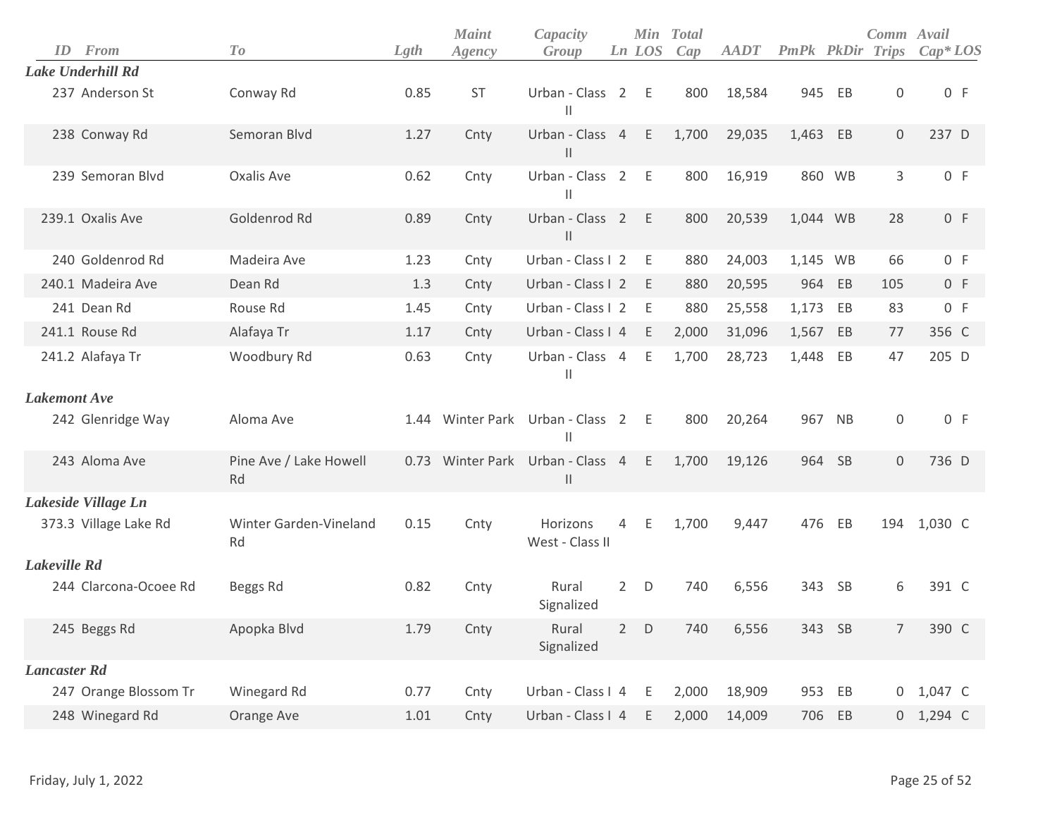| ID | From | To | Lgth | Maint Agency | Capacity Group | Ln | Min LOS | Total Cap | AADT | PmPk | PkDir | Comm Trips | Avail Cap* | LOS |
|---|---|---|---|---|---|---|---|---|---|---|---|---|---|---|
| ***Lake Underhill Rd*** | | | | | | | | | | | | | | |
| 237 | Anderson St | Conway Rd | 0.85 | ST | Urban - Class II | 2 | E | 800 | 18,584 | 945 | EB | 0 | 0 | F |
| 238 | Conway Rd | Semoran Blvd | 1.27 | Cnty | Urban - Class II | 4 | E | 1,700 | 29,035 | 1,463 | EB | 0 | 237 | D |
| 239 | Semoran Blvd | Oxalis Ave | 0.62 | Cnty | Urban - Class II | 2 | E | 800 | 16,919 | 860 | WB | 3 | 0 | F |
| 239.1 | Oxalis Ave | Goldenrod Rd | 0.89 | Cnty | Urban - Class II | 2 | E | 800 | 20,539 | 1,044 | WB | 28 | 0 | F |
| 240 | Goldenrod Rd | Madeira Ave | 1.23 | Cnty | Urban - Class I | 2 | E | 880 | 24,003 | 1,145 | WB | 66 | 0 | F |
| 240.1 | Madeira Ave | Dean Rd | 1.3 | Cnty | Urban - Class I | 2 | E | 880 | 20,595 | 964 | EB | 105 | 0 | F |
| 241 | Dean Rd | Rouse Rd | 1.45 | Cnty | Urban - Class I | 2 | E | 880 | 25,558 | 1,173 | EB | 83 | 0 | F |
| 241.1 | Rouse Rd | Alafaya Tr | 1.17 | Cnty | Urban - Class I | 4 | E | 2,000 | 31,096 | 1,567 | EB | 77 | 356 | C |
| 241.2 | Alafaya Tr | Woodbury Rd | 0.63 | Cnty | Urban - Class II | 4 | E | 1,700 | 28,723 | 1,448 | EB | 47 | 205 | D |
| ***Lakemont Ave*** | | | | | | | | | | | | | | |
| 242 | Glenridge Way | Aloma Ave | 1.44 | Winter Park | Urban - Class II | 2 | E | 800 | 20,264 | 967 | NB | 0 | 0 | F |
| 243 | Aloma Ave | Pine Ave / Lake Howell Rd | 0.73 | Winter Park | Urban - Class II | 4 | E | 1,700 | 19,126 | 964 | SB | 0 | 736 | D |
| ***Lakeside Village Ln*** | | | | | | | | | | | | | | |
| 373.3 | Village Lake Rd | Winter Garden-Vineland Rd | 0.15 | Cnty | Horizons West - Class II | 4 | E | 1,700 | 9,447 | 476 | EB | 194 | 1,030 | C |
| ***Lakeville Rd*** | | | | | | | | | | | | | | |
| 244 | Clarcona-Ocoee Rd | Beggs Rd | 0.82 | Cnty | Rural Signalized | 2 | D | 740 | 6,556 | 343 | SB | 6 | 391 | C |
| 245 | Beggs Rd | Apopka Blvd | 1.79 | Cnty | Rural Signalized | 2 | D | 740 | 6,556 | 343 | SB | 7 | 390 | C |
| ***Lancaster Rd*** | | | | | | | | | | | | | | |
| 247 | Orange Blossom Tr | Winegard Rd | 0.77 | Cnty | Urban - Class I | 4 | E | 2,000 | 18,909 | 953 | EB | 0 | 1,047 | C |
| 248 | Winegard Rd | Orange Ave | 1.01 | Cnty | Urban - Class I | 4 | E | 2,000 | 14,009 | 706 | EB | 0 | 1,294 | C |

Friday, July 1, 2022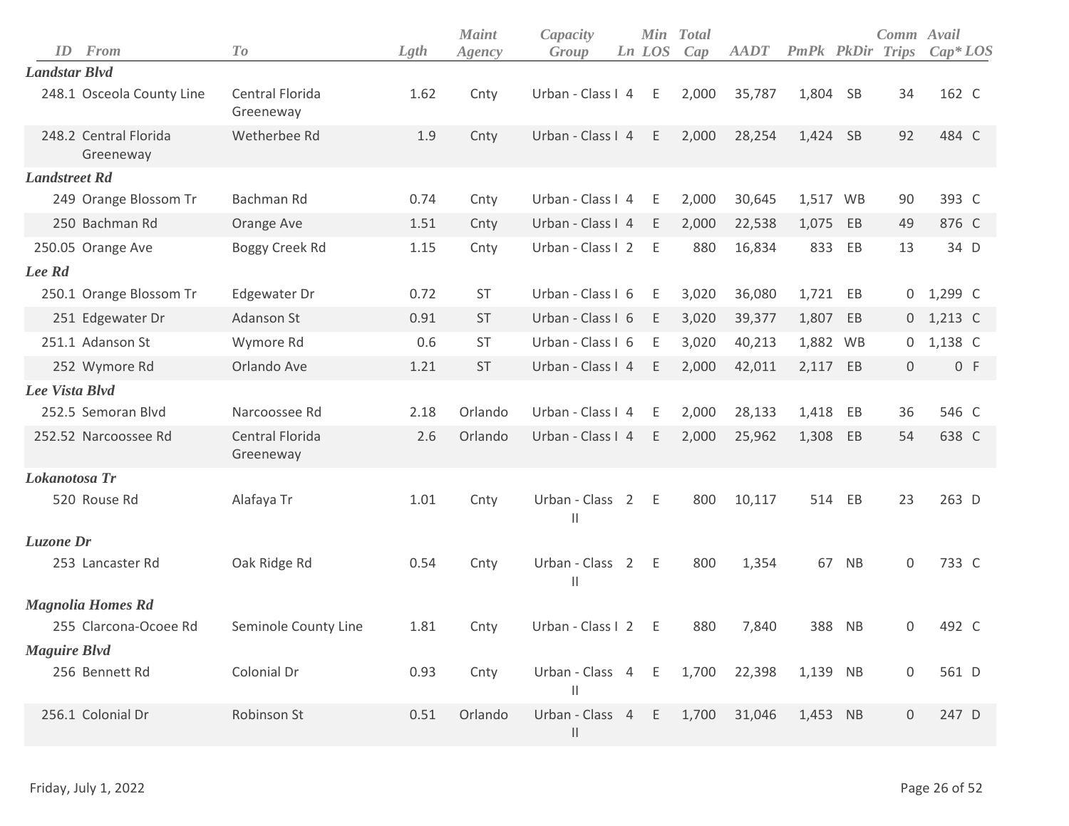| ID | From | To | Lgth | Maint Agency | Capacity Group | Ln | Min LOS | Total Cap | AADT | PmPk | PkDir | Comm Trips | Avail Cap* | LOS |
|---|---|---|---|---|---|---|---|---|---|---|---|---|---|---|
| ***Landstar Blvd*** | | | | | | | | | | | | | | |
| 248.1 | Osceola County Line | Central Florida Greeneway | 1.62 | Cnty | Urban - Class I | 4 | E | 2,000 | 35,787 | 1,804 | SB | 34 | 162 | C |
| 248.2 | Central Florida Greeneway | Wetherbee Rd | 1.9 | Cnty | Urban - Class I | 4 | E | 2,000 | 28,254 | 1,424 | SB | 92 | 484 | C |
| ***Landstreet Rd*** | | | | | | | | | | | | | | |
| 249 | Orange Blossom Tr | Bachman Rd | 0.74 | Cnty | Urban - Class I | 4 | E | 2,000 | 30,645 | 1,517 | WB | 90 | 393 | C |
| 250 | Bachman Rd | Orange Ave | 1.51 | Cnty | Urban - Class I | 4 | E | 2,000 | 22,538 | 1,075 | EB | 49 | 876 | C |
| 250.05 | Orange Ave | Boggy Creek Rd | 1.15 | Cnty | Urban - Class I | 2 | E | 880 | 16,834 | 833 | EB | 13 | 34 | D |
| ***Lee Rd*** | | | | | | | | | | | | | | |
| 250.1 | Orange Blossom Tr | Edgewater Dr | 0.72 | ST | Urban - Class I | 6 | E | 3,020 | 36,080 | 1,721 | EB | 0 | 1,299 | C |
| 251 | Edgewater Dr | Adanson St | 0.91 | ST | Urban - Class I | 6 | E | 3,020 | 39,377 | 1,807 | EB | 0 | 1,213 | C |
| 251.1 | Adanson St | Wymore Rd | 0.6 | ST | Urban - Class I | 6 | E | 3,020 | 40,213 | 1,882 | WB | 0 | 1,138 | C |
| 252 | Wymore Rd | Orlando Ave | 1.21 | ST | Urban - Class I | 4 | E | 2,000 | 42,011 | 2,117 | EB | 0 | 0 | F |
| ***Lee Vista Blvd*** | | | | | | | | | | | | | | |
| 252.5 | Semoran Blvd | Narcoossee Rd | 2.18 | Orlando | Urban - Class I | 4 | E | 2,000 | 28,133 | 1,418 | EB | 36 | 546 | C |
| 252.52 | Narcoossee Rd | Central Florida Greeneway | 2.6 | Orlando | Urban - Class I | 4 | E | 2,000 | 25,962 | 1,308 | EB | 54 | 638 | C |
| ***Lokanotosa Tr*** | | | | | | | | | | | | | | |
| 520 | Rouse Rd | Alafaya Tr | 1.01 | Cnty | Urban - Class II | 2 | E | 800 | 10,117 | 514 | EB | 23 | 263 | D |
| ***Luzone Dr*** | | | | | | | | | | | | | | |
| 253 | Lancaster Rd | Oak Ridge Rd | 0.54 | Cnty | Urban - Class II | 2 | E | 800 | 1,354 | 67 | NB | 0 | 733 | C |
| ***Magnolia Homes Rd*** | | | | | | | | | | | | | | |
| 255 | Clarcona-Ocoee Rd | Seminole County Line | 1.81 | Cnty | Urban - Class I | 2 | E | 880 | 7,840 | 388 | NB | 0 | 492 | C |
| ***Maguire Blvd*** | | | | | | | | | | | | | | |
| 256 | Bennett Rd | Colonial Dr | 0.93 | Cnty | Urban - Class II | 4 | E | 1,700 | 22,398 | 1,139 | NB | 0 | 561 | D |
| 256.1 | Colonial Dr | Robinson St | 0.51 | Orlando | Urban - Class II | 4 | E | 1,700 | 31,046 | 1,453 | NB | 0 | 247 | D |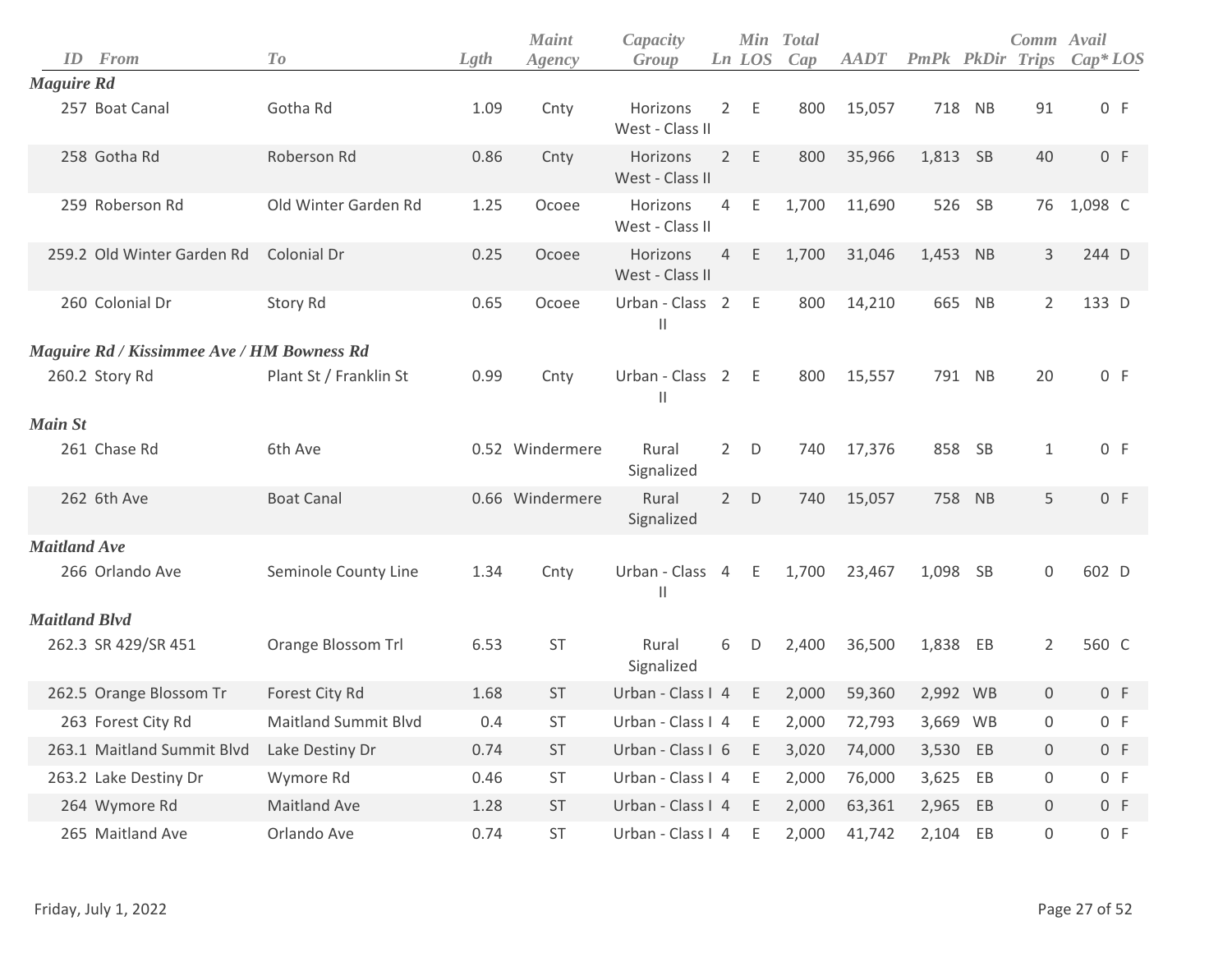| ID | From | To | Lgth | Maint Agency | Capacity Group | Ln | Min LOS | Total Cap | AADT | PmPk | PkDir | Comm Trips | Avail Cap* | LOS |
|---|---|---|---|---|---|---|---|---|---|---|---|---|---|---|
| ***Maguire Rd*** | | | | | | | | | | | | | | |
| 257 | Boat Canal | Gotha Rd | 1.09 | Cnty | Horizons West - Class II | 2 | E | 800 | 15,057 | 718 | NB | 91 | 0 | F |
| 258 | Gotha Rd | Roberson Rd | 0.86 | Cnty | Horizons West - Class II | 2 | E | 800 | 35,966 | 1,813 | SB | 40 | 0 | F |
| 259 | Roberson Rd | Old Winter Garden Rd | 1.25 | Ocoee | Horizons West - Class II | 4 | E | 1,700 | 11,690 | 526 | SB | 76 | 1,098 | C |
| 259.2 | Old Winter Garden Rd | Colonial Dr | 0.25 | Ocoee | Horizons West - Class II | 4 | E | 1,700 | 31,046 | 1,453 | NB | 3 | 244 | D |
| 260 | Colonial Dr | Story Rd | 0.65 | Ocoee | Urban - Class II | 2 | E | 800 | 14,210 | 665 | NB | 2 | 133 | D |
| ***Maguire Rd / Kissimmee Ave / HM Bowness Rd*** | | | | | | | | | | | | | | |
| 260.2 | Story Rd | Plant St / Franklin St | 0.99 | Cnty | Urban - Class II | 2 | E | 800 | 15,557 | 791 | NB | 20 | 0 | F |
| ***Main St*** | | | | | | | | | | | | | | |
| 261 | Chase Rd | 6th Ave | 0.52 | Windermere | Rural Signalized | 2 | D | 740 | 17,376 | 858 | SB | 1 | 0 | F |
| 262 | 6th Ave | Boat Canal | 0.66 | Windermere | Rural Signalized | 2 | D | 740 | 15,057 | 758 | NB | 5 | 0 | F |
| ***Maitland Ave*** | | | | | | | | | | | | | | |
| 266 | Orlando Ave | Seminole County Line | 1.34 | Cnty | Urban - Class II | 4 | E | 1,700 | 23,467 | 1,098 | SB | 0 | 602 | D |
| ***Maitland Blvd*** | | | | | | | | | | | | | | |
| 262.3 | SR 429/SR 451 | Orange Blossom Trl | 6.53 | ST | Rural Signalized | 6 | D | 2,400 | 36,500 | 1,838 | EB | 2 | 560 | C |
| 262.5 | Orange Blossom Tr | Forest City Rd | 1.68 | ST | Urban - Class I | 4 | E | 2,000 | 59,360 | 2,992 | WB | 0 | 0 | F |
| 263 | Forest City Rd | Maitland Summit Blvd | 0.4 | ST | Urban - Class I | 4 | E | 2,000 | 72,793 | 3,669 | WB | 0 | 0 | F |
| 263.1 | Maitland Summit Blvd | Lake Destiny Dr | 0.74 | ST | Urban - Class I | 6 | E | 3,020 | 74,000 | 3,530 | EB | 0 | 0 | F |
| 263.2 | Lake Destiny Dr | Wymore Rd | 0.46 | ST | Urban - Class I | 4 | E | 2,000 | 76,000 | 3,625 | EB | 0 | 0 | F |
| 264 | Wymore Rd | Maitland Ave | 1.28 | ST | Urban - Class I | 4 | E | 2,000 | 63,361 | 2,965 | EB | 0 | 0 | F |
| 265 | Maitland Ave | Orlando Ave | 0.74 | ST | Urban - Class I | 4 | E | 2,000 | 41,742 | 2,104 | EB | 0 | 0 | F |

Friday, July 1, 2022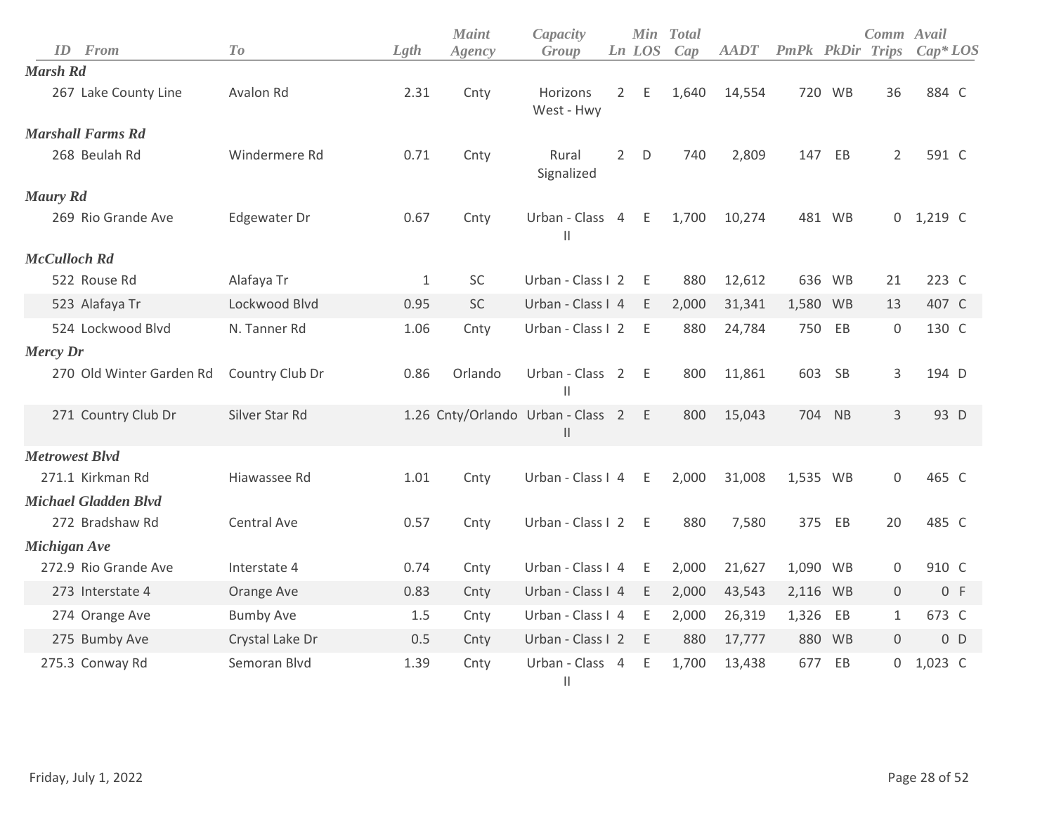| ID | From | To | Lgth | Maint Agency | Capacity Group | Ln | Min LOS | Total Cap | AADT | PmPk | PkDir | Comm Trips | Avail Cap* | LOS |
|---|---|---|---|---|---|---|---|---|---|---|---|---|---|---|
| **Marsh Rd** | | | | | | | | | | | | | | |
| 267 | Lake County Line | Avalon Rd | 2.31 | Cnty | Horizons West - Hwy | 2 | E | 1,640 | 14,554 | 720 | WB | 36 | 884 | C |
| **Marshall Farms Rd** | | | | | | | | | | | | | | |
| 268 | Beulah Rd | Windermere Rd | 0.71 | Cnty | Rural Signalized | 2 | D | 740 | 2,809 | 147 | EB | 2 | 591 | C |
| **Maury Rd** | | | | | | | | | | | | | | |
| 269 | Rio Grande Ave | Edgewater Dr | 0.67 | Cnty | Urban - Class II | 4 | E | 1,700 | 10,274 | 481 | WB | 0 | 1,219 | C |
| **McCulloch Rd** | | | | | | | | | | | | | | |
| 522 | Rouse Rd | Alafaya Tr | 1 | SC | Urban - Class I | 2 | E | 880 | 12,612 | 636 | WB | 21 | 223 | C |
| 523 | Alafaya Tr | Lockwood Blvd | 0.95 | SC | Urban - Class I | 4 | E | 2,000 | 31,341 | 1,580 | WB | 13 | 407 | C |
| 524 | Lockwood Blvd | N. Tanner Rd | 1.06 | Cnty | Urban - Class I | 2 | E | 880 | 24,784 | 750 | EB | 0 | 130 | C |
| **Mercy Dr** | | | | | | | | | | | | | | |
| 270 | Old Winter Garden Rd | Country Club Dr | 0.86 | Orlando | Urban - Class II | 2 | E | 800 | 11,861 | 603 | SB | 3 | 194 | D |
| 271 | Country Club Dr | Silver Star Rd | 1.26 | Cnty/Orlando | Urban - Class II | 2 | E | 800 | 15,043 | 704 | NB | 3 | 93 | D |
| **Metrowest Blvd** | | | | | | | | | | | | | | |
| 271.1 | Kirkman Rd | Hiawassee Rd | 1.01 | Cnty | Urban - Class I | 4 | E | 2,000 | 31,008 | 1,535 | WB | 0 | 465 | C |
| **Michael Gladden Blvd** | | | | | | | | | | | | | | |
| 272 | Bradshaw Rd | Central Ave | 0.57 | Cnty | Urban - Class I | 2 | E | 880 | 7,580 | 375 | EB | 20 | 485 | C |
| **Michigan Ave** | | | | | | | | | | | | | | |
| 272.9 | Rio Grande Ave | Interstate 4 | 0.74 | Cnty | Urban - Class I | 4 | E | 2,000 | 21,627 | 1,090 | WB | 0 | 910 | C |
| 273 | Interstate 4 | Orange Ave | 0.83 | Cnty | Urban - Class I | 4 | E | 2,000 | 43,543 | 2,116 | WB | 0 | 0 | F |
| 274 | Orange Ave | Bumby Ave | 1.5 | Cnty | Urban - Class I | 4 | E | 2,000 | 26,319 | 1,326 | EB | 1 | 673 | C |
| 275 | Bumby Ave | Crystal Lake Dr | 0.5 | Cnty | Urban - Class I | 2 | E | 880 | 17,777 | 880 | WB | 0 | 0 | D |
| 275.3 | Conway Rd | Semoran Blvd | 1.39 | Cnty | Urban - Class II | 4 | E | 1,700 | 13,438 | 677 | EB | 0 | 1,023 | C |

Friday, July 1, 2022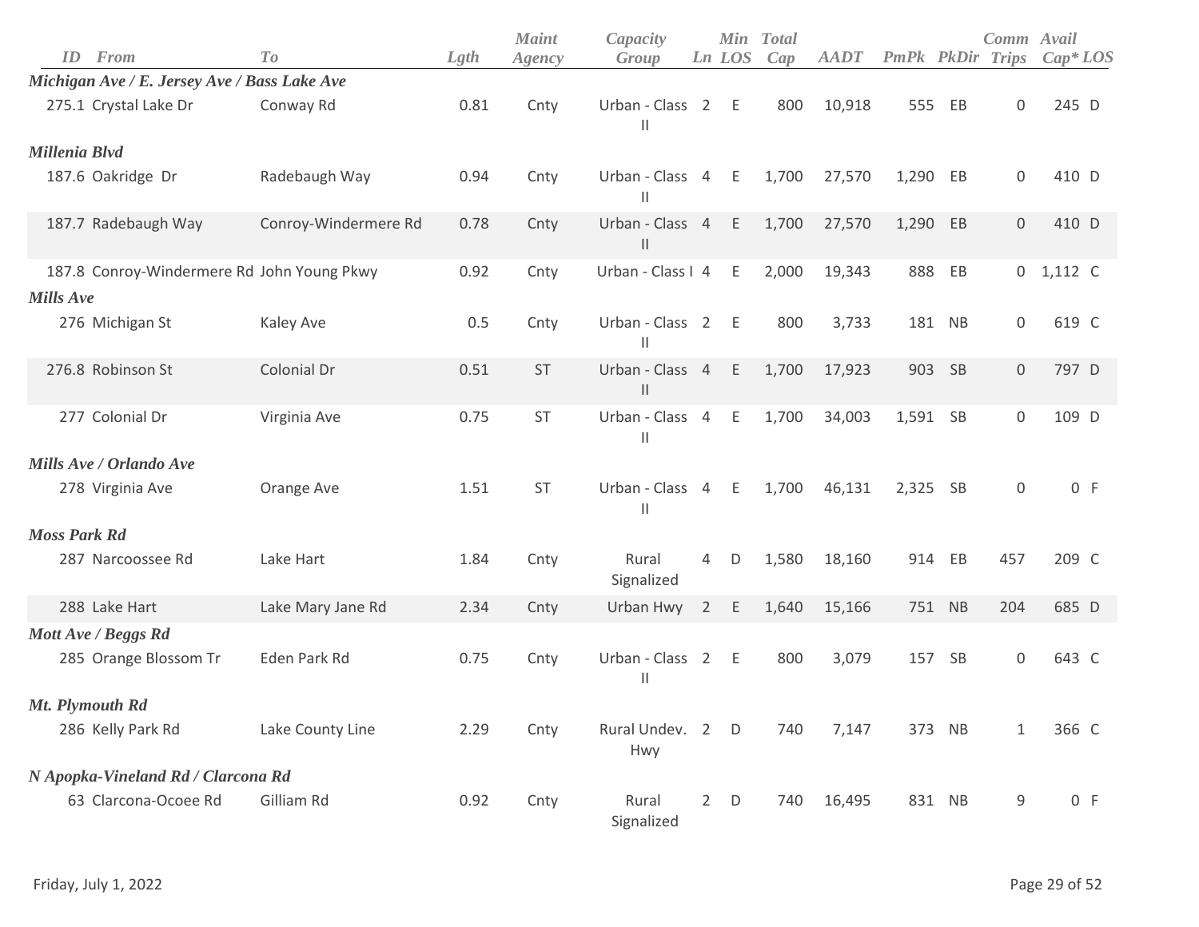| ID | From | To | Lgth | Maint Agency | Capacity Group | Ln | Min LOS | Total Cap | AADT | PmPk | PkDir | Comm Trips | Avail Cap* | LOS |
|---|---|---|---|---|---|---|---|---|---|---|---|---|---|---|
| ***Michigan Ave / E. Jersey Ave / Bass Lake Ave*** | | | | | | | | | | | | | | |
| 275.1 | Crystal Lake Dr | Conway Rd | 0.81 | Cnty | Urban - Class II | 2 | E | 800 | 10,918 | 555 | EB | 0 | 245 | D |
| ***Millenia Blvd*** | | | | | | | | | | | | | | |
| 187.6 | Oakridge Dr | Radebaugh Way | 0.94 | Cnty | Urban - Class II | 4 | E | 1,700 | 27,570 | 1,290 | EB | 0 | 410 | D |
| 187.7 | Radebaugh Way | Conroy-Windermere Rd | 0.78 | Cnty | Urban - Class II | 4 | E | 1,700 | 27,570 | 1,290 | EB | 0 | 410 | D |
| 187.8 | Conroy-Windermere Rd | John Young Pkwy | 0.92 | Cnty | Urban - Class I | 4 | E | 2,000 | 19,343 | 888 | EB | 0 | 1,112 | C |
| ***Mills Ave*** | | | | | | | | | | | | | | |
| 276 | Michigan St | Kaley Ave | 0.5 | Cnty | Urban - Class II | 2 | E | 800 | 3,733 | 181 | NB | 0 | 619 | C |
| 276.8 | Robinson St | Colonial Dr | 0.51 | ST | Urban - Class II | 4 | E | 1,700 | 17,923 | 903 | SB | 0 | 797 | D |
| 277 | Colonial Dr | Virginia Ave | 0.75 | ST | Urban - Class II | 4 | E | 1,700 | 34,003 | 1,591 | SB | 0 | 109 | D |
| ***Mills Ave / Orlando Ave*** | | | | | | | | | | | | | | |
| 278 | Virginia Ave | Orange Ave | 1.51 | ST | Urban - Class II | 4 | E | 1,700 | 46,131 | 2,325 | SB | 0 | 0 | F |
| ***Moss Park Rd*** | | | | | | | | | | | | | | |
| 287 | Narcoossee Rd | Lake Hart | 1.84 | Cnty | Rural Signalized | 4 | D | 1,580 | 18,160 | 914 | EB | 457 | 209 | C |
| 288 | Lake Hart | Lake Mary Jane Rd | 2.34 | Cnty | Urban Hwy | 2 | E | 1,640 | 15,166 | 751 | NB | 204 | 685 | D |
| ***Mott Ave / Beggs Rd*** | | | | | | | | | | | | | | |
| 285 | Orange Blossom Tr | Eden Park Rd | 0.75 | Cnty | Urban - Class II | 2 | E | 800 | 3,079 | 157 | SB | 0 | 643 | C |
| ***Mt. Plymouth Rd*** | | | | | | | | | | | | | | |
| 286 | Kelly Park Rd | Lake County Line | 2.29 | Cnty | Rural Undev. Hwy | 2 | D | 740 | 7,147 | 373 | NB | 1 | 366 | C |
| ***N Apopka-Vineland Rd / Clarcona Rd*** | | | | | | | | | | | | | | |
| 63 | Clarcona-Ocoee Rd | Gilliam Rd | 0.92 | Cnty | Rural Signalized | 2 | D | 740 | 16,495 | 831 | NB | 9 | 0 | F |

Friday, July 1, 2022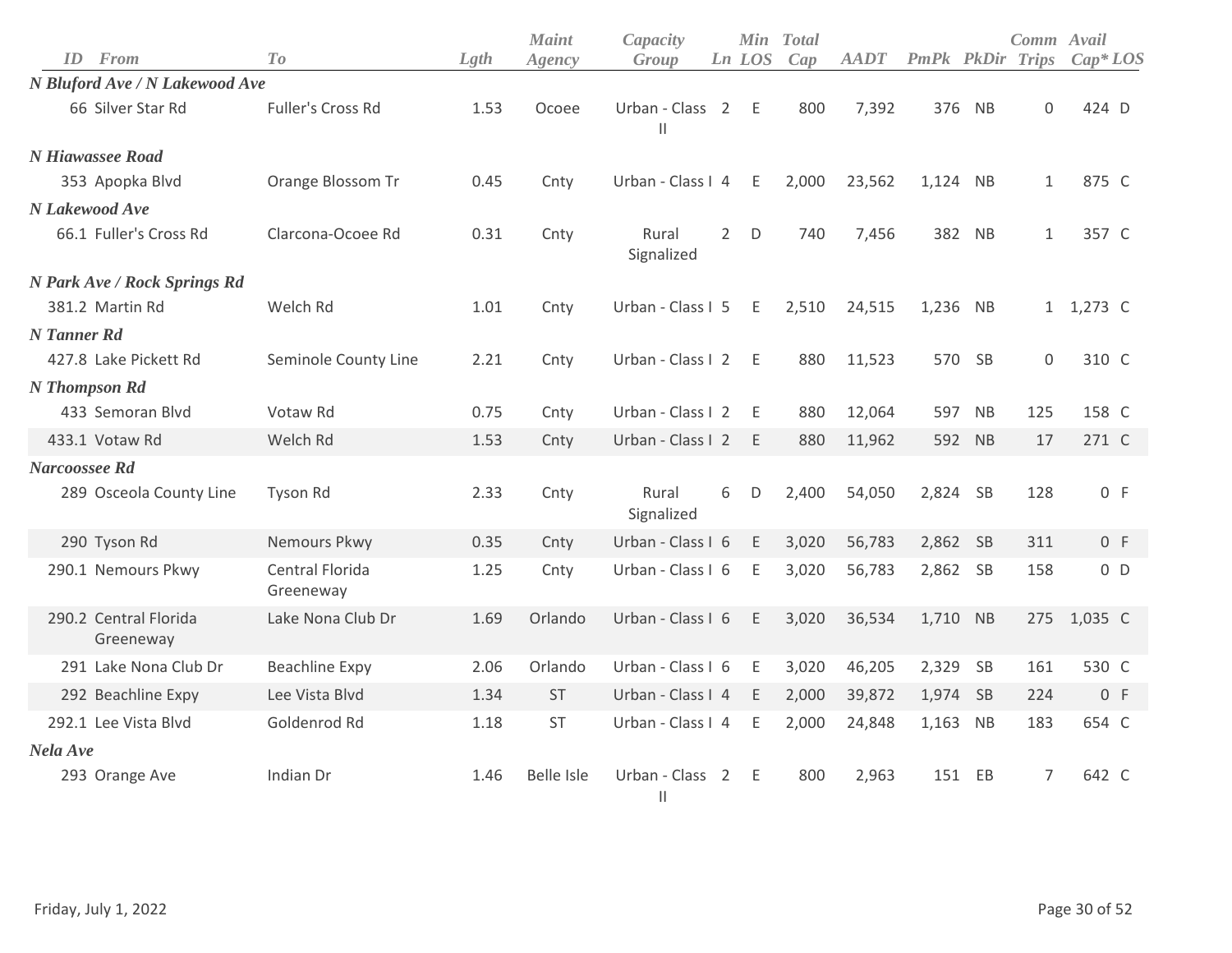| ID | From | To | Lgth | Maint Agency | Capacity Group | Ln | Min LOS | Total Cap | AADT | PmPk | PkDir | Comm Trips | Avail Cap* | LOS |
|---|---|---|---|---|---|---|---|---|---|---|---|---|---|---|
| ***N Bluford Ave / N Lakewood Ave*** | | | | | | | | | | | | | | |
| 66 | Silver Star Rd | Fuller's Cross Rd | 1.53 | Ocoee | Urban - Class II | 2 | E | 800 | 7,392 | 376 | NB | 0 | 424 | D |
| ***N Hiawassee Road*** | | | | | | | | | | | | | | |
| 353 | Apopka Blvd | Orange Blossom Tr | 0.45 | Cnty | Urban - Class I | 4 | E | 2,000 | 23,562 | 1,124 | NB | 1 | 875 | C |
| ***N Lakewood Ave*** | | | | | | | | | | | | | | |
| 66.1 | Fuller's Cross Rd | Clarcona-Ocoee Rd | 0.31 | Cnty | Rural Signalized | 2 | D | 740 | 7,456 | 382 | NB | 1 | 357 | C |
| ***N Park Ave / Rock Springs Rd*** | | | | | | | | | | | | | | |
| 381.2 | Martin Rd | Welch Rd | 1.01 | Cnty | Urban - Class I | 5 | E | 2,510 | 24,515 | 1,236 | NB | 1 | 1,273 | C |
| ***N Tanner Rd*** | | | | | | | | | | | | | | |
| 427.8 | Lake Pickett Rd | Seminole County Line | 2.21 | Cnty | Urban - Class I | 2 | E | 880 | 11,523 | 570 | SB | 0 | 310 | C |
| ***N Thompson Rd*** | | | | | | | | | | | | | | |
| 433 | Semoran Blvd | Votaw Rd | 0.75 | Cnty | Urban - Class I | 2 | E | 880 | 12,064 | 597 | NB | 125 | 158 | C |
| 433.1 | Votaw Rd | Welch Rd | 1.53 | Cnty | Urban - Class I | 2 | E | 880 | 11,962 | 592 | NB | 17 | 271 | C |
| ***Narcoossee Rd*** | | | | | | | | | | | | | | |
| 289 | Osceola County Line | Tyson Rd | 2.33 | Cnty | Rural Signalized | 6 | D | 2,400 | 54,050 | 2,824 | SB | 128 | 0 | F |
| 290 | Tyson Rd | Nemours Pkwy | 0.35 | Cnty | Urban - Class I | 6 | E | 3,020 | 56,783 | 2,862 | SB | 311 | 0 | F |
| 290.1 | Nemours Pkwy | Central Florida Greeneway | 1.25 | Cnty | Urban - Class I | 6 | E | 3,020 | 56,783 | 2,862 | SB | 158 | 0 | D |
| 290.2 | Central Florida Greeneway | Lake Nona Club Dr | 1.69 | Orlando | Urban - Class I | 6 | E | 3,020 | 36,534 | 1,710 | NB | 275 | 1,035 | C |
| 291 | Lake Nona Club Dr | Beachline Expy | 2.06 | Orlando | Urban - Class I | 6 | E | 3,020 | 46,205 | 2,329 | SB | 161 | 530 | C |
| 292 | Beachline Expy | Lee Vista Blvd | 1.34 | ST | Urban - Class I | 4 | E | 2,000 | 39,872 | 1,974 | SB | 224 | 0 | F |
| 292.1 | Lee Vista Blvd | Goldenrod Rd | 1.18 | ST | Urban - Class I | 4 | E | 2,000 | 24,848 | 1,163 | NB | 183 | 654 | C |
| ***Nela Ave*** | | | | | | | | | | | | | | |
| 293 | Orange Ave | Indian Dr | 1.46 | Belle Isle | Urban - Class II | 2 | E | 800 | 2,963 | 151 | EB | 7 | 642 | C |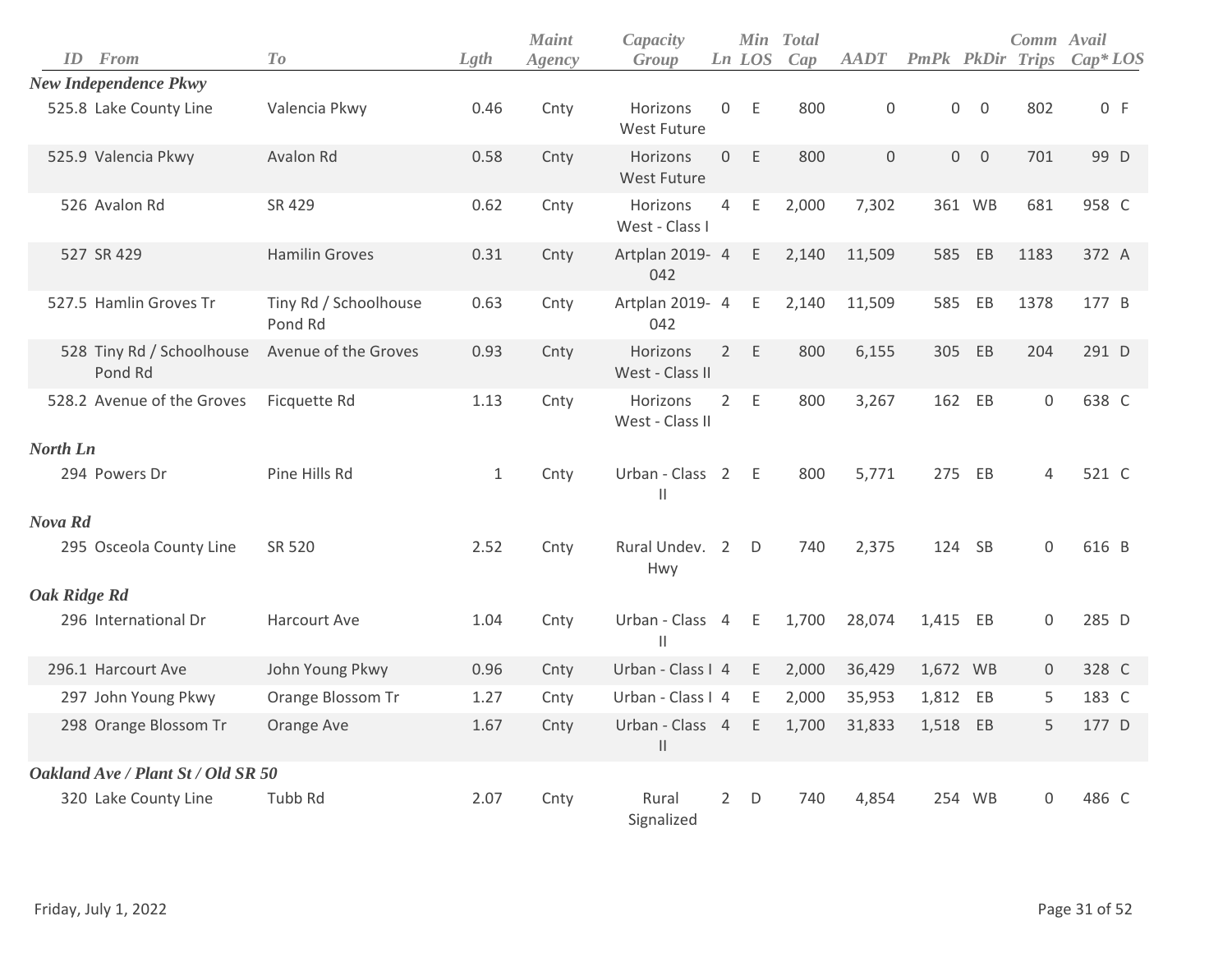| ID | From | To | Lgth | Maint Agency | Capacity Group | Ln | Min LOS | Total Cap | AADT | PmPk | PkDir | Comm Trips | Avail Cap* | LOS |
|---|---|---|---|---|---|---|---|---|---|---|---|---|---|---|
| ***New Independence Pkwy*** | | | | | | | | | | | | | | |
| 525.8 | Lake County Line | Valencia Pkwy | 0.46 | Cnty | Horizons West Future | 0 | E | 800 | 0 | 0 | 0 | 802 | 0 | F |
| 525.9 | Valencia Pkwy | Avalon Rd | 0.58 | Cnty | Horizons West Future | 0 | E | 800 | 0 | 0 | 0 | 701 | 99 | D |
| 526 | Avalon Rd | SR 429 | 0.62 | Cnty | Horizons West - Class I | 4 | E | 2,000 | 7,302 | 361 | WB | 681 | 958 | C |
| 527 | SR 429 | Hamilin Groves | 0.31 | Cnty | Artplan 2019-042 | 4 | E | 2,140 | 11,509 | 585 | EB | 1183 | 372 | A |
| 527.5 | Hamlin Groves Tr | Tiny Rd / Schoolhouse Pond Rd | 0.63 | Cnty | Artplan 2019-042 | 4 | E | 2,140 | 11,509 | 585 | EB | 1378 | 177 | B |
| 528 | Tiny Rd / Schoolhouse Pond Rd | Avenue of the Groves | 0.93 | Cnty | Horizons West - Class II | 2 | E | 800 | 6,155 | 305 | EB | 204 | 291 | D |
| 528.2 | Avenue of the Groves | Ficquette Rd | 1.13 | Cnty | Horizons West - Class II | 2 | E | 800 | 3,267 | 162 | EB | 0 | 638 | C |
| ***North Ln*** | | | | | | | | | | | | | | |
| 294 | Powers Dr | Pine Hills Rd | 1 | Cnty | Urban - Class II | 2 | E | 800 | 5,771 | 275 | EB | 4 | 521 | C |
| ***Nova Rd*** | | | | | | | | | | | | | | |
| 295 | Osceola County Line | SR 520 | 2.52 | Cnty | Rural Undev. Hwy | 2 | D | 740 | 2,375 | 124 | SB | 0 | 616 | B |
| ***Oak Ridge Rd*** | | | | | | | | | | | | | | |
| 296 | International Dr | Harcourt Ave | 1.04 | Cnty | Urban - Class II | 4 | E | 1,700 | 28,074 | 1,415 | EB | 0 | 285 | D |
| 296.1 | Harcourt Ave | John Young Pkwy | 0.96 | Cnty | Urban - Class I | 4 | E | 2,000 | 36,429 | 1,672 | WB | 0 | 328 | C |
| 297 | John Young Pkwy | Orange Blossom Tr | 1.27 | Cnty | Urban - Class I | 4 | E | 2,000 | 35,953 | 1,812 | EB | 5 | 183 | C |
| 298 | Orange Blossom Tr | Orange Ave | 1.67 | Cnty | Urban - Class II | 4 | E | 1,700 | 31,833 | 1,518 | EB | 5 | 177 | D |
| ***Oakland Ave / Plant St / Old SR 50*** | | | | | | | | | | | | | | |
| 320 | Lake County Line | Tubb Rd | 2.07 | Cnty | Rural Signalized | 2 | D | 740 | 4,854 | 254 | WB | 0 | 486 | C |

Friday, July 1, 2022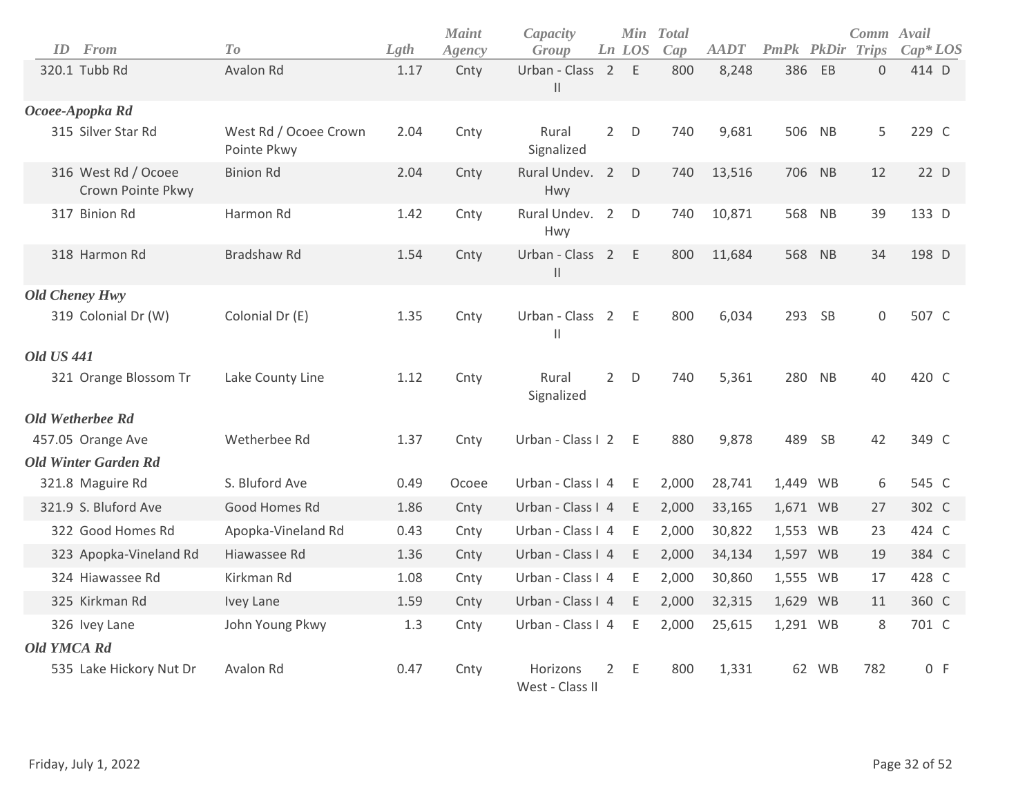| ID | From | To | Lgth | Maint Agency | Capacity Group | Ln | Min LOS | Total Cap | AADT | PmPk | PkDir | Comm Trips | Avail Cap* | LOS |
|---|---|---|---|---|---|---|---|---|---|---|---|---|---|---|
| 320.1 | Tubb Rd | Avalon Rd | 1.17 | Cnty | Urban - Class II | 2 | E | 800 | 8,248 | 386 | EB | 0 | 414 | D |
| ***Ocoee-Apopka Rd*** | | | | | | | | | | | | | | |
| 315 | Silver Star Rd | West Rd / Ocoee Crown Pointe Pkwy | 2.04 | Cnty | Rural Signalized | 2 | D | 740 | 9,681 | 506 | NB | 5 | 229 | C |
| 316 | West Rd / Ocoee Crown Pointe Pkwy | Binion Rd | 2.04 | Cnty | Rural Undev. Hwy | 2 | D | 740 | 13,516 | 706 | NB | 12 | 22 | D |
| 317 | Binion Rd | Harmon Rd | 1.42 | Cnty | Rural Undev. Hwy | 2 | D | 740 | 10,871 | 568 | NB | 39 | 133 | D |
| 318 | Harmon Rd | Bradshaw Rd | 1.54 | Cnty | Urban - Class II | 2 | E | 800 | 11,684 | 568 | NB | 34 | 198 | D |
| ***Old Cheney Hwy*** | | | | | | | | | | | | | | |
| 319 | Colonial Dr (W) | Colonial Dr (E) | 1.35 | Cnty | Urban - Class II | 2 | E | 800 | 6,034 | 293 | SB | 0 | 507 | C |
| ***Old US 441*** | | | | | | | | | | | | | | |
| 321 | Orange Blossom Tr | Lake County Line | 1.12 | Cnty | Rural Signalized | 2 | D | 740 | 5,361 | 280 | NB | 40 | 420 | C |
| ***Old Wetherbee Rd*** | | | | | | | | | | | | | | |
| 457.05 | Orange Ave | Wetherbee Rd | 1.37 | Cnty | Urban - Class I | 2 | E | 880 | 9,878 | 489 | SB | 42 | 349 | C |
| ***Old Winter Garden Rd*** | | | | | | | | | | | | | | |
| 321.8 | Maguire Rd | S. Bluford Ave | 0.49 | Ocoee | Urban - Class I | 4 | E | 2,000 | 28,741 | 1,449 | WB | 6 | 545 | C |
| 321.9 | S. Bluford Ave | Good Homes Rd | 1.86 | Cnty | Urban - Class I | 4 | E | 2,000 | 33,165 | 1,671 | WB | 27 | 302 | C |
| 322 | Good Homes Rd | Apopka-Vineland Rd | 0.43 | Cnty | Urban - Class I | 4 | E | 2,000 | 30,822 | 1,553 | WB | 23 | 424 | C |
| 323 | Apopka-Vineland Rd | Hiawassee Rd | 1.36 | Cnty | Urban - Class I | 4 | E | 2,000 | 34,134 | 1,597 | WB | 19 | 384 | C |
| 324 | Hiawassee Rd | Kirkman Rd | 1.08 | Cnty | Urban - Class I | 4 | E | 2,000 | 30,860 | 1,555 | WB | 17 | 428 | C |
| 325 | Kirkman Rd | Ivey Lane | 1.59 | Cnty | Urban - Class I | 4 | E | 2,000 | 32,315 | 1,629 | WB | 11 | 360 | C |
| 326 | Ivey Lane | John Young Pkwy | 1.3 | Cnty | Urban - Class I | 4 | E | 2,000 | 25,615 | 1,291 | WB | 8 | 701 | C |
| ***Old YMCA Rd*** | | | | | | | | | | | | | | |
| 535 | Lake Hickory Nut Dr | Avalon Rd | 0.47 | Cnty | Horizons West - Class II | 2 | E | 800 | 1,331 | 62 | WB | 782 | 0 | F |

Friday, July 1, 2022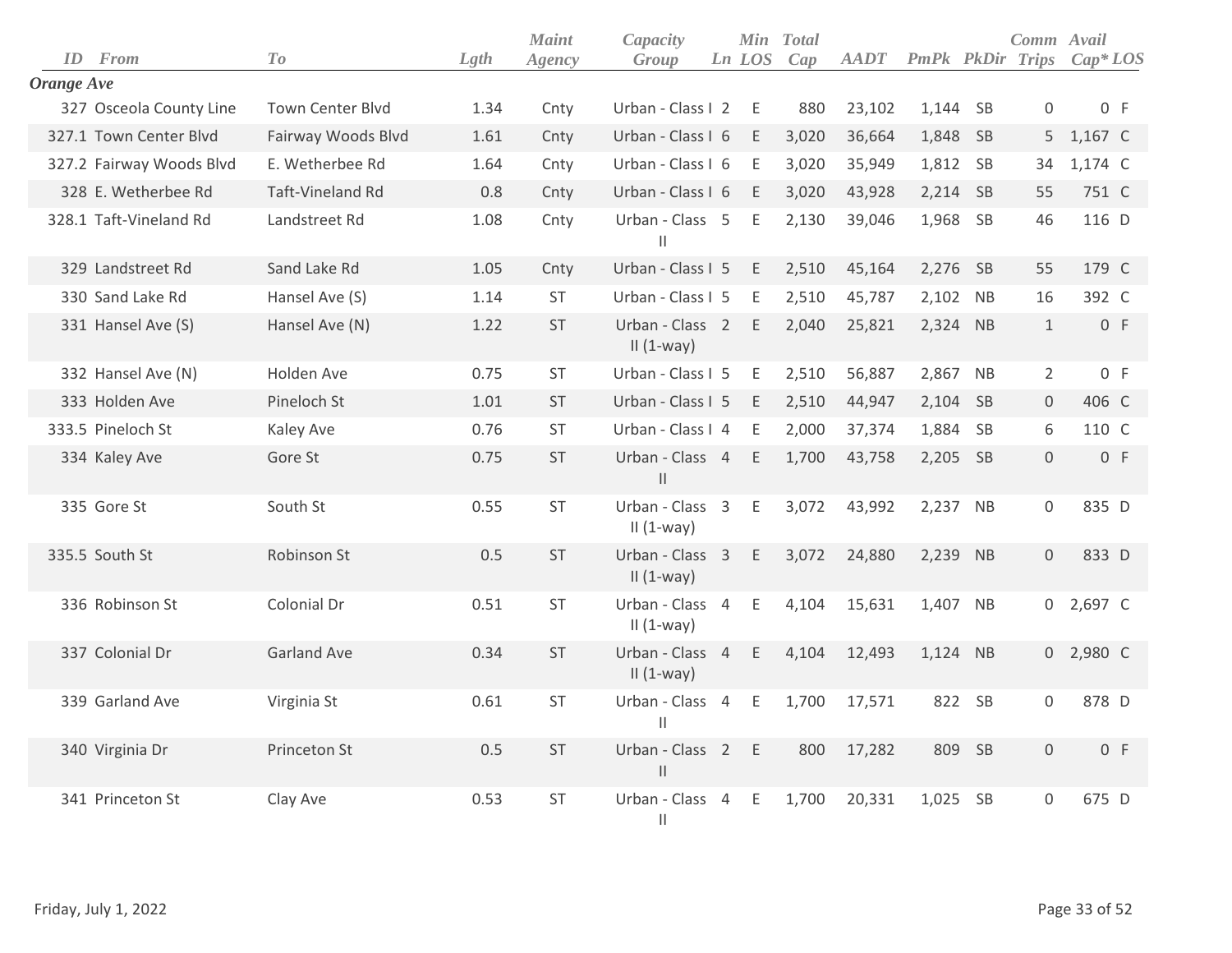| ID | From | To | Lgth | Maint Agency | Capacity Group | Ln | Min LOS | Total Cap | AADT | PmPk | PkDir | Comm Trips | Avail Cap* | LOS |
|---|---|---|---|---|---|---|---|---|---|---|---|---|---|---|
| ***Orange Ave*** | | | | | | | | | | | | | | |
| 327 | Osceola County Line | Town Center Blvd | 1.34 | Cnty | Urban - Class I | 2 | E | 880 | 23,102 | 1,144 | SB | 0 | 0 | F |
| 327.1 | Town Center Blvd | Fairway Woods Blvd | 1.61 | Cnty | Urban - Class I | 6 | E | 3,020 | 36,664 | 1,848 | SB | 5 | 1,167 | C |
| 327.2 | Fairway Woods Blvd | E. Wetherbee Rd | 1.64 | Cnty | Urban - Class I | 6 | E | 3,020 | 35,949 | 1,812 | SB | 34 | 1,174 | C |
| 328 | E. Wetherbee Rd | Taft-Vineland Rd | 0.8 | Cnty | Urban - Class I | 6 | E | 3,020 | 43,928 | 2,214 | SB | 55 | 751 | C |
| 328.1 | Taft-Vineland Rd | Landstreet Rd | 1.08 | Cnty | Urban - Class II | 5 | E | 2,130 | 39,046 | 1,968 | SB | 46 | 116 | D |
| 329 | Landstreet Rd | Sand Lake Rd | 1.05 | Cnty | Urban - Class I | 5 | E | 2,510 | 45,164 | 2,276 | SB | 55 | 179 | C |
| 330 | Sand Lake Rd | Hansel Ave (S) | 1.14 | ST | Urban - Class I | 5 | E | 2,510 | 45,787 | 2,102 | NB | 16 | 392 | C |
| 331 | Hansel Ave (S) | Hansel Ave (N) | 1.22 | ST | Urban - Class II (1-way) | 2 | E | 2,040 | 25,821 | 2,324 | NB | 1 | 0 | F |
| 332 | Hansel Ave (N) | Holden Ave | 0.75 | ST | Urban - Class I | 5 | E | 2,510 | 56,887 | 2,867 | NB | 2 | 0 | F |
| 333 | Holden Ave | Pineloch St | 1.01 | ST | Urban - Class I | 5 | E | 2,510 | 44,947 | 2,104 | SB | 0 | 406 | C |
| 333.5 | Pineloch St | Kaley Ave | 0.76 | ST | Urban - Class I | 4 | E | 2,000 | 37,374 | 1,884 | SB | 6 | 110 | C |
| 334 | Kaley Ave | Gore St | 0.75 | ST | Urban - Class II | 4 | E | 1,700 | 43,758 | 2,205 | SB | 0 | 0 | F |
| 335 | Gore St | South St | 0.55 | ST | Urban - Class II (1-way) | 3 | E | 3,072 | 43,992 | 2,237 | NB | 0 | 835 | D |
| 335.5 | South St | Robinson St | 0.5 | ST | Urban - Class II (1-way) | 3 | E | 3,072 | 24,880 | 2,239 | NB | 0 | 833 | D |
| 336 | Robinson St | Colonial Dr | 0.51 | ST | Urban - Class II (1-way) | 4 | E | 4,104 | 15,631 | 1,407 | NB | 0 | 2,697 | C |
| 337 | Colonial Dr | Garland Ave | 0.34 | ST | Urban - Class II (1-way) | 4 | E | 4,104 | 12,493 | 1,124 | NB | 0 | 2,980 | C |
| 339 | Garland Ave | Virginia St | 0.61 | ST | Urban - Class II | 4 | E | 1,700 | 17,571 | 822 | SB | 0 | 878 | D |
| 340 | Virginia Dr | Princeton St | 0.5 | ST | Urban - Class II | 2 | E | 800 | 17,282 | 809 | SB | 0 | 0 | F |
| 341 | Princeton St | Clay Ave | 0.53 | ST | Urban - Class II | 4 | E | 1,700 | 20,331 | 1,025 | SB | 0 | 675 | D |

Friday, July 1, 2022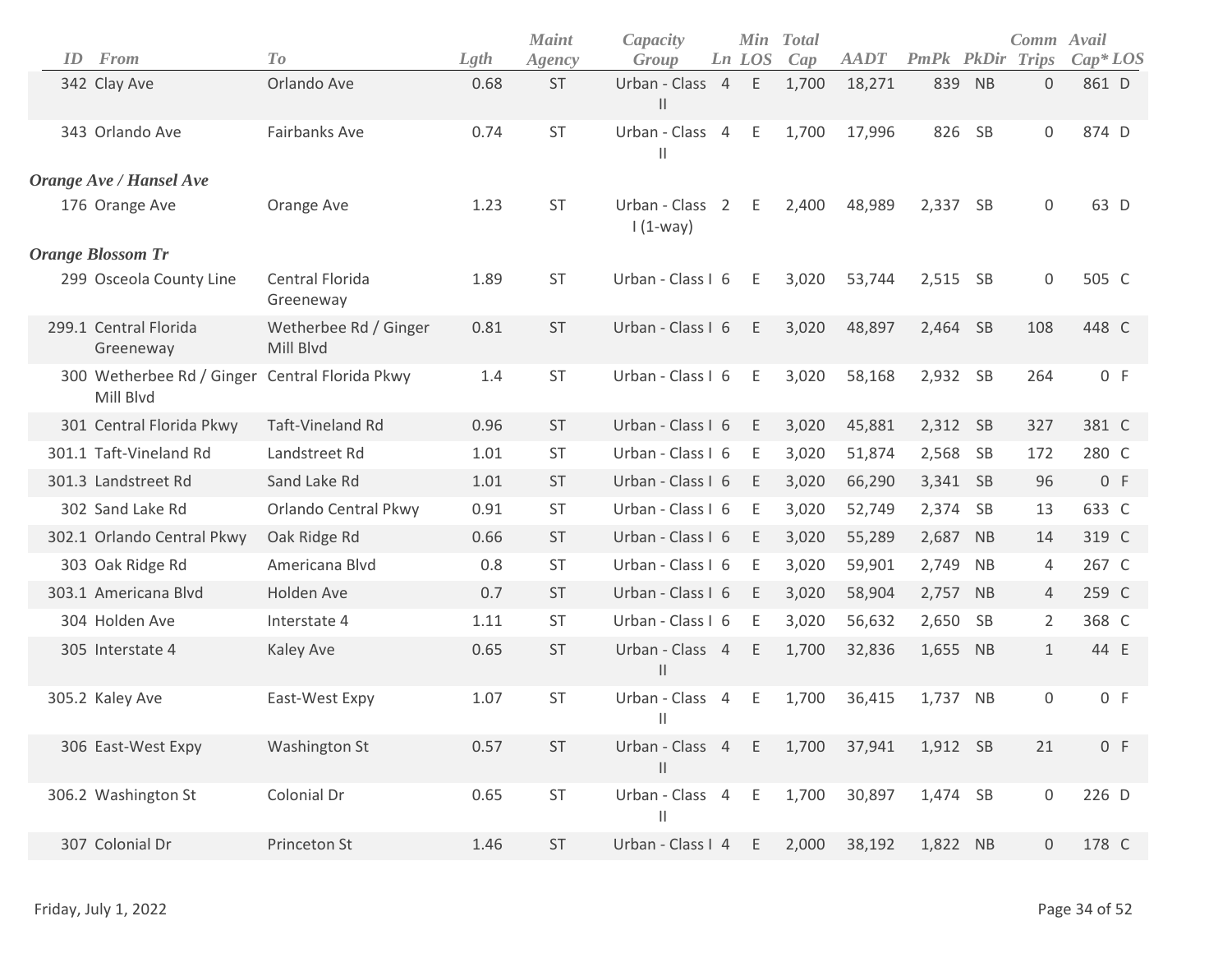| ID | From | To | Lgth | Maint Agency | Capacity Group | Ln | Min LOS | Total Cap | AADT | PmPk | PkDir | Comm Trips | Avail Cap* | LOS |
|---|---|---|---|---|---|---|---|---|---|---|---|---|---|---|
| 342 | Clay Ave | Orlando Ave | 0.68 | ST | Urban - Class II | 4 | E | 1,700 | 18,271 | 839 | NB | 0 | 861 | D |
| 343 | Orlando Ave | Fairbanks Ave | 0.74 | ST | Urban - Class II | 4 | E | 1,700 | 17,996 | 826 | SB | 0 | 874 | D |
| ***Orange Ave / Hansel Ave*** | | | | | | | | | | | | | | |
| 176 | Orange Ave | Orange Ave | 1.23 | ST | Urban - Class I (1-way) | 2 | E | 2,400 | 48,989 | 2,337 | SB | 0 | 63 | D |
| ***Orange Blossom Tr*** | | | | | | | | | | | | | | |
| 299 | Osceola County Line | Central Florida Greeneway | 1.89 | ST | Urban - Class I | 6 | E | 3,020 | 53,744 | 2,515 | SB | 0 | 505 | C |
| 299.1 | Central Florida Greeneway | Wetherbee Rd / Ginger Mill Blvd | 0.81 | ST | Urban - Class I | 6 | E | 3,020 | 48,897 | 2,464 | SB | 108 | 448 | C |
| 300 | Wetherbee Rd / Ginger Mill Blvd | Central Florida Pkwy | 1.4 | ST | Urban - Class I | 6 | E | 3,020 | 58,168 | 2,932 | SB | 264 | 0 | F |
| 301 | Central Florida Pkwy | Taft-Vineland Rd | 0.96 | ST | Urban - Class I | 6 | E | 3,020 | 45,881 | 2,312 | SB | 327 | 381 | C |
| 301.1 | Taft-Vineland Rd | Landstreet Rd | 1.01 | ST | Urban - Class I | 6 | E | 3,020 | 51,874 | 2,568 | SB | 172 | 280 | C |
| 301.3 | Landstreet Rd | Sand Lake Rd | 1.01 | ST | Urban - Class I | 6 | E | 3,020 | 66,290 | 3,341 | SB | 96 | 0 | F |
| 302 | Sand Lake Rd | Orlando Central Pkwy | 0.91 | ST | Urban - Class I | 6 | E | 3,020 | 52,749 | 2,374 | SB | 13 | 633 | C |
| 302.1 | Orlando Central Pkwy | Oak Ridge Rd | 0.66 | ST | Urban - Class I | 6 | E | 3,020 | 55,289 | 2,687 | NB | 14 | 319 | C |
| 303 | Oak Ridge Rd | Americana Blvd | 0.8 | ST | Urban - Class I | 6 | E | 3,020 | 59,901 | 2,749 | NB | 4 | 267 | C |
| 303.1 | Americana Blvd | Holden Ave | 0.7 | ST | Urban - Class I | 6 | E | 3,020 | 58,904 | 2,757 | NB | 4 | 259 | C |
| 304 | Holden Ave | Interstate 4 | 1.11 | ST | Urban - Class I | 6 | E | 3,020 | 56,632 | 2,650 | SB | 2 | 368 | C |
| 305 | Interstate 4 | Kaley Ave | 0.65 | ST | Urban - Class II | 4 | E | 1,700 | 32,836 | 1,655 | NB | 1 | 44 | E |
| 305.2 | Kaley Ave | East-West Expy | 1.07 | ST | Urban - Class II | 4 | E | 1,700 | 36,415 | 1,737 | NB | 0 | 0 | F |
| 306 | East-West Expy | Washington St | 0.57 | ST | Urban - Class II | 4 | E | 1,700 | 37,941 | 1,912 | SB | 21 | 0 | F |
| 306.2 | Washington St | Colonial Dr | 0.65 | ST | Urban - Class II | 4 | E | 1,700 | 30,897 | 1,474 | SB | 0 | 226 | D |
| 307 | Colonial Dr | Princeton St | 1.46 | ST | Urban - Class I | 4 | E | 2,000 | 38,192 | 1,822 | NB | 0 | 178 | C |

Friday, July 1, 2022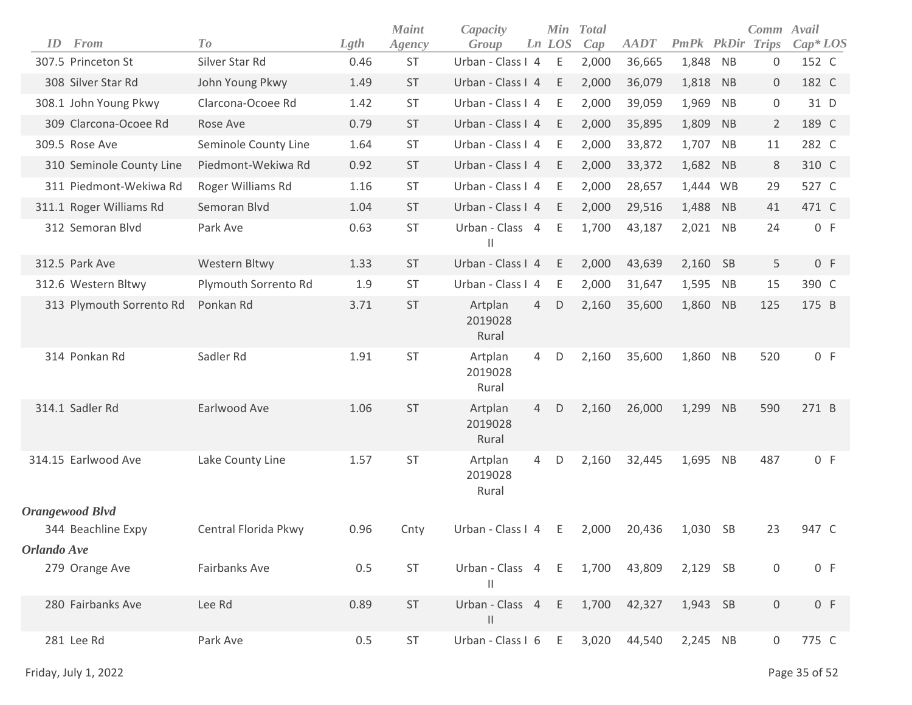| ID | From | To | Lgth | Maint Agency | Capacity Group | Ln | Min LOS | Total Cap | AADT | PmPk | PkDir | Comm Trips | Avail Cap* | LOS |
|---|---|---|---|---|---|---|---|---|---|---|---|---|---|---|
| 307.5 | Princeton St | Silver Star Rd | 0.46 | ST | Urban - Class I | 4 | E | 2,000 | 36,665 | 1,848 | NB | 0 | 152 | C |
| 308 | Silver Star Rd | John Young Pkwy | 1.49 | ST | Urban - Class I | 4 | E | 2,000 | 36,079 | 1,818 | NB | 0 | 182 | C |
| 308.1 | John Young Pkwy | Clarcona-Ocoee Rd | 1.42 | ST | Urban - Class I | 4 | E | 2,000 | 39,059 | 1,969 | NB | 0 | 31 | D |
| 309 | Clarcona-Ocoee Rd | Rose Ave | 0.79 | ST | Urban - Class I | 4 | E | 2,000 | 35,895 | 1,809 | NB | 2 | 189 | C |
| 309.5 | Rose Ave | Seminole County Line | 1.64 | ST | Urban - Class I | 4 | E | 2,000 | 33,872 | 1,707 | NB | 11 | 282 | C |
| 310 | Seminole County Line | Piedmont-Wekiwa Rd | 0.92 | ST | Urban - Class I | 4 | E | 2,000 | 33,372 | 1,682 | NB | 8 | 310 | C |
| 311 | Piedmont-Wekiwa Rd | Roger Williams Rd | 1.16 | ST | Urban - Class I | 4 | E | 2,000 | 28,657 | 1,444 | WB | 29 | 527 | C |
| 311.1 | Roger Williams Rd | Semoran Blvd | 1.04 | ST | Urban - Class I | 4 | E | 2,000 | 29,516 | 1,488 | NB | 41 | 471 | C |
| 312 | Semoran Blvd | Park Ave | 0.63 | ST | Urban - Class II | 4 | E | 1,700 | 43,187 | 2,021 | NB | 24 | 0 | F |
| 312.5 | Park Ave | Western Bltwy | 1.33 | ST | Urban - Class I | 4 | E | 2,000 | 43,639 | 2,160 | SB | 5 | 0 | F |
| 312.6 | Western Bltwy | Plymouth Sorrento Rd | 1.9 | ST | Urban - Class I | 4 | E | 2,000 | 31,647 | 1,595 | NB | 15 | 390 | C |
| 313 | Plymouth Sorrento Rd | Ponkan Rd | 3.71 | ST | Artplan 2019028 Rural | 4 | D | 2,160 | 35,600 | 1,860 | NB | 125 | 175 | B |
| 314 | Ponkan Rd | Sadler Rd | 1.91 | ST | Artplan 2019028 Rural | 4 | D | 2,160 | 35,600 | 1,860 | NB | 520 | 0 | F |
| 314.1 | Sadler Rd | Earlwood Ave | 1.06 | ST | Artplan 2019028 Rural | 4 | D | 2,160 | 26,000 | 1,299 | NB | 590 | 271 | B |
| 314.15 | Earlwood Ave | Lake County Line | 1.57 | ST | Artplan 2019028 Rural | 4 | D | 2,160 | 32,445 | 1,695 | NB | 487 | 0 | F |
| ***Orangewood Blvd*** | | | | | | | | | | | | | | |
| 344 | Beachline Expy | Central Florida Pkwy | 0.96 | Cnty | Urban - Class I | 4 | E | 2,000 | 20,436 | 1,030 | SB | 23 | 947 | C |
| ***Orlando Ave*** | | | | | | | | | | | | | | |
| 279 | Orange Ave | Fairbanks Ave | 0.5 | ST | Urban - Class II | 4 | E | 1,700 | 43,809 | 2,129 | SB | 0 | 0 | F |
| 280 | Fairbanks Ave | Lee Rd | 0.89 | ST | Urban - Class II | 4 | E | 1,700 | 42,327 | 1,943 | SB | 0 | 0 | F |
| 281 | Lee Rd | Park Ave | 0.5 | ST | Urban - Class I | 6 | E | 3,020 | 44,540 | 2,245 | NB | 0 | 775 | C |

Friday, July 1, 2022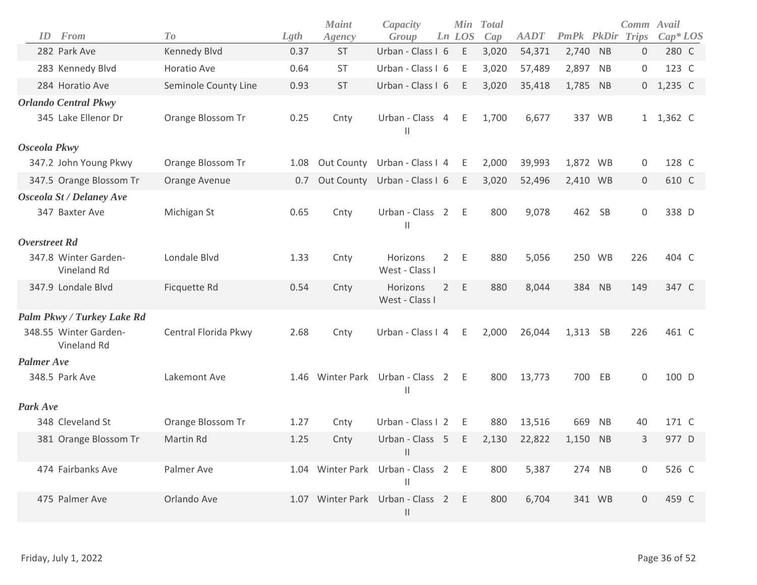| ID | From | To | Lgth | Maint Agency | Capacity Group | Ln | Min LOS | Total Cap | AADT | PmPk | PkDir | Comm Trips | Avail Cap* | LOS |
|---|---|---|---|---|---|---|---|---|---|---|---|---|---|---|
| 282 | Park Ave | Kennedy Blvd | 0.37 | ST | Urban - Class I | 6 | E | 3,020 | 54,371 | 2,740 | NB | 0 | 280 | C |
| 283 | Kennedy Blvd | Horatio Ave | 0.64 | ST | Urban - Class I | 6 | E | 3,020 | 57,489 | 2,897 | NB | 0 | 123 | C |
| 284 | Horatio Ave | Seminole County Line | 0.93 | ST | Urban - Class I | 6 | E | 3,020 | 35,418 | 1,785 | NB | 0 | 1,235 | C |
| ***Orlando Central Pkwy*** | | | | | | | | | | | | | | |
| 345 | Lake Ellenor Dr | Orange Blossom Tr | 0.25 | Cnty | Urban - Class II | 4 | E | 1,700 | 6,677 | 337 | WB | 1 | 1,362 | C |
| ***Osceola Pkwy*** | | | | | | | | | | | | | | |
| 347.2 | John Young Pkwy | Orange Blossom Tr | 1.08 | Out County | Urban - Class I | 4 | E | 2,000 | 39,993 | 1,872 | WB | 0 | 128 | C |
| 347.5 | Orange Blossom Tr | Orange Avenue | 0.7 | Out County | Urban - Class I | 6 | E | 3,020 | 52,496 | 2,410 | WB | 0 | 610 | C |
| ***Osceola St / Delaney Ave*** | | | | | | | | | | | | | | |
| 347 | Baxter Ave | Michigan St | 0.65 | Cnty | Urban - Class II | 2 | E | 800 | 9,078 | 462 | SB | 0 | 338 | D |
| ***Overstreet Rd*** | | | | | | | | | | | | | | |
| 347.8 | Winter Garden-Vineland Rd | Londale Blvd | 1.33 | Cnty | Horizons West - Class I | 2 | E | 880 | 5,056 | 250 | WB | 226 | 404 | C |
| 347.9 | Londale Blvd | Ficquette Rd | 0.54 | Cnty | Horizons West - Class I | 2 | E | 880 | 8,044 | 384 | NB | 149 | 347 | C |
| ***Palm Pkwy / Turkey Lake Rd*** | | | | | | | | | | | | | | |
| 348.55 | Winter Garden-Vineland Rd | Central Florida Pkwy | 2.68 | Cnty | Urban - Class I | 4 | E | 2,000 | 26,044 | 1,313 | SB | 226 | 461 | C |
| ***Palmer Ave*** | | | | | | | | | | | | | | |
| 348.5 | Park Ave | Lakemont Ave | 1.46 | Winter Park | Urban - Class II | 2 | E | 800 | 13,773 | 700 | EB | 0 | 100 | D |
| ***Park Ave*** | | | | | | | | | | | | | | |
| 348 | Cleveland St | Orange Blossom Tr | 1.27 | Cnty | Urban - Class I | 2 | E | 880 | 13,516 | 669 | NB | 40 | 171 | C |
| 381 | Orange Blossom Tr | Martin Rd | 1.25 | Cnty | Urban - Class II | 5 | E | 2,130 | 22,822 | 1,150 | NB | 3 | 977 | D |
| 474 | Fairbanks Ave | Palmer Ave | 1.04 | Winter Park | Urban - Class II | 2 | E | 800 | 5,387 | 274 | NB | 0 | 526 | C |
| 475 | Palmer Ave | Orlando Ave | 1.07 | Winter Park | Urban - Class II | 2 | E | 800 | 6,704 | 341 | WB | 0 | 459 | C |

Friday, July 1, 2022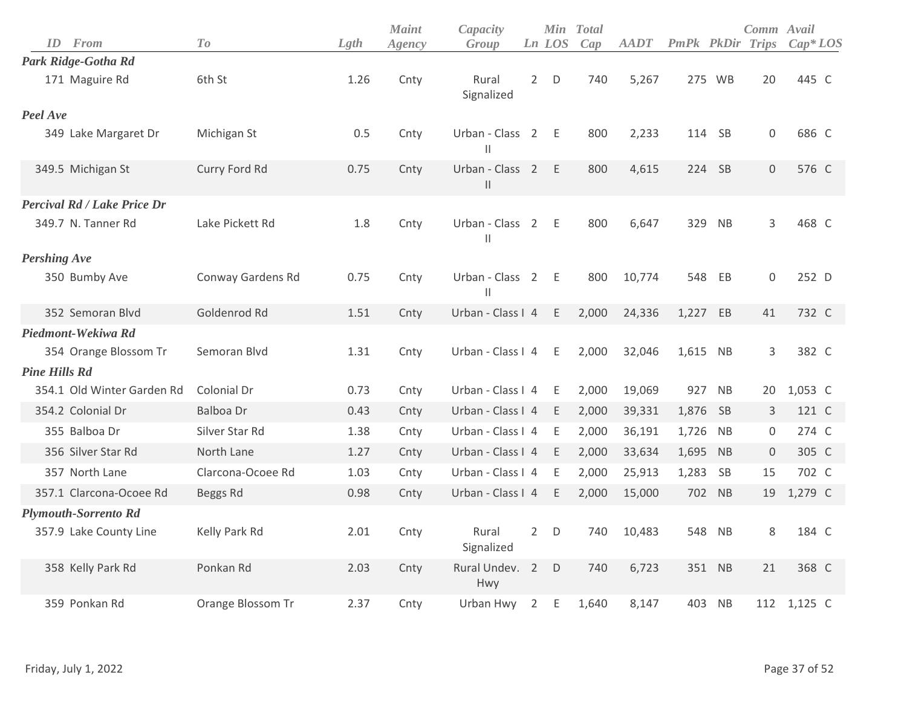| ID | From | To | Lgth | Maint Agency | Capacity Group | Ln | Min LOS | Total Cap | AADT | PmPk | PkDir | Comm Trips | Avail Cap* | LOS |
|---|---|---|---|---|---|---|---|---|---|---|---|---|---|---|
| ***Park Ridge-Gotha Rd*** | | | | | | | | | | | | | | |
| 171 | Maguire Rd | 6th St | 1.26 | Cnty | Rural Signalized | 2 | D | 740 | 5,267 | 275 | WB | 20 | 445 | C |
| ***Peel Ave*** | | | | | | | | | | | | | | |
| 349 | Lake Margaret Dr | Michigan St | 0.5 | Cnty | Urban - Class II | 2 | E | 800 | 2,233 | 114 | SB | 0 | 686 | C |
| 349.5 | Michigan St | Curry Ford Rd | 0.75 | Cnty | Urban - Class II | 2 | E | 800 | 4,615 | 224 | SB | 0 | 576 | C |
| ***Percival Rd / Lake Price Dr*** | | | | | | | | | | | | | | |
| 349.7 | N. Tanner Rd | Lake Pickett Rd | 1.8 | Cnty | Urban - Class II | 2 | E | 800 | 6,647 | 329 | NB | 3 | 468 | C |
| ***Pershing Ave*** | | | | | | | | | | | | | | |
| 350 | Bumby Ave | Conway Gardens Rd | 0.75 | Cnty | Urban - Class II | 2 | E | 800 | 10,774 | 548 | EB | 0 | 252 | D |
| 352 | Semoran Blvd | Goldenrod Rd | 1.51 | Cnty | Urban - Class I | 4 | E | 2,000 | 24,336 | 1,227 | EB | 41 | 732 | C |
| ***Piedmont-Wekiwa Rd*** | | | | | | | | | | | | | | |
| 354 | Orange Blossom Tr | Semoran Blvd | 1.31 | Cnty | Urban - Class I | 4 | E | 2,000 | 32,046 | 1,615 | NB | 3 | 382 | C |
| ***Pine Hills Rd*** | | | | | | | | | | | | | | |
| 354.1 | Old Winter Garden Rd | Colonial Dr | 0.73 | Cnty | Urban - Class I | 4 | E | 2,000 | 19,069 | 927 | NB | 20 | 1,053 | C |
| 354.2 | Colonial Dr | Balboa Dr | 0.43 | Cnty | Urban - Class I | 4 | E | 2,000 | 39,331 | 1,876 | SB | 3 | 121 | C |
| 355 | Balboa Dr | Silver Star Rd | 1.38 | Cnty | Urban - Class I | 4 | E | 2,000 | 36,191 | 1,726 | NB | 0 | 274 | C |
| 356 | Silver Star Rd | North Lane | 1.27 | Cnty | Urban - Class I | 4 | E | 2,000 | 33,634 | 1,695 | NB | 0 | 305 | C |
| 357 | North Lane | Clarcona-Ocoee Rd | 1.03 | Cnty | Urban - Class I | 4 | E | 2,000 | 25,913 | 1,283 | SB | 15 | 702 | C |
| 357.1 | Clarcona-Ocoee Rd | Beggs Rd | 0.98 | Cnty | Urban - Class I | 4 | E | 2,000 | 15,000 | 702 | NB | 19 | 1,279 | C |
| ***Plymouth-Sorrento Rd*** | | | | | | | | | | | | | | |
| 357.9 | Lake County Line | Kelly Park Rd | 2.01 | Cnty | Rural Signalized | 2 | D | 740 | 10,483 | 548 | NB | 8 | 184 | C |
| 358 | Kelly Park Rd | Ponkan Rd | 2.03 | Cnty | Rural Undev. Hwy | 2 | D | 740 | 6,723 | 351 | NB | 21 | 368 | C |
| 359 | Ponkan Rd | Orange Blossom Tr | 2.37 | Cnty | Urban Hwy | 2 | E | 1,640 | 8,147 | 403 | NB | 112 | 1,125 | C |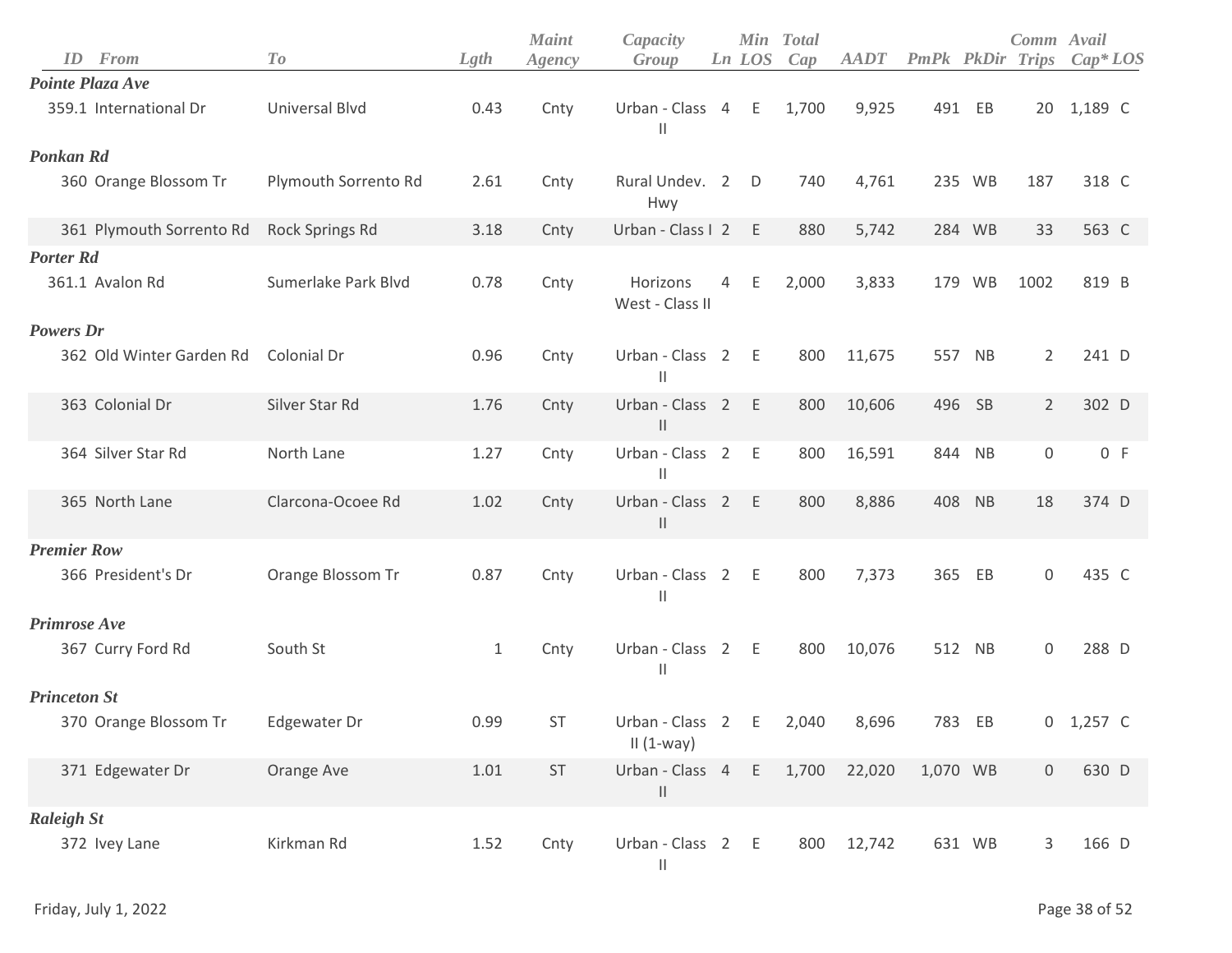| ID | From | To | Lgth | Maint Agency | Capacity Group | Ln | Min LOS | Total Cap | AADT | PmPk | PkDir | Comm Trips | Avail Cap* | LOS |
|---|---|---|---|---|---|---|---|---|---|---|---|---|---|---|
| ***Pointe Plaza Ave*** | | | | | | | | | | | | | | |
| 359.1 | International Dr | Universal Blvd | 0.43 | Cnty | Urban - Class II | 4 | E | 1,700 | 9,925 | 491 | EB | 20 | 1,189 | C |
| ***Ponkan Rd*** | | | | | | | | | | | | | | |
| 360 | Orange Blossom Tr | Plymouth Sorrento Rd | 2.61 | Cnty | Rural Undev. Hwy | 2 | D | 740 | 4,761 | 235 | WB | 187 | 318 | C |
| 361 | Plymouth Sorrento Rd | Rock Springs Rd | 3.18 | Cnty | Urban - Class I | 2 | E | 880 | 5,742 | 284 | WB | 33 | 563 | C |
| ***Porter Rd*** | | | | | | | | | | | | | | |
| 361.1 | Avalon Rd | Sumerlake Park Blvd | 0.78 | Cnty | Horizons West - Class II | 4 | E | 2,000 | 3,833 | 179 | WB | 1002 | 819 | B |
| ***Powers Dr*** | | | | | | | | | | | | | | |
| 362 | Old Winter Garden Rd | Colonial Dr | 0.96 | Cnty | Urban - Class II | 2 | E | 800 | 11,675 | 557 | NB | 2 | 241 | D |
| 363 | Colonial Dr | Silver Star Rd | 1.76 | Cnty | Urban - Class II | 2 | E | 800 | 10,606 | 496 | SB | 2 | 302 | D |
| 364 | Silver Star Rd | North Lane | 1.27 | Cnty | Urban - Class II | 2 | E | 800 | 16,591 | 844 | NB | 0 | 0 | F |
| 365 | North Lane | Clarcona-Ocoee Rd | 1.02 | Cnty | Urban - Class II | 2 | E | 800 | 8,886 | 408 | NB | 18 | 374 | D |
| ***Premier Row*** | | | | | | | | | | | | | | |
| 366 | President's Dr | Orange Blossom Tr | 0.87 | Cnty | Urban - Class II | 2 | E | 800 | 7,373 | 365 | EB | 0 | 435 | C |
| ***Primrose Ave*** | | | | | | | | | | | | | | |
| 367 | Curry Ford Rd | South St | 1 | Cnty | Urban - Class II | 2 | E | 800 | 10,076 | 512 | NB | 0 | 288 | D |
| ***Princeton St*** | | | | | | | | | | | | | | |
| 370 | Orange Blossom Tr | Edgewater Dr | 0.99 | ST | Urban - Class II (1-way) | 2 | E | 2,040 | 8,696 | 783 | EB | 0 | 1,257 | C |
| 371 | Edgewater Dr | Orange Ave | 1.01 | ST | Urban - Class II | 4 | E | 1,700 | 22,020 | 1,070 | WB | 0 | 630 | D |
| ***Raleigh St*** | | | | | | | | | | | | | | |
| 372 | Ivey Lane | Kirkman Rd | 1.52 | Cnty | Urban - Class II | 2 | E | 800 | 12,742 | 631 | WB | 3 | 166 | D |

Friday, July 1, 2022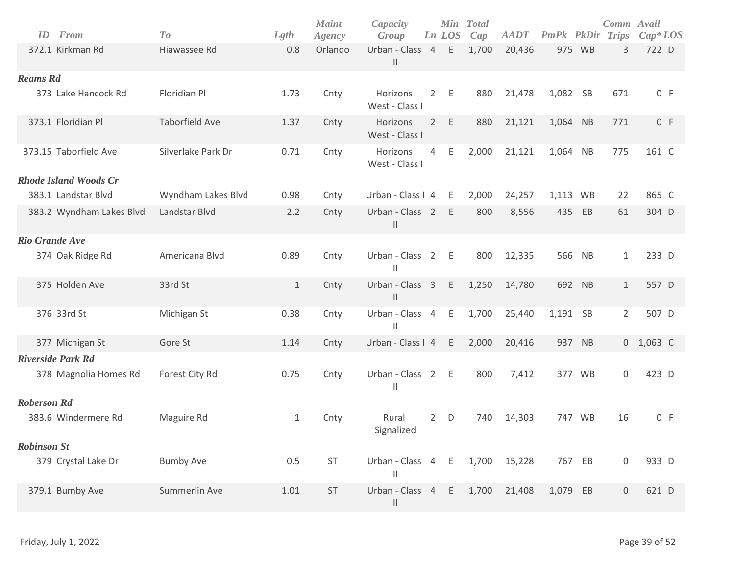| ID | From | To | Lgth | Maint Agency | Capacity Group | Ln | Min LOS | Total Cap | AADT | PmPk | PkDir | Comm Trips | Avail Cap* | LOS |
|---|---|---|---|---|---|---|---|---|---|---|---|---|---|---|
| 372.1 | Kirkman Rd | Hiawassee Rd | 0.8 | Orlando | Urban - Class II | 4 | E | 1,700 | 20,436 | 975 | WB | 3 | 722 | D |
| **Reams Rd** | | | | | | | | | | | | | | |
| 373 | Lake Hancock Rd | Floridian Pl | 1.73 | Cnty | Horizons West - Class I | 2 | E | 880 | 21,478 | 1,082 | SB | 671 | 0 | F |
| 373.1 | Floridian Pl | Taborfield Ave | 1.37 | Cnty | Horizons West - Class I | 2 | E | 880 | 21,121 | 1,064 | NB | 771 | 0 | F |
| 373.15 | Taborfield Ave | Silverlake Park Dr | 0.71 | Cnty | Horizons West - Class I | 4 | E | 2,000 | 21,121 | 1,064 | NB | 775 | 161 | C |
| **Rhode Island Woods Cr** | | | | | | | | | | | | | | |
| 383.1 | Landstar Blvd | Wyndham Lakes Blvd | 0.98 | Cnty | Urban - Class I | 4 | E | 2,000 | 24,257 | 1,113 | WB | 22 | 865 | C |
| 383.2 | Wyndham Lakes Blvd | Landstar Blvd | 2.2 | Cnty | Urban - Class II | 2 | E | 800 | 8,556 | 435 | EB | 61 | 304 | D |
| **Rio Grande Ave** | | | | | | | | | | | | | | |
| 374 | Oak Ridge Rd | Americana Blvd | 0.89 | Cnty | Urban - Class II | 2 | E | 800 | 12,335 | 566 | NB | 1 | 233 | D |
| 375 | Holden Ave | 33rd St | 1 | Cnty | Urban - Class II | 3 | E | 1,250 | 14,780 | 692 | NB | 1 | 557 | D |
| 376 | 33rd St | Michigan St | 0.38 | Cnty | Urban - Class II | 4 | E | 1,700 | 25,440 | 1,191 | SB | 2 | 507 | D |
| 377 | Michigan St | Gore St | 1.14 | Cnty | Urban - Class I | 4 | E | 2,000 | 20,416 | 937 | NB | 0 | 1,063 | C |
| **Riverside Park Rd** | | | | | | | | | | | | | | |
| 378 | Magnolia Homes Rd | Forest City Rd | 0.75 | Cnty | Urban - Class II | 2 | E | 800 | 7,412 | 377 | WB | 0 | 423 | D |
| **Roberson Rd** | | | | | | | | | | | | | | |
| 383.6 | Windermere Rd | Maguire Rd | 1 | Cnty | Rural Signalized | 2 | D | 740 | 14,303 | 747 | WB | 16 | 0 | F |
| **Robinson St** | | | | | | | | | | | | | | |
| 379 | Crystal Lake Dr | Bumby Ave | 0.5 | ST | Urban - Class II | 4 | E | 1,700 | 15,228 | 767 | EB | 0 | 933 | D |
| 379.1 | Bumby Ave | Summerlin Ave | 1.01 | ST | Urban - Class II | 4 | E | 1,700 | 21,408 | 1,079 | EB | 0 | 621 | D |

Friday, July 1, 2022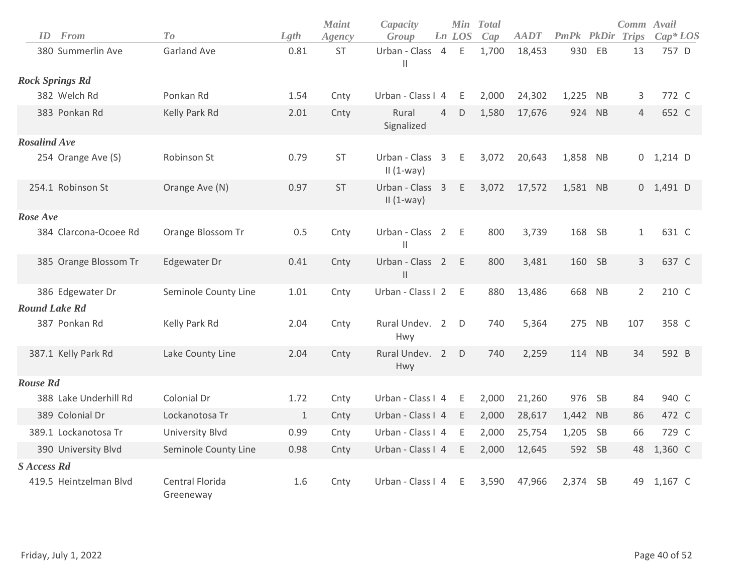| ID | From | To | Lgth | Maint Agency | Capacity Group | Ln | Min LOS | Total Cap | AADT | PmPk | PkDir | Comm Trips | Avail Cap* | LOS |
|---|---|---|---|---|---|---|---|---|---|---|---|---|---|---|
| 380 | Summerlin Ave | Garland Ave | 0.81 | ST | Urban - Class II | 4 | E | 1,700 | 18,453 | 930 | EB | 13 | 757 | D |
| **Rock Springs Rd** | | | | | | | | | | | | | | |
| 382 | Welch Rd | Ponkan Rd | 1.54 | Cnty | Urban - Class I | 4 | E | 2,000 | 24,302 | 1,225 | NB | 3 | 772 | C |
| 383 | Ponkan Rd | Kelly Park Rd | 2.01 | Cnty | Rural Signalized | 4 | D | 1,580 | 17,676 | 924 | NB | 4 | 652 | C |
| **Rosalind Ave** | | | | | | | | | | | | | | |
| 254 | Orange Ave (S) | Robinson St | 0.79 | ST | Urban - Class II (1-way) | 3 | E | 3,072 | 20,643 | 1,858 | NB | 0 | 1,214 | D |
| 254.1 | Robinson St | Orange Ave (N) | 0.97 | ST | Urban - Class II (1-way) | 3 | E | 3,072 | 17,572 | 1,581 | NB | 0 | 1,491 | D |
| **Rose Ave** | | | | | | | | | | | | | | |
| 384 | Clarcona-Ocoee Rd | Orange Blossom Tr | 0.5 | Cnty | Urban - Class II | 2 | E | 800 | 3,739 | 168 | SB | 1 | 631 | C |
| 385 | Orange Blossom Tr | Edgewater Dr | 0.41 | Cnty | Urban - Class II | 2 | E | 800 | 3,481 | 160 | SB | 3 | 637 | C |
| 386 | Edgewater Dr | Seminole County Line | 1.01 | Cnty | Urban - Class I | 2 | E | 880 | 13,486 | 668 | NB | 2 | 210 | C |
| **Round Lake Rd** | | | | | | | | | | | | | | |
| 387 | Ponkan Rd | Kelly Park Rd | 2.04 | Cnty | Rural Undev. Hwy | 2 | D | 740 | 5,364 | 275 | NB | 107 | 358 | C |
| 387.1 | Kelly Park Rd | Lake County Line | 2.04 | Cnty | Rural Undev. Hwy | 2 | D | 740 | 2,259 | 114 | NB | 34 | 592 | B |
| **Rouse Rd** | | | | | | | | | | | | | | |
| 388 | Lake Underhill Rd | Colonial Dr | 1.72 | Cnty | Urban - Class I | 4 | E | 2,000 | 21,260 | 976 | SB | 84 | 940 | C |
| 389 | Colonial Dr | Lockanotosa Tr | 1 | Cnty | Urban - Class I | 4 | E | 2,000 | 28,617 | 1,442 | NB | 86 | 472 | C |
| 389.1 | Lockanotosa Tr | University Blvd | 0.99 | Cnty | Urban - Class I | 4 | E | 2,000 | 25,754 | 1,205 | SB | 66 | 729 | C |
| 390 | University Blvd | Seminole County Line | 0.98 | Cnty | Urban - Class I | 4 | E | 2,000 | 12,645 | 592 | SB | 48 | 1,360 | C |
| **S Access Rd** | | | | | | | | | | | | | | |
| 419.5 | Heintzelman Blvd | Central Florida Greeneway | 1.6 | Cnty | Urban - Class I | 4 | E | 3,590 | 47,966 | 2,374 | SB | 49 | 1,167 | C |

Friday, July 1, 2022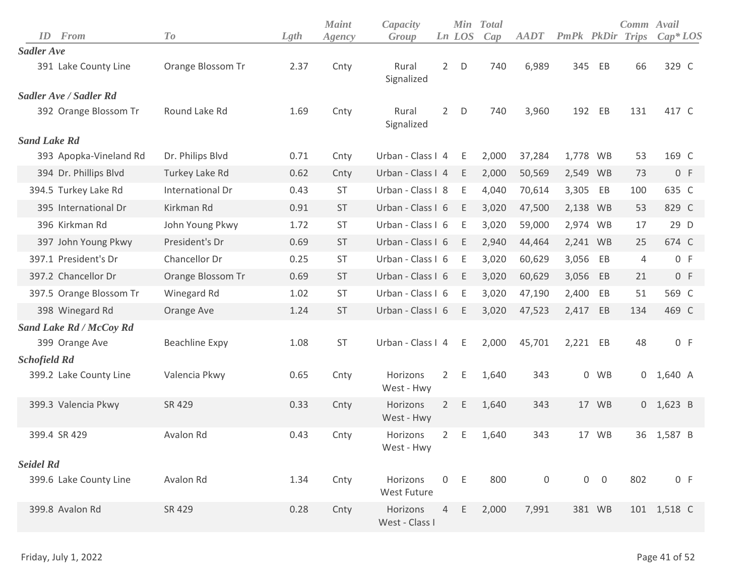| ID | From | To | Lgth | Maint Agency | Capacity Group | Ln | Min LOS | Total Cap | AADT | PmPk | PkDir | Comm Trips | Avail Cap* | LOS |
|---|---|---|---|---|---|---|---|---|---|---|---|---|---|---|
| ***Sadler Ave*** | | | | | | | | | | | | | | |
| 391 | Lake County Line | Orange Blossom Tr | 2.37 | Cnty | Rural Signalized | 2 | D | 740 | 6,989 | 345 | EB | 66 | 329 | C |
| ***Sadler Ave / Sadler Rd*** | | | | | | | | | | | | | | |
| 392 | Orange Blossom Tr | Round Lake Rd | 1.69 | Cnty | Rural Signalized | 2 | D | 740 | 3,960 | 192 | EB | 131 | 417 | C |
| ***Sand Lake Rd*** | | | | | | | | | | | | | | |
| 393 | Apopka-Vineland Rd | Dr. Philips Blvd | 0.71 | Cnty | Urban - Class I | 4 | E | 2,000 | 37,284 | 1,778 | WB | 53 | 169 | C |
| 394 | Dr. Phillips Blvd | Turkey Lake Rd | 0.62 | Cnty | Urban - Class I | 4 | E | 2,000 | 50,569 | 2,549 | WB | 73 | 0 | F |
| 394.5 | Turkey Lake Rd | International Dr | 0.43 | ST | Urban - Class I | 8 | E | 4,040 | 70,614 | 3,305 | EB | 100 | 635 | C |
| 395 | International Dr | Kirkman Rd | 0.91 | ST | Urban - Class I | 6 | E | 3,020 | 47,500 | 2,138 | WB | 53 | 829 | C |
| 396 | Kirkman Rd | John Young Pkwy | 1.72 | ST | Urban - Class I | 6 | E | 3,020 | 59,000 | 2,974 | WB | 17 | 29 | D |
| 397 | John Young Pkwy | President's Dr | 0.69 | ST | Urban - Class I | 6 | E | 2,940 | 44,464 | 2,241 | WB | 25 | 674 | C |
| 397.1 | President's Dr | Chancellor Dr | 0.25 | ST | Urban - Class I | 6 | E | 3,020 | 60,629 | 3,056 | EB | 4 | 0 | F |
| 397.2 | Chancellor Dr | Orange Blossom Tr | 0.69 | ST | Urban - Class I | 6 | E | 3,020 | 60,629 | 3,056 | EB | 21 | 0 | F |
| 397.5 | Orange Blossom Tr | Winegard Rd | 1.02 | ST | Urban - Class I | 6 | E | 3,020 | 47,190 | 2,400 | EB | 51 | 569 | C |
| 398 | Winegard Rd | Orange Ave | 1.24 | ST | Urban - Class I | 6 | E | 3,020 | 47,523 | 2,417 | EB | 134 | 469 | C |
| ***Sand Lake Rd / McCoy Rd*** | | | | | | | | | | | | | | |
| 399 | Orange Ave | Beachline Expy | 1.08 | ST | Urban - Class I | 4 | E | 2,000 | 45,701 | 2,221 | EB | 48 | 0 | F |
| ***Schofield Rd*** | | | | | | | | | | | | | | |
| 399.2 | Lake County Line | Valencia Pkwy | 0.65 | Cnty | Horizons West - Hwy | 2 | E | 1,640 | 343 | 0 | WB | 0 | 1,640 | A |
| 399.3 | Valencia Pkwy | SR 429 | 0.33 | Cnty | Horizons West - Hwy | 2 | E | 1,640 | 343 | 17 | WB | 0 | 1,623 | B |
| 399.4 | SR 429 | Avalon Rd | 0.43 | Cnty | Horizons West - Hwy | 2 | E | 1,640 | 343 | 17 | WB | 36 | 1,587 | B |
| ***Seidel Rd*** | | | | | | | | | | | | | | |
| 399.6 | Lake County Line | Avalon Rd | 1.34 | Cnty | Horizons West Future | 0 | E | 800 | 0 | 0 | 0 | 802 | 0 | F |
| 399.8 | Avalon Rd | SR 429 | 0.28 | Cnty | Horizons West - Class I | 4 | E | 2,000 | 7,991 | 381 | WB | 101 | 1,518 | C |

Friday, July 1, 2022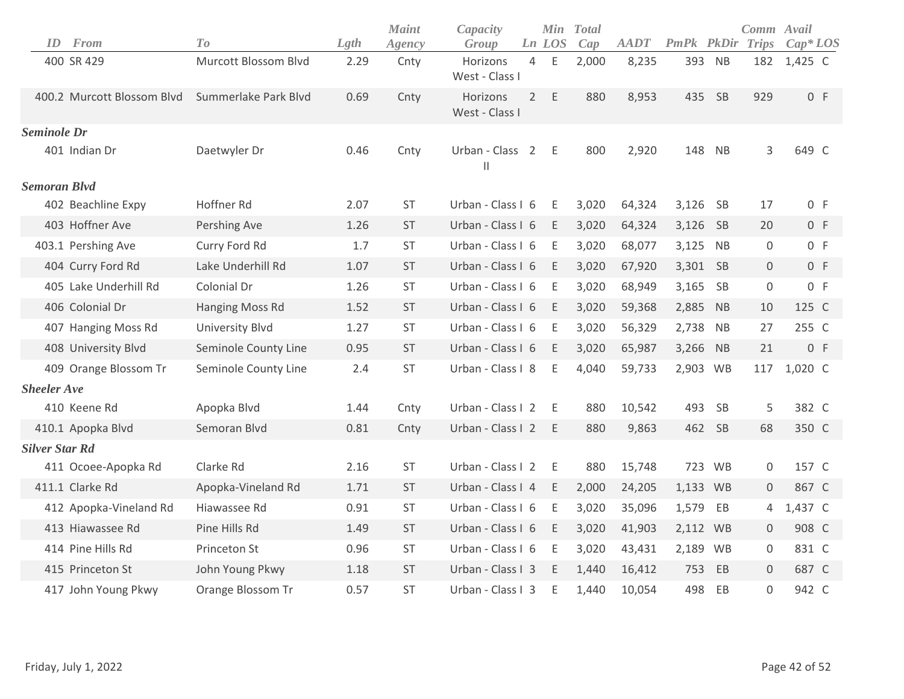| ID | From | To | Lgth | Maint Agency | Capacity Group | Ln | Min LOS | Total Cap | AADT | PmPk | PkDir | Comm Trips | Avail Cap* | LOS |
|---|---|---|---|---|---|---|---|---|---|---|---|---|---|---|
| 400 | SR 429 | Murcott Blossom Blvd | 2.29 | Cnty | Horizons West - Class I | 4 | E | 2,000 | 8,235 | 393 | NB | 182 | 1,425 | C |
| 400.2 | Murcott Blossom Blvd | Summerlake Park Blvd | 0.69 | Cnty | Horizons West - Class I | 2 | E | 880 | 8,953 | 435 | SB | 929 | 0 | F |
| ***Seminole Dr*** | | | | | | | | | | | | | | |
| 401 | Indian Dr | Daetwyler Dr | 0.46 | Cnty | Urban - Class II | 2 | E | 800 | 2,920 | 148 | NB | 3 | 649 | C |
| ***Semoran Blvd*** | | | | | | | | | | | | | | |
| 402 | Beachline Expy | Hoffner Rd | 2.07 | ST | Urban - Class I | 6 | E | 3,020 | 64,324 | 3,126 | SB | 17 | 0 | F |
| 403 | Hoffner Ave | Pershing Ave | 1.26 | ST | Urban - Class I | 6 | E | 3,020 | 64,324 | 3,126 | SB | 20 | 0 | F |
| 403.1 | Pershing Ave | Curry Ford Rd | 1.7 | ST | Urban - Class I | 6 | E | 3,020 | 68,077 | 3,125 | NB | 0 | 0 | F |
| 404 | Curry Ford Rd | Lake Underhill Rd | 1.07 | ST | Urban - Class I | 6 | E | 3,020 | 67,920 | 3,301 | SB | 0 | 0 | F |
| 405 | Lake Underhill Rd | Colonial Dr | 1.26 | ST | Urban - Class I | 6 | E | 3,020 | 68,949 | 3,165 | SB | 0 | 0 | F |
| 406 | Colonial Dr | Hanging Moss Rd | 1.52 | ST | Urban - Class I | 6 | E | 3,020 | 59,368 | 2,885 | NB | 10 | 125 | C |
| 407 | Hanging Moss Rd | University Blvd | 1.27 | ST | Urban - Class I | 6 | E | 3,020 | 56,329 | 2,738 | NB | 27 | 255 | C |
| 408 | University Blvd | Seminole County Line | 0.95 | ST | Urban - Class I | 6 | E | 3,020 | 65,987 | 3,266 | NB | 21 | 0 | F |
| 409 | Orange Blossom Tr | Seminole County Line | 2.4 | ST | Urban - Class I | 8 | E | 4,040 | 59,733 | 2,903 | WB | 117 | 1,020 | C |
| ***Sheeler Ave*** | | | | | | | | | | | | | | |
| 410 | Keene Rd | Apopka Blvd | 1.44 | Cnty | Urban - Class I | 2 | E | 880 | 10,542 | 493 | SB | 5 | 382 | C |
| 410.1 | Apopka Blvd | Semoran Blvd | 0.81 | Cnty | Urban - Class I | 2 | E | 880 | 9,863 | 462 | SB | 68 | 350 | C |
| ***Silver Star Rd*** | | | | | | | | | | | | | | |
| 411 | Ocoee-Apopka Rd | Clarke Rd | 2.16 | ST | Urban - Class I | 2 | E | 880 | 15,748 | 723 | WB | 0 | 157 | C |
| 411.1 | Clarke Rd | Apopka-Vineland Rd | 1.71 | ST | Urban - Class I | 4 | E | 2,000 | 24,205 | 1,133 | WB | 0 | 867 | C |
| 412 | Apopka-Vineland Rd | Hiawassee Rd | 0.91 | ST | Urban - Class I | 6 | E | 3,020 | 35,096 | 1,579 | EB | 4 | 1,437 | C |
| 413 | Hiawassee Rd | Pine Hills Rd | 1.49 | ST | Urban - Class I | 6 | E | 3,020 | 41,903 | 2,112 | WB | 0 | 908 | C |
| 414 | Pine Hills Rd | Princeton St | 0.96 | ST | Urban - Class I | 6 | E | 3,020 | 43,431 | 2,189 | WB | 0 | 831 | C |
| 415 | Princeton St | John Young Pkwy | 1.18 | ST | Urban - Class I | 3 | E | 1,440 | 16,412 | 753 | EB | 0 | 687 | C |
| 417 | John Young Pkwy | Orange Blossom Tr | 0.57 | ST | Urban - Class I | 3 | E | 1,440 | 10,054 | 498 | EB | 0 | 942 | C |

Friday, July 1, 2022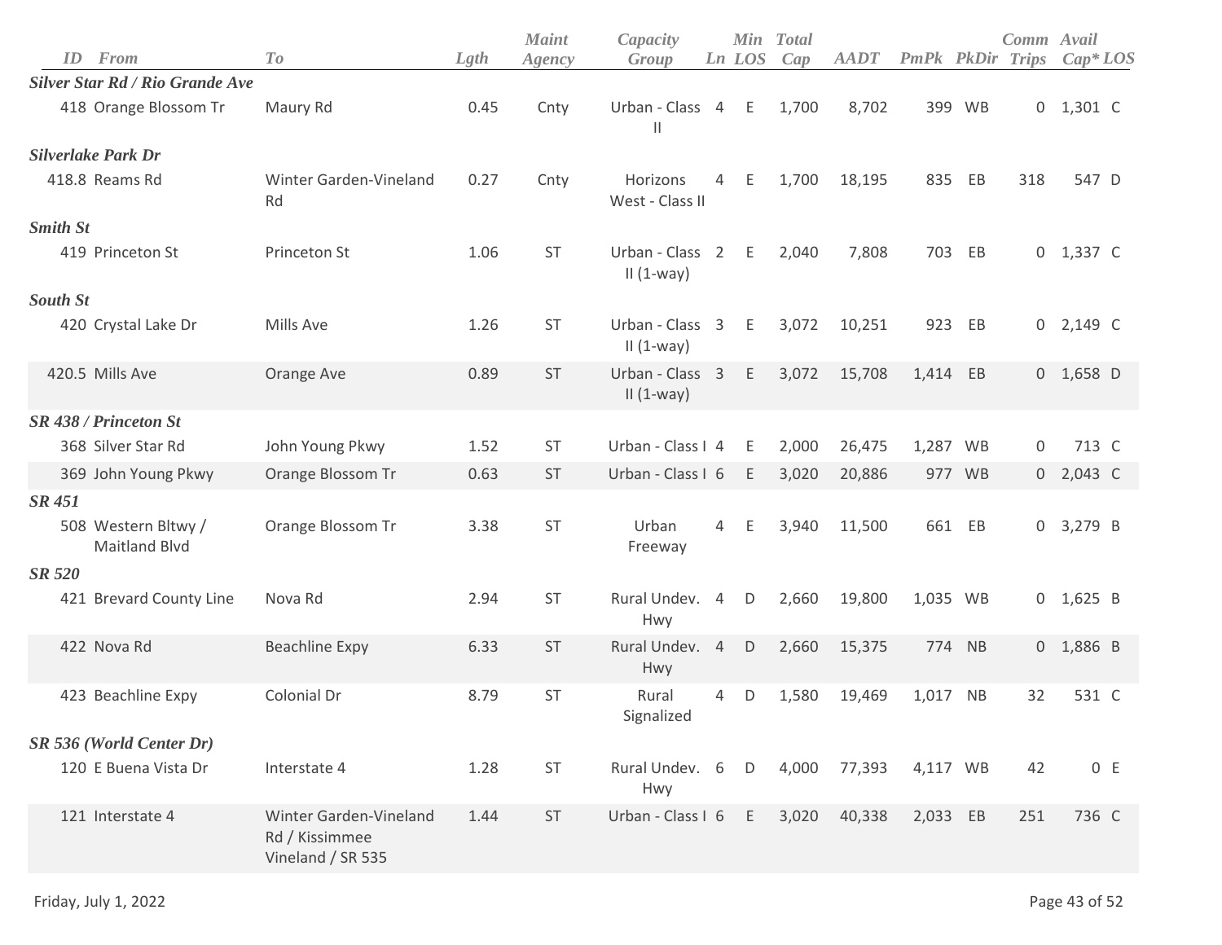| ID | From | To | Lgth | Maint Agency | Capacity Group | Ln | Min LOS | Total Cap | AADT | PmPk | PkDir | Comm Trips | Avail Cap* | LOS |
|---|---|---|---|---|---|---|---|---|---|---|---|---|---|---|
| ***Silver Star Rd / Rio Grande Ave*** | | | | | | | | | | | | | | |
| 418 | Orange Blossom Tr | Maury Rd | 0.45 | Cnty | Urban - Class II | 4 | E | 1,700 | 8,702 | 399 | WB | 0 | 1,301 | C |
| ***Silverlake Park Dr*** | | | | | | | | | | | | | | |
| 418.8 | Reams Rd | Winter Garden-Vineland Rd | 0.27 | Cnty | Horizons West - Class II | 4 | E | 1,700 | 18,195 | 835 | EB | 318 | 547 | D |
| ***Smith St*** | | | | | | | | | | | | | | |
| 419 | Princeton St | Princeton St | 1.06 | ST | Urban - Class II (1-way) | 2 | E | 2,040 | 7,808 | 703 | EB | 0 | 1,337 | C |
| ***South St*** | | | | | | | | | | | | | | |
| 420 | Crystal Lake Dr | Mills Ave | 1.26 | ST | Urban - Class II (1-way) | 3 | E | 3,072 | 10,251 | 923 | EB | 0 | 2,149 | C |
| 420.5 | Mills Ave | Orange Ave | 0.89 | ST | Urban - Class II (1-way) | 3 | E | 3,072 | 15,708 | 1,414 | EB | 0 | 1,658 | D |
| ***SR 438 / Princeton St*** | | | | | | | | | | | | | | |
| 368 | Silver Star Rd | John Young Pkwy | 1.52 | ST | Urban - Class I | 4 | E | 2,000 | 26,475 | 1,287 | WB | 0 | 713 | C |
| 369 | John Young Pkwy | Orange Blossom Tr | 0.63 | ST | Urban - Class I | 6 | E | 3,020 | 20,886 | 977 | WB | 0 | 2,043 | C |
| ***SR 451*** | | | | | | | | | | | | | | |
| 508 | Western Bltwy / Maitland Blvd | Orange Blossom Tr | 3.38 | ST | Urban Freeway | 4 | E | 3,940 | 11,500 | 661 | EB | 0 | 3,279 | B |
| ***SR 520*** | | | | | | | | | | | | | | |
| 421 | Brevard County Line | Nova Rd | 2.94 | ST | Rural Undev. Hwy | 4 | D | 2,660 | 19,800 | 1,035 | WB | 0 | 1,625 | B |
| 422 | Nova Rd | Beachline Expy | 6.33 | ST | Rural Undev. Hwy | 4 | D | 2,660 | 15,375 | 774 | NB | 0 | 1,886 | B |
| 423 | Beachline Expy | Colonial Dr | 8.79 | ST | Rural Signalized | 4 | D | 1,580 | 19,469 | 1,017 | NB | 32 | 531 | C |
| ***SR 536 (World Center Dr)*** | | | | | | | | | | | | | | |
| 120 | E Buena Vista Dr | Interstate 4 | 1.28 | ST | Rural Undev. Hwy | 6 | D | 4,000 | 77,393 | 4,117 | WB | 42 | 0 | E |
| 121 | Interstate 4 | Winter Garden-Vineland Rd / Kissimmee Vineland / SR 535 | 1.44 | ST | Urban - Class I | 6 | E | 3,020 | 40,338 | 2,033 | EB | 251 | 736 | C |

Friday, July 1, 2022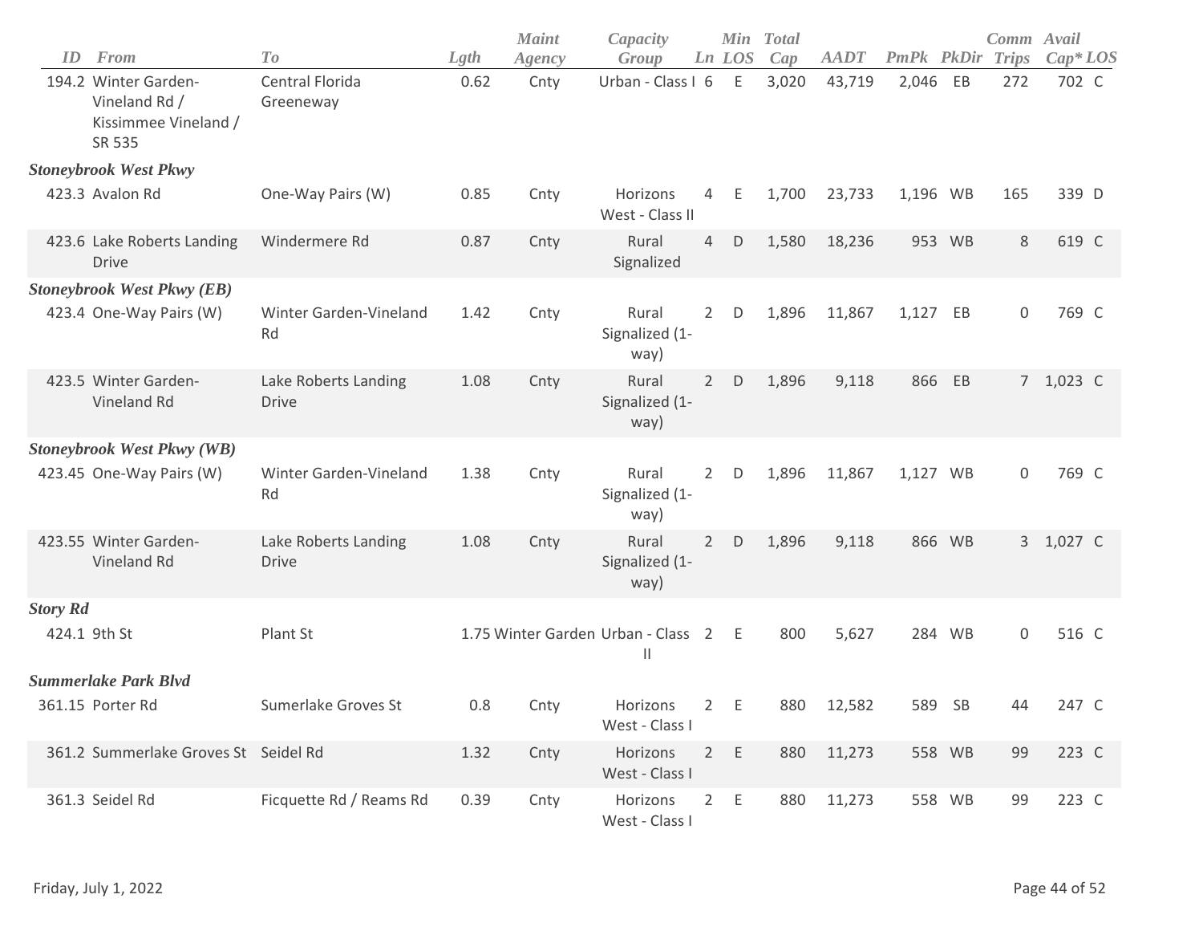| ID | From | To | Lgth | Maint Agency | Capacity Group | Ln | Min LOS | Total Cap | AADT | PmPk | PkDir | Comm Trips | Avail Cap* | LOS |
|---|---|---|---|---|---|---|---|---|---|---|---|---|---|---|
| 194.2 | Winter Garden-Vineland Rd / Kissimmee Vineland / SR 535 | Central Florida Greeneway | 0.62 | Cnty | Urban - Class I | 6 | E | 3,020 | 43,719 | 2,046 | EB | 272 | 702 | C |
| ***Stoneybrook West Pkwy*** | | | | | | | | | | | | | | |
| 423.3 | Avalon Rd | One-Way Pairs (W) | 0.85 | Cnty | Horizons West - Class II | 4 | E | 1,700 | 23,733 | 1,196 | WB | 165 | 339 | D |
| 423.6 | Lake Roberts Landing Drive | Windermere Rd | 0.87 | Cnty | Rural Signalized | 4 | D | 1,580 | 18,236 | 953 | WB | 8 | 619 | C |
| ***Stoneybrook West Pkwy (EB)*** | | | | | | | | | | | | | | |
| 423.4 | One-Way Pairs (W) | Winter Garden-Vineland Rd | 1.42 | Cnty | Rural Signalized (1-way) | 2 | D | 1,896 | 11,867 | 1,127 | EB | 0 | 769 | C |
| 423.5 | Winter Garden-Vineland Rd | Lake Roberts Landing Drive | 1.08 | Cnty | Rural Signalized (1-way) | 2 | D | 1,896 | 9,118 | 866 | EB | 7 | 1,023 | C |
| ***Stoneybrook West Pkwy (WB)*** | | | | | | | | | | | | | | |
| 423.45 | One-Way Pairs (W) | Winter Garden-Vineland Rd | 1.38 | Cnty | Rural Signalized (1-way) | 2 | D | 1,896 | 11,867 | 1,127 | WB | 0 | 769 | C |
| 423.55 | Winter Garden-Vineland Rd | Lake Roberts Landing Drive | 1.08 | Cnty | Rural Signalized (1-way) | 2 | D | 1,896 | 9,118 | 866 | WB | 3 | 1,027 | C |
| ***Story Rd*** | | | | | | | | | | | | | | |
| 424.1 | 9th St | Plant St | 1.75 | Winter Garden | Urban - Class II | 2 | E | 800 | 5,627 | 284 | WB | 0 | 516 | C |
| ***Summerlake Park Blvd*** | | | | | | | | | | | | | | |
| 361.15 | Porter Rd | Sumerlake Groves St | 0.8 | Cnty | Horizons West - Class I | 2 | E | 880 | 12,582 | 589 | SB | 44 | 247 | C |
| 361.2 | Summerlake Groves St | Seidel Rd | 1.32 | Cnty | Horizons West - Class I | 2 | E | 880 | 11,273 | 558 | WB | 99 | 223 | C |
| 361.3 | Seidel Rd | Ficquette Rd / Reams Rd | 0.39 | Cnty | Horizons West - Class I | 2 | E | 880 | 11,273 | 558 | WB | 99 | 223 | C |

Friday, July 1, 2022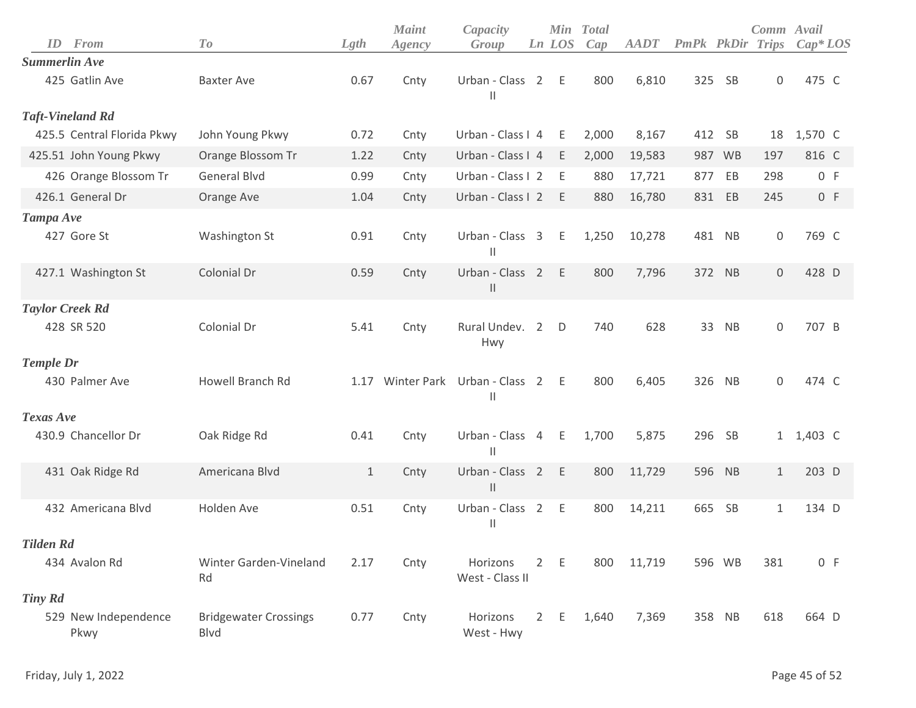| ID | From | To | Lgth | Maint Agency | Capacity Group | Ln | Min LOS | Total Cap | AADT | PmPk | PkDir | Comm Trips | Avail Cap* | LOS |
|---|---|---|---|---|---|---|---|---|---|---|---|---|---|---|
| ***Summerlin Ave*** | | | | | | | | | | | | | | |
| 425 | Gatlin Ave | Baxter Ave | 0.67 | Cnty | Urban - Class II | 2 | E | 800 | 6,810 | 325 | SB | 0 | 475 | C |
| ***Taft-Vineland Rd*** | | | | | | | | | | | | | | |
| 425.5 | Central Florida Pkwy | John Young Pkwy | 0.72 | Cnty | Urban - Class I | 4 | E | 2,000 | 8,167 | 412 | SB | 18 | 1,570 | C |
| 425.51 | John Young Pkwy | Orange Blossom Tr | 1.22 | Cnty | Urban - Class I | 4 | E | 2,000 | 19,583 | 987 | WB | 197 | 816 | C |
| 426 | Orange Blossom Tr | General Blvd | 0.99 | Cnty | Urban - Class I | 2 | E | 880 | 17,721 | 877 | EB | 298 | 0 | F |
| 426.1 | General Dr | Orange Ave | 1.04 | Cnty | Urban - Class I | 2 | E | 880 | 16,780 | 831 | EB | 245 | 0 | F |
| ***Tampa Ave*** | | | | | | | | | | | | | | |
| 427 | Gore St | Washington St | 0.91 | Cnty | Urban - Class II | 3 | E | 1,250 | 10,278 | 481 | NB | 0 | 769 | C |
| 427.1 | Washington St | Colonial Dr | 0.59 | Cnty | Urban - Class II | 2 | E | 800 | 7,796 | 372 | NB | 0 | 428 | D |
| ***Taylor Creek Rd*** | | | | | | | | | | | | | | |
| 428 | SR 520 | Colonial Dr | 5.41 | Cnty | Rural Undev. Hwy | 2 | D | 740 | 628 | 33 | NB | 0 | 707 | B |
| ***Temple Dr*** | | | | | | | | | | | | | | |
| 430 | Palmer Ave | Howell Branch Rd | 1.17 | Winter Park | Urban - Class II | 2 | E | 800 | 6,405 | 326 | NB | 0 | 474 | C |
| ***Texas Ave*** | | | | | | | | | | | | | | |
| 430.9 | Chancellor Dr | Oak Ridge Rd | 0.41 | Cnty | Urban - Class II | 4 | E | 1,700 | 5,875 | 296 | SB | 1 | 1,403 | C |
| 431 | Oak Ridge Rd | Americana Blvd | 1 | Cnty | Urban - Class II | 2 | E | 800 | 11,729 | 596 | NB | 1 | 203 | D |
| 432 | Americana Blvd | Holden Ave | 0.51 | Cnty | Urban - Class II | 2 | E | 800 | 14,211 | 665 | SB | 1 | 134 | D |
| ***Tilden Rd*** | | | | | | | | | | | | | | |
| 434 | Avalon Rd | Winter Garden-Vineland Rd | 2.17 | Cnty | Horizons West - Class II | 2 | E | 800 | 11,719 | 596 | WB | 381 | 0 | F |
| ***Tiny Rd*** | | | | | | | | | | | | | | |
| 529 | New Independence Pkwy | Bridgewater Crossings Blvd | 0.77 | Cnty | Horizons West - Hwy | 2 | E | 1,640 | 7,369 | 358 | NB | 618 | 664 | D |

Friday, July 1, 2022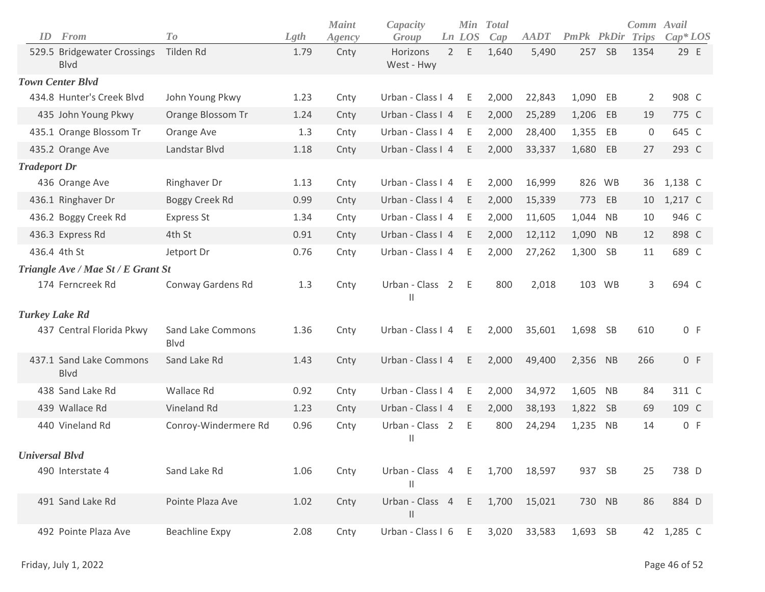| ID | From | To | Lgth | Maint Agency | Capacity Group | Ln | Min LOS | Total Cap | AADT | PmPk | PkDir | Comm Trips | Avail Cap* | LOS |
|---|---|---|---|---|---|---|---|---|---|---|---|---|---|---|
| 529.5 | Bridgewater Crossings Blvd | Tilden Rd | 1.79 | Cnty | Horizons West - Hwy | 2 | E | 1,640 | 5,490 | 257 | SB | 1354 | 29 | E |
| ***Town Center Blvd*** | | | | | | | | | | | | | | |
| 434.8 | Hunter's Creek Blvd | John Young Pkwy | 1.23 | Cnty | Urban - Class I | 4 | E | 2,000 | 22,843 | 1,090 | EB | 2 | 908 | C |
| 435 | John Young Pkwy | Orange Blossom Tr | 1.24 | Cnty | Urban - Class I | 4 | E | 2,000 | 25,289 | 1,206 | EB | 19 | 775 | C |
| 435.1 | Orange Blossom Tr | Orange Ave | 1.3 | Cnty | Urban - Class I | 4 | E | 2,000 | 28,400 | 1,355 | EB | 0 | 645 | C |
| 435.2 | Orange Ave | Landstar Blvd | 1.18 | Cnty | Urban - Class I | 4 | E | 2,000 | 33,337 | 1,680 | EB | 27 | 293 | C |
| ***Tradeport Dr*** | | | | | | | | | | | | | | |
| 436 | Orange Ave | Ringhaver Dr | 1.13 | Cnty | Urban - Class I | 4 | E | 2,000 | 16,999 | 826 | WB | 36 | 1,138 | C |
| 436.1 | Ringhaver Dr | Boggy Creek Rd | 0.99 | Cnty | Urban - Class I | 4 | E | 2,000 | 15,339 | 773 | EB | 10 | 1,217 | C |
| 436.2 | Boggy Creek Rd | Express St | 1.34 | Cnty | Urban - Class I | 4 | E | 2,000 | 11,605 | 1,044 | NB | 10 | 946 | C |
| 436.3 | Express Rd | 4th St | 0.91 | Cnty | Urban - Class I | 4 | E | 2,000 | 12,112 | 1,090 | NB | 12 | 898 | C |
| 436.4 | 4th St | Jetport Dr | 0.76 | Cnty | Urban - Class I | 4 | E | 2,000 | 27,262 | 1,300 | SB | 11 | 689 | C |
| ***Triangle Ave / Mae St / E Grant St*** | | | | | | | | | | | | | | |
| 174 | Ferncreek Rd | Conway Gardens Rd | 1.3 | Cnty | Urban - Class II | 2 | E | 800 | 2,018 | 103 | WB | 3 | 694 | C |
| ***Turkey Lake Rd*** | | | | | | | | | | | | | | |
| 437 | Central Florida Pkwy | Sand Lake Commons Blvd | 1.36 | Cnty | Urban - Class I | 4 | E | 2,000 | 35,601 | 1,698 | SB | 610 | 0 | F |
| 437.1 | Sand Lake Commons Blvd | Sand Lake Rd | 1.43 | Cnty | Urban - Class I | 4 | E | 2,000 | 49,400 | 2,356 | NB | 266 | 0 | F |
| 438 | Sand Lake Rd | Wallace Rd | 0.92 | Cnty | Urban - Class I | 4 | E | 2,000 | 34,972 | 1,605 | NB | 84 | 311 | C |
| 439 | Wallace Rd | Vineland Rd | 1.23 | Cnty | Urban - Class I | 4 | E | 2,000 | 38,193 | 1,822 | SB | 69 | 109 | C |
| 440 | Vineland Rd | Conroy-Windermere Rd | 0.96 | Cnty | Urban - Class II | 2 | E | 800 | 24,294 | 1,235 | NB | 14 | 0 | F |
| ***Universal Blvd*** | | | | | | | | | | | | | | |
| 490 | Interstate 4 | Sand Lake Rd | 1.06 | Cnty | Urban - Class II | 4 | E | 1,700 | 18,597 | 937 | SB | 25 | 738 | D |
| 491 | Sand Lake Rd | Pointe Plaza Ave | 1.02 | Cnty | Urban - Class II | 4 | E | 1,700 | 15,021 | 730 | NB | 86 | 884 | D |
| 492 | Pointe Plaza Ave | Beachline Expy | 2.08 | Cnty | Urban - Class I | 6 | E | 3,020 | 33,583 | 1,693 | SB | 42 | 1,285 | C |

Friday, July 1, 2022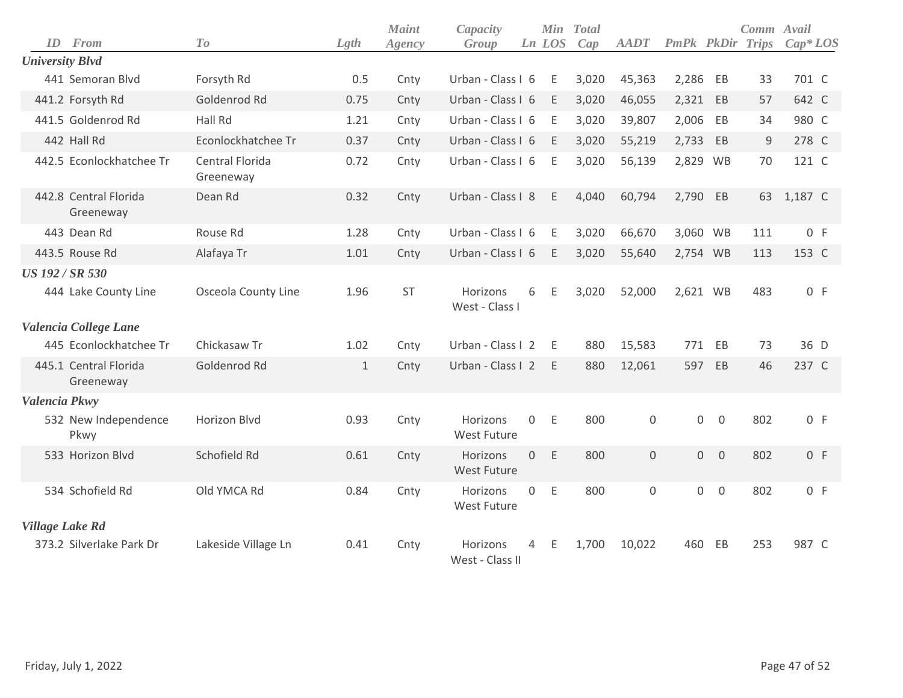| ID | From | To | Lgth | Maint Agency | Capacity Group | Ln | Min LOS | Total Cap | AADT | PmPk | PkDir | Comm Trips | Avail Cap* | LOS |
|---|---|---|---|---|---|---|---|---|---|---|---|---|---|---|
| ***University Blvd*** | | | | | | | | | | | | | | |
| 441 | Semoran Blvd | Forsyth Rd | 0.5 | Cnty | Urban - Class I | 6 | E | 3,020 | 45,363 | 2,286 | EB | 33 | 701 | C |
| 441.2 | Forsyth Rd | Goldenrod Rd | 0.75 | Cnty | Urban - Class I | 6 | E | 3,020 | 46,055 | 2,321 | EB | 57 | 642 | C |
| 441.5 | Goldenrod Rd | Hall Rd | 1.21 | Cnty | Urban - Class I | 6 | E | 3,020 | 39,807 | 2,006 | EB | 34 | 980 | C |
| 442 | Hall Rd | Econlockhatchee Tr | 0.37 | Cnty | Urban - Class I | 6 | E | 3,020 | 55,219 | 2,733 | EB | 9 | 278 | C |
| 442.5 | Econlockhatchee Tr | Central Florida Greeneway | 0.72 | Cnty | Urban - Class I | 6 | E | 3,020 | 56,139 | 2,829 | WB | 70 | 121 | C |
| 442.8 | Central Florida Greeneway | Dean Rd | 0.32 | Cnty | Urban - Class I | 8 | E | 4,040 | 60,794 | 2,790 | EB | 63 | 1,187 | C |
| 443 | Dean Rd | Rouse Rd | 1.28 | Cnty | Urban - Class I | 6 | E | 3,020 | 66,670 | 3,060 | WB | 111 | 0 | F |
| 443.5 | Rouse Rd | Alafaya Tr | 1.01 | Cnty | Urban - Class I | 6 | E | 3,020 | 55,640 | 2,754 | WB | 113 | 153 | C |
| ***US 192 / SR 530*** | | | | | | | | | | | | | | |
| 444 | Lake County Line | Osceola County Line | 1.96 | ST | Horizons West - Class I | 6 | E | 3,020 | 52,000 | 2,621 | WB | 483 | 0 | F |
| ***Valencia College Lane*** | | | | | | | | | | | | | | |
| 445 | Econlockhatchee Tr | Chickasaw Tr | 1.02 | Cnty | Urban - Class I | 2 | E | 880 | 15,583 | 771 | EB | 73 | 36 | D |
| 445.1 | Central Florida Greeneway | Goldenrod Rd | 1 | Cnty | Urban - Class I | 2 | E | 880 | 12,061 | 597 | EB | 46 | 237 | C |
| ***Valencia Pkwy*** | | | | | | | | | | | | | | |
| 532 | New Independence Pkwy | Horizon Blvd | 0.93 | Cnty | Horizons West Future | 0 | E | 800 | 0 | 0 | 0 | 802 | 0 | F |
| 533 | Horizon Blvd | Schofield Rd | 0.61 | Cnty | Horizons West Future | 0 | E | 800 | 0 | 0 | 0 | 802 | 0 | F |
| 534 | Schofield Rd | Old YMCA Rd | 0.84 | Cnty | Horizons West Future | 0 | E | 800 | 0 | 0 | 0 | 802 | 0 | F |
| ***Village Lake Rd*** | | | | | | | | | | | | | | |
| 373.2 | Silverlake Park Dr | Lakeside Village Ln | 0.41 | Cnty | Horizons West - Class II | 4 | E | 1,700 | 10,022 | 460 | EB | 253 | 987 | C |

Friday, July 1, 2022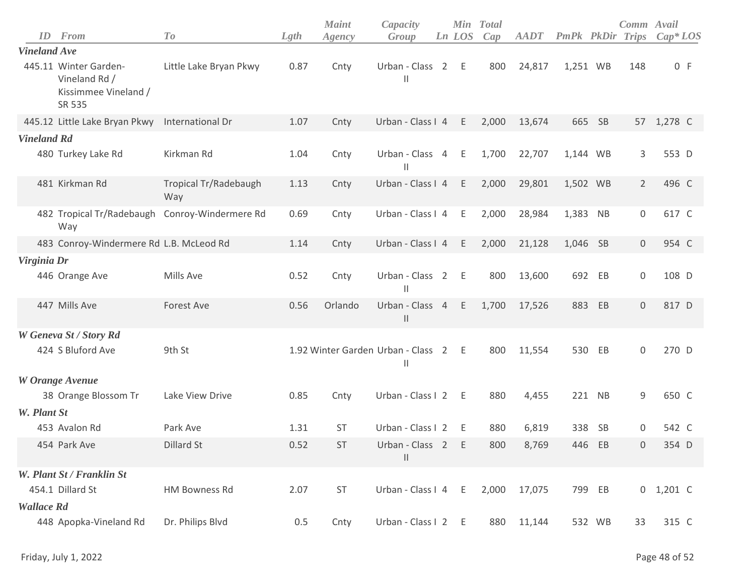| ID | From | To | Lgth | Maint Agency | Capacity Group | Ln | Min LOS | Total Cap | AADT | PmPk | PkDir | Comm Trips | Avail Cap* | LOS |
|---|---|---|---|---|---|---|---|---|---|---|---|---|---|---|
| ***Vineland Ave*** | | | | | | | | | | | | | | |
| 445.11 | Winter Garden-Vineland Rd / Kissimmee Vineland / SR 535 | Little Lake Bryan Pkwy | 0.87 | Cnty | Urban - Class II | 2 | E | 800 | 24,817 | 1,251 | WB | 148 | 0 | F |
| 445.12 | Little Lake Bryan Pkwy | International Dr | 1.07 | Cnty | Urban - Class I | 4 | E | 2,000 | 13,674 | 665 | SB | 57 | 1,278 | C |
| ***Vineland Rd*** | | | | | | | | | | | | | | |
| 480 | Turkey Lake Rd | Kirkman Rd | 1.04 | Cnty | Urban - Class II | 4 | E | 1,700 | 22,707 | 1,144 | WB | 3 | 553 | D |
| 481 | Kirkman Rd | Tropical Tr/Radebaugh Way | 1.13 | Cnty | Urban - Class I | 4 | E | 2,000 | 29,801 | 1,502 | WB | 2 | 496 | C |
| 482 | Tropical Tr/Radebaugh Way | Conroy-Windermere Rd | 0.69 | Cnty | Urban - Class I | 4 | E | 2,000 | 28,984 | 1,383 | NB | 0 | 617 | C |
| 483 | Conroy-Windermere Rd | L.B. McLeod Rd | 1.14 | Cnty | Urban - Class I | 4 | E | 2,000 | 21,128 | 1,046 | SB | 0 | 954 | C |
| ***Virginia Dr*** | | | | | | | | | | | | | | |
| 446 | Orange Ave | Mills Ave | 0.52 | Cnty | Urban - Class II | 2 | E | 800 | 13,600 | 692 | EB | 0 | 108 | D |
| 447 | Mills Ave | Forest Ave | 0.56 | Orlando | Urban - Class II | 4 | E | 1,700 | 17,526 | 883 | EB | 0 | 817 | D |
| ***W Geneva St / Story Rd*** | | | | | | | | | | | | | | |
| 424 | S Bluford Ave | 9th St | 1.92 | Winter Garden | Urban - Class II | 2 | E | 800 | 11,554 | 530 | EB | 0 | 270 | D |
| ***W Orange Avenue*** | | | | | | | | | | | | | | |
| 38 | Orange Blossom Tr | Lake View Drive | 0.85 | Cnty | Urban - Class I | 2 | E | 880 | 4,455 | 221 | NB | 9 | 650 | C |
| ***W. Plant St*** | | | | | | | | | | | | | | |
| 453 | Avalon Rd | Park Ave | 1.31 | ST | Urban - Class I | 2 | E | 880 | 6,819 | 338 | SB | 0 | 542 | C |
| 454 | Park Ave | Dillard St | 0.52 | ST | Urban - Class II | 2 | E | 800 | 8,769 | 446 | EB | 0 | 354 | D |
| ***W. Plant St / Franklin St*** | | | | | | | | | | | | | | |
| 454.1 | Dillard St | HM Bowness Rd | 2.07 | ST | Urban - Class I | 4 | E | 2,000 | 17,075 | 799 | EB | 0 | 1,201 | C |
| ***Wallace Rd*** | | | | | | | | | | | | | | |
| 448 | Apopka-Vineland Rd | Dr. Philips Blvd | 0.5 | Cnty | Urban - Class I | 2 | E | 880 | 11,144 | 532 | WB | 33 | 315 | C |

Friday, July 1, 2022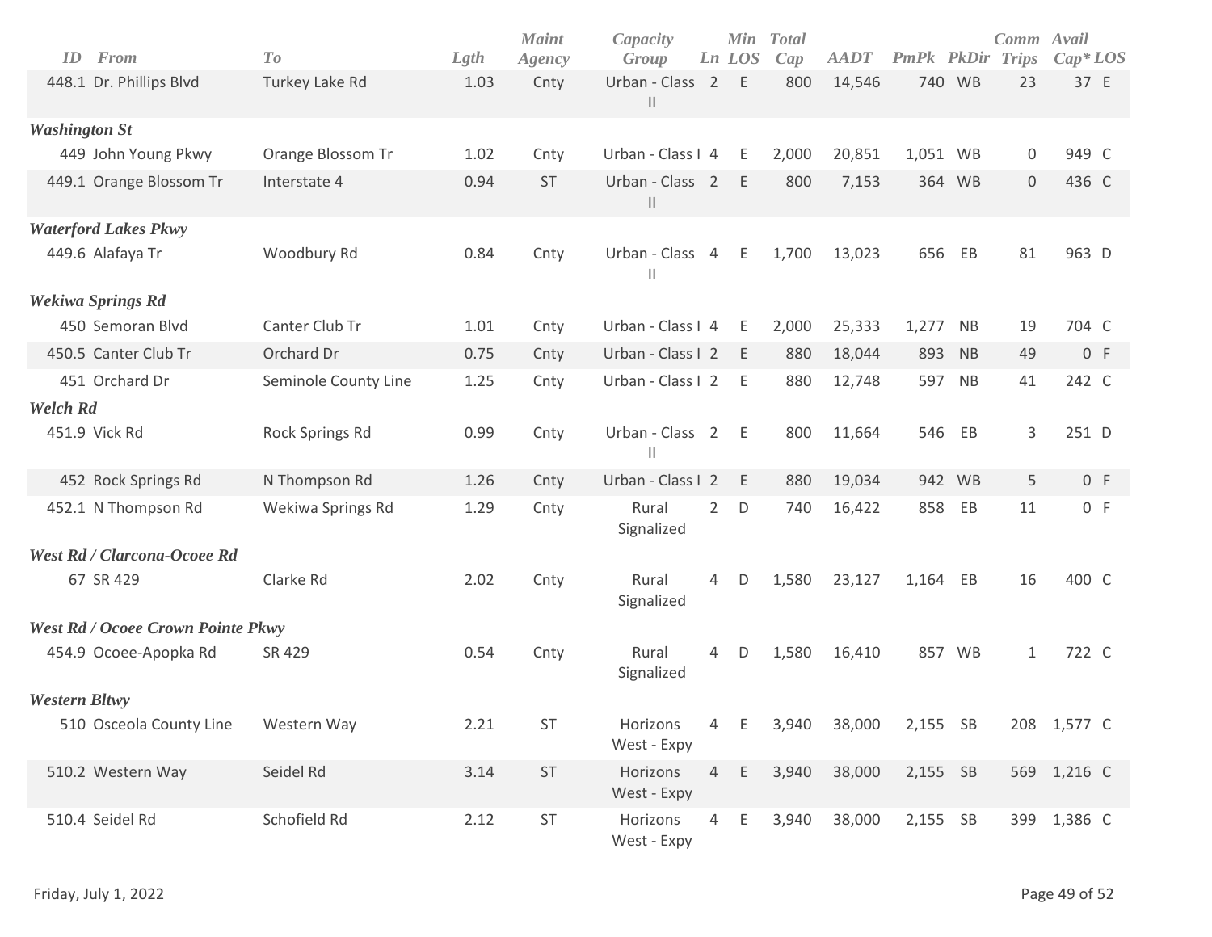| ID | From | To | Lgth | Maint Agency | Capacity Group | Ln | Min LOS | Total Cap | AADT | PmPk | PkDir | Comm Trips | Avail Cap* | LOS |
|---|---|---|---|---|---|---|---|---|---|---|---|---|---|---|
| 448.1 | Dr. Phillips Blvd | Turkey Lake Rd | 1.03 | Cnty | Urban - Class II | 2 | E | 800 | 14,546 | 740 | WB | 23 | 37 | E |
| ***Washington St*** | | | | | | | | | | | | | | |
| 449 | John Young Pkwy | Orange Blossom Tr | 1.02 | Cnty | Urban - Class I | 4 | E | 2,000 | 20,851 | 1,051 | WB | 0 | 949 | C |
| 449.1 | Orange Blossom Tr | Interstate 4 | 0.94 | ST | Urban - Class II | 2 | E | 800 | 7,153 | 364 | WB | 0 | 436 | C |
| ***Waterford Lakes Pkwy*** | | | | | | | | | | | | | | |
| 449.6 | Alafaya Tr | Woodbury Rd | 0.84 | Cnty | Urban - Class II | 4 | E | 1,700 | 13,023 | 656 | EB | 81 | 963 | D |
| ***Wekiwa Springs Rd*** | | | | | | | | | | | | | | |
| 450 | Semoran Blvd | Canter Club Tr | 1.01 | Cnty | Urban - Class I | 4 | E | 2,000 | 25,333 | 1,277 | NB | 19 | 704 | C |
| 450.5 | Canter Club Tr | Orchard Dr | 0.75 | Cnty | Urban - Class I | 2 | E | 880 | 18,044 | 893 | NB | 49 | 0 | F |
| 451 | Orchard Dr | Seminole County Line | 1.25 | Cnty | Urban - Class I | 2 | E | 880 | 12,748 | 597 | NB | 41 | 242 | C |
| ***Welch Rd*** | | | | | | | | | | | | | | |
| 451.9 | Vick Rd | Rock Springs Rd | 0.99 | Cnty | Urban - Class II | 2 | E | 800 | 11,664 | 546 | EB | 3 | 251 | D |
| 452 | Rock Springs Rd | N Thompson Rd | 1.26 | Cnty | Urban - Class I | 2 | E | 880 | 19,034 | 942 | WB | 5 | 0 | F |
| 452.1 | N Thompson Rd | Wekiwa Springs Rd | 1.29 | Cnty | Rural Signalized | 2 | D | 740 | 16,422 | 858 | EB | 11 | 0 | F |
| ***West Rd / Clarcona-Ocoee Rd*** | | | | | | | | | | | | | | |
| 67 | SR 429 | Clarke Rd | 2.02 | Cnty | Rural Signalized | 4 | D | 1,580 | 23,127 | 1,164 | EB | 16 | 400 | C |
| ***West Rd / Ocoee Crown Pointe Pkwy*** | | | | | | | | | | | | | | |
| 454.9 | Ocoee-Apopka Rd | SR 429 | 0.54 | Cnty | Rural Signalized | 4 | D | 1,580 | 16,410 | 857 | WB | 1 | 722 | C |
| ***Western Bltwy*** | | | | | | | | | | | | | | |
| 510 | Osceola County Line | Western Way | 2.21 | ST | Horizons West - Expy | 4 | E | 3,940 | 38,000 | 2,155 | SB | 208 | 1,577 | C |
| 510.2 | Western Way | Seidel Rd | 3.14 | ST | Horizons West - Expy | 4 | E | 3,940 | 38,000 | 2,155 | SB | 569 | 1,216 | C |
| 510.4 | Seidel Rd | Schofield Rd | 2.12 | ST | Horizons West - Expy | 4 | E | 3,940 | 38,000 | 2,155 | SB | 399 | 1,386 | C |

Friday, July 1, 2022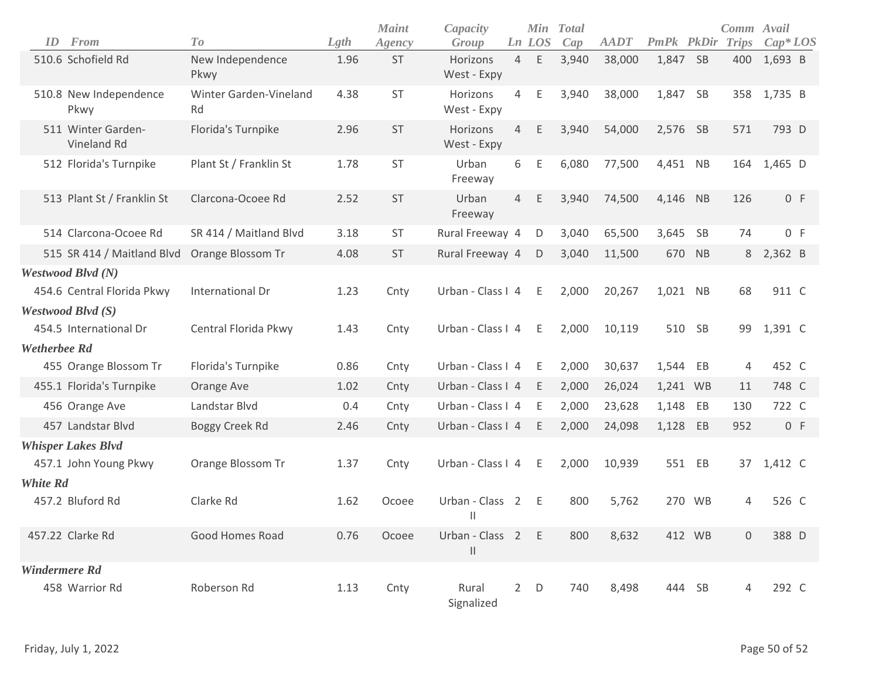| ID | From | To | Lgth | Maint Agency | Capacity Group | Ln | Min LOS | Total Cap | AADT | PmPk | PkDir | Comm Trips | Avail Cap* | LOS |
|---|---|---|---|---|---|---|---|---|---|---|---|---|---|---|
| 510.6 | Schofield Rd | New Independence Pkwy | 1.96 | ST | Horizons West - Expy | 4 | E | 3,940 | 38,000 | 1,847 | SB | 400 | 1,693 | B |
| 510.8 | New Independence Pkwy | Winter Garden-Vineland Rd | 4.38 | ST | Horizons West - Expy | 4 | E | 3,940 | 38,000 | 1,847 | SB | 358 | 1,735 | B |
| 511 | Winter Garden-Vineland Rd | Florida's Turnpike | 2.96 | ST | Horizons West - Expy | 4 | E | 3,940 | 54,000 | 2,576 | SB | 571 | 793 | D |
| 512 | Florida's Turnpike | Plant St / Franklin St | 1.78 | ST | Urban Freeway | 6 | E | 6,080 | 77,500 | 4,451 | NB | 164 | 1,465 | D |
| 513 | Plant St / Franklin St | Clarcona-Ocoee Rd | 2.52 | ST | Urban Freeway | 4 | E | 3,940 | 74,500 | 4,146 | NB | 126 | 0 | F |
| 514 | Clarcona-Ocoee Rd | SR 414 / Maitland Blvd | 3.18 | ST | Rural Freeway | 4 | D | 3,040 | 65,500 | 3,645 | SB | 74 | 0 | F |
| 515 | SR 414 / Maitland Blvd | Orange Blossom Tr | 4.08 | ST | Rural Freeway | 4 | D | 3,040 | 11,500 | 670 | NB | 8 | 2,362 | B |
| ***Westwood Blvd (N)*** | | | | | | | | | | | | | | |
| 454.6 | Central Florida Pkwy | International Dr | 1.23 | Cnty | Urban - Class I | 4 | E | 2,000 | 20,267 | 1,021 | NB | 68 | 911 | C |
| ***Westwood Blvd (S)*** | | | | | | | | | | | | | | |
| 454.5 | International Dr | Central Florida Pkwy | 1.43 | Cnty | Urban - Class I | 4 | E | 2,000 | 10,119 | 510 | SB | 99 | 1,391 | C |
| ***Wetherbee Rd*** | | | | | | | | | | | | | | |
| 455 | Orange Blossom Tr | Florida's Turnpike | 0.86 | Cnty | Urban - Class I | 4 | E | 2,000 | 30,637 | 1,544 | EB | 4 | 452 | C |
| 455.1 | Florida's Turnpike | Orange Ave | 1.02 | Cnty | Urban - Class I | 4 | E | 2,000 | 26,024 | 1,241 | WB | 11 | 748 | C |
| 456 | Orange Ave | Landstar Blvd | 0.4 | Cnty | Urban - Class I | 4 | E | 2,000 | 23,628 | 1,148 | EB | 130 | 722 | C |
| 457 | Landstar Blvd | Boggy Creek Rd | 2.46 | Cnty | Urban - Class I | 4 | E | 2,000 | 24,098 | 1,128 | EB | 952 | 0 | F |
| ***Whisper Lakes Blvd*** | | | | | | | | | | | | | | |
| 457.1 | John Young Pkwy | Orange Blossom Tr | 1.37 | Cnty | Urban - Class I | 4 | E | 2,000 | 10,939 | 551 | EB | 37 | 1,412 | C |
| ***White Rd*** | | | | | | | | | | | | | | |
| 457.2 | Bluford Rd | Clarke Rd | 1.62 | Ocoee | Urban - Class II | 2 | E | 800 | 5,762 | 270 | WB | 4 | 526 | C |
| 457.22 | Clarke Rd | Good Homes Road | 0.76 | Ocoee | Urban - Class II | 2 | E | 800 | 8,632 | 412 | WB | 0 | 388 | D |
| ***Windermere Rd*** | | | | | | | | | | | | | | |
| 458 | Warrior Rd | Roberson Rd | 1.13 | Cnty | Rural Signalized | 2 | D | 740 | 8,498 | 444 | SB | 4 | 292 | C |

Friday, July 1, 2022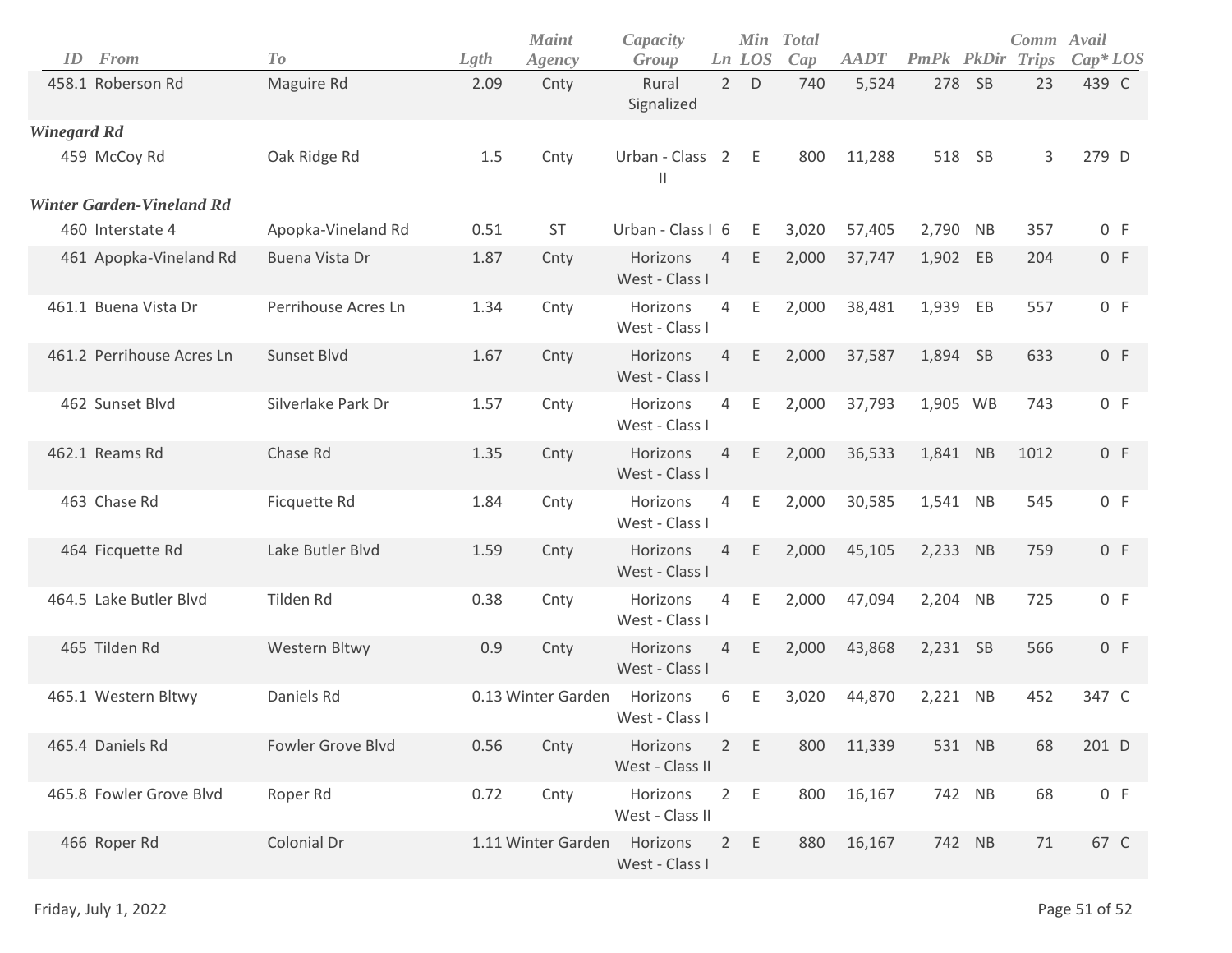| ID | From | To | Lgth | Maint Agency | Capacity Group | Ln | Min LOS | Total Cap | AADT | PmPk | PkDir | Comm Trips | Avail Cap* | LOS |
|---|---|---|---|---|---|---|---|---|---|---|---|---|---|---|
| 458.1 | Roberson Rd | Maguire Rd | 2.09 | Cnty | Rural Signalized | 2 | D | 740 | 5,524 | 278 | SB | 23 | 439 | C |
| ***Winegard Rd*** | | | | | | | | | | | | | | |
| 459 | McCoy Rd | Oak Ridge Rd | 1.5 | Cnty | Urban - Class II | 2 | E | 800 | 11,288 | 518 | SB | 3 | 279 | D |
| ***Winter Garden-Vineland Rd*** | | | | | | | | | | | | | | |
| 460 | Interstate 4 | Apopka-Vineland Rd | 0.51 | ST | Urban - Class I | 6 | E | 3,020 | 57,405 | 2,790 | NB | 357 | 0 | F |
| 461 | Apopka-Vineland Rd | Buena Vista Dr | 1.87 | Cnty | Horizons West - Class I | 4 | E | 2,000 | 37,747 | 1,902 | EB | 204 | 0 | F |
| 461.1 | Buena Vista Dr | Perrihouse Acres Ln | 1.34 | Cnty | Horizons West - Class I | 4 | E | 2,000 | 38,481 | 1,939 | EB | 557 | 0 | F |
| 461.2 | Perrihouse Acres Ln | Sunset Blvd | 1.67 | Cnty | Horizons West - Class I | 4 | E | 2,000 | 37,587 | 1,894 | SB | 633 | 0 | F |
| 462 | Sunset Blvd | Silverlake Park Dr | 1.57 | Cnty | Horizons West - Class I | 4 | E | 2,000 | 37,793 | 1,905 | WB | 743 | 0 | F |
| 462.1 | Reams Rd | Chase Rd | 1.35 | Cnty | Horizons West - Class I | 4 | E | 2,000 | 36,533 | 1,841 | NB | 1012 | 0 | F |
| 463 | Chase Rd | Ficquette Rd | 1.84 | Cnty | Horizons West - Class I | 4 | E | 2,000 | 30,585 | 1,541 | NB | 545 | 0 | F |
| 464 | Ficquette Rd | Lake Butler Blvd | 1.59 | Cnty | Horizons West - Class I | 4 | E | 2,000 | 45,105 | 2,233 | NB | 759 | 0 | F |
| 464.5 | Lake Butler Blvd | Tilden Rd | 0.38 | Cnty | Horizons West - Class I | 4 | E | 2,000 | 47,094 | 2,204 | NB | 725 | 0 | F |
| 465 | Tilden Rd | Western Bltwy | 0.9 | Cnty | Horizons West - Class I | 4 | E | 2,000 | 43,868 | 2,231 | SB | 566 | 0 | F |
| 465.1 | Western Bltwy | Daniels Rd | 0.13 | Winter Garden | Horizons West - Class I | 6 | E | 3,020 | 44,870 | 2,221 | NB | 452 | 347 | C |
| 465.4 | Daniels Rd | Fowler Grove Blvd | 0.56 | Cnty | Horizons West - Class II | 2 | E | 800 | 11,339 | 531 | NB | 68 | 201 | D |
| 465.8 | Fowler Grove Blvd | Roper Rd | 0.72 | Cnty | Horizons West - Class II | 2 | E | 800 | 16,167 | 742 | NB | 68 | 0 | F |
| 466 | Roper Rd | Colonial Dr | 1.11 | Winter Garden | Horizons West - Class I | 2 | E | 880 | 16,167 | 742 | NB | 71 | 67 | C |

Friday, July 1, 2022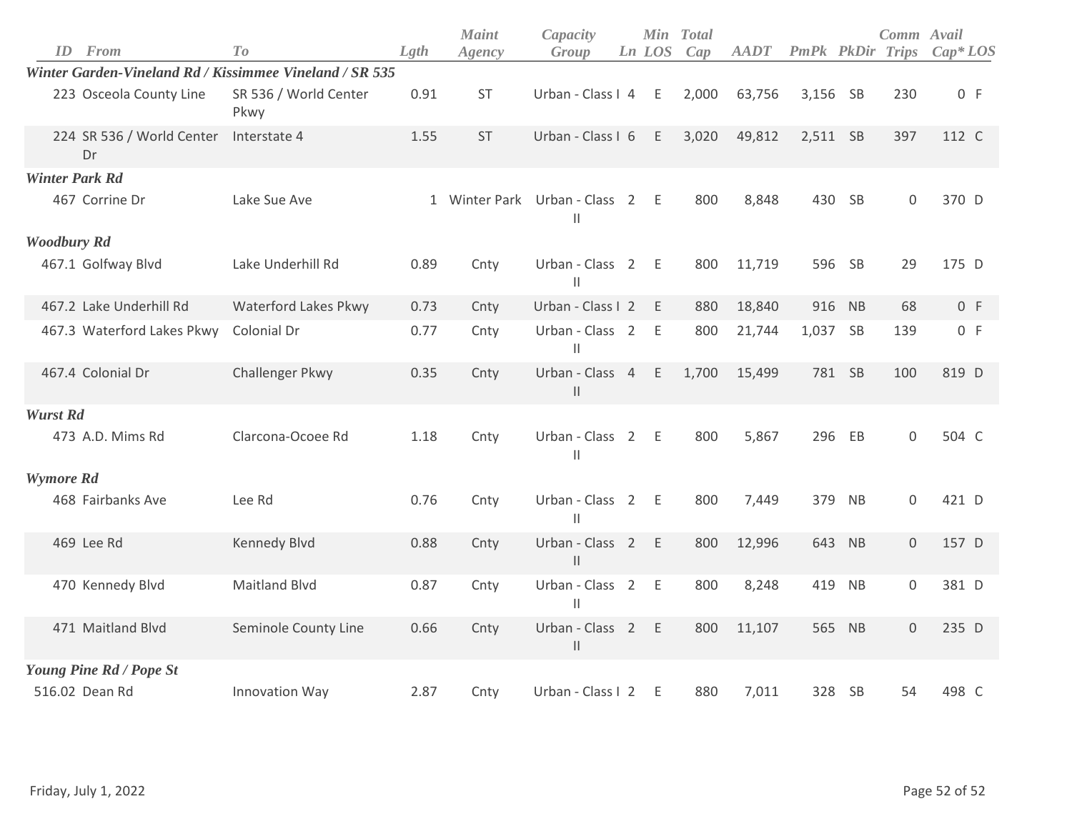| ID | From | To | Lgth | Maint Agency | Capacity Group | Ln | Min LOS | Total Cap | AADT | PmPk | PkDir | Comm Trips | Avail Cap* | LOS |
|---|---|---|---|---|---|---|---|---|---|---|---|---|---|---|
| ***Winter Garden-Vineland Rd / Kissimmee Vineland / SR 535*** | | | | | | | | | | | | | | |
| 223 | Osceola County Line | SR 536 / World Center Pkwy | 0.91 | ST | Urban - Class I | 4 | E | 2,000 | 63,756 | 3,156 | SB | 230 | 0 | F |
| 224 | SR 536 / World Center Dr | Interstate 4 | 1.55 | ST | Urban - Class I | 6 | E | 3,020 | 49,812 | 2,511 | SB | 397 | 112 | C |
| ***Winter Park Rd*** | | | | | | | | | | | | | | |
| 467 | Corrine Dr | Lake Sue Ave | 1 | Winter Park | Urban - Class II | 2 | E | 800 | 8,848 | 430 | SB | 0 | 370 | D |
| ***Woodbury Rd*** | | | | | | | | | | | | | | |
| 467.1 | Golfway Blvd | Lake Underhill Rd | 0.89 | Cnty | Urban - Class II | 2 | E | 800 | 11,719 | 596 | SB | 29 | 175 | D |
| 467.2 | Lake Underhill Rd | Waterford Lakes Pkwy | 0.73 | Cnty | Urban - Class I | 2 | E | 880 | 18,840 | 916 | NB | 68 | 0 | F |
| 467.3 | Waterford Lakes Pkwy | Colonial Dr | 0.77 | Cnty | Urban - Class II | 2 | E | 800 | 21,744 | 1,037 | SB | 139 | 0 | F |
| 467.4 | Colonial Dr | Challenger Pkwy | 0.35 | Cnty | Urban - Class II | 4 | E | 1,700 | 15,499 | 781 | SB | 100 | 819 | D |
| ***Wurst Rd*** | | | | | | | | | | | | | | |
| 473 | A.D. Mims Rd | Clarcona-Ocoee Rd | 1.18 | Cnty | Urban - Class II | 2 | E | 800 | 5,867 | 296 | EB | 0 | 504 | C |
| ***Wymore Rd*** | | | | | | | | | | | | | | |
| 468 | Fairbanks Ave | Lee Rd | 0.76 | Cnty | Urban - Class II | 2 | E | 800 | 7,449 | 379 | NB | 0 | 421 | D |
| 469 | Lee Rd | Kennedy Blvd | 0.88 | Cnty | Urban - Class II | 2 | E | 800 | 12,996 | 643 | NB | 0 | 157 | D |
| 470 | Kennedy Blvd | Maitland Blvd | 0.87 | Cnty | Urban - Class II | 2 | E | 800 | 8,248 | 419 | NB | 0 | 381 | D |
| 471 | Maitland Blvd | Seminole County Line | 0.66 | Cnty | Urban - Class II | 2 | E | 800 | 11,107 | 565 | NB | 0 | 235 | D |
| ***Young Pine Rd / Pope St*** | | | | | | | | | | | | | | |
| 516.02 | Dean Rd | Innovation Way | 2.87 | Cnty | Urban - Class I | 2 | E | 880 | 7,011 | 328 | SB | 54 | 498 | C |

Friday, July 1, 2022